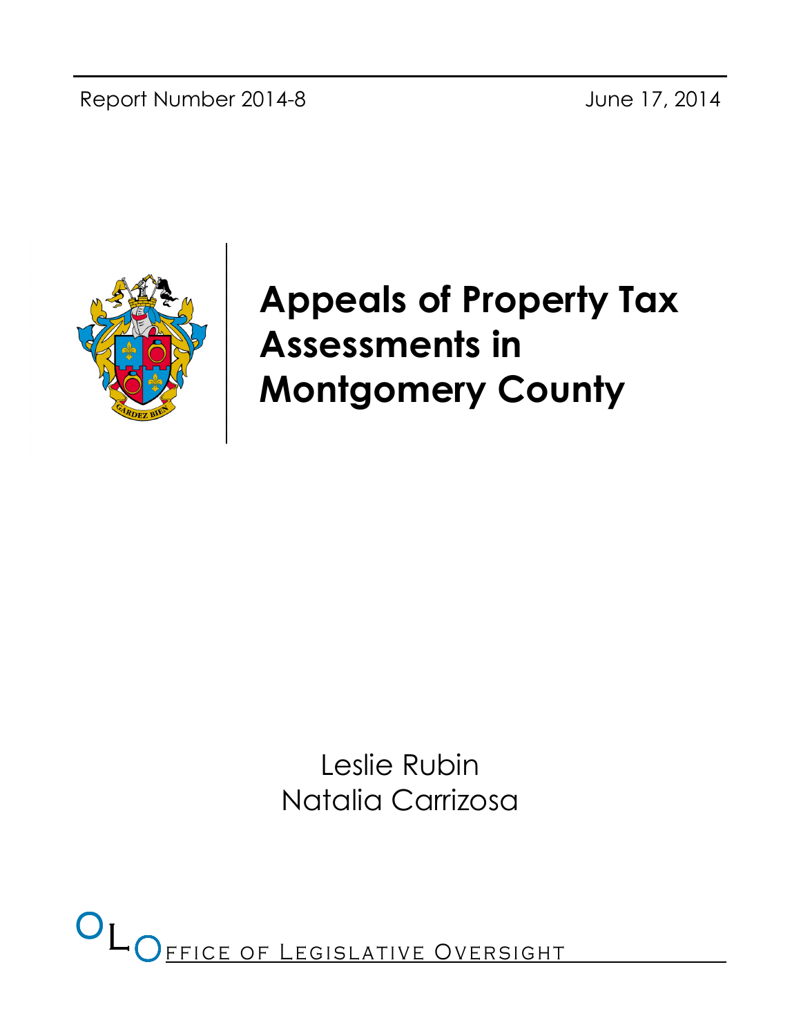Report Number 2014-8 June 17, 2014

# Appeals of Property Tax Assessments in Montgomery County

Leslie Rubin
Natalia Carrizosa

OLO Office of Legislative Oversight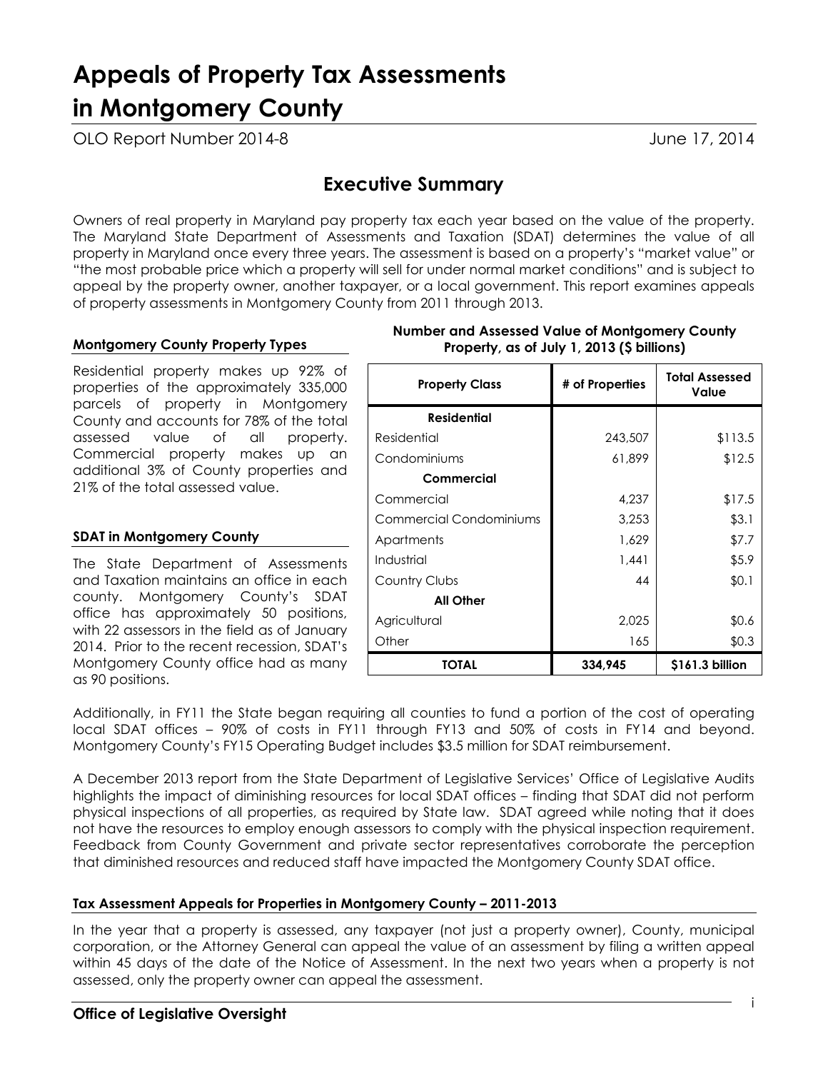# Appeals of Property Tax Assessments in Montgomery County

OLO Report Number 2014-8 June 17, 2014

## Executive Summary

Owners of real property in Maryland pay property tax each year based on the value of the property. The Maryland State Department of Assessments and Taxation (SDAT) determines the value of all property in Maryland once every three years. The assessment is based on a property's "market value" or "the most probable price which a property will sell for under normal market conditions" and is subject to appeal by the property owner, another taxpayer, or a local government. This report examines appeals of property assessments in Montgomery County from 2011 through 2013.

### Montgomery County Property Types

Residential property makes up 92% of properties of the approximately 335,000 parcels of property in Montgomery County and accounts for 78% of the total assessed value of all property. Commercial property makes up an additional 3% of County properties and 21% of the total assessed value.

**Number and Assessed Value of Montgomery County Property, as of July 1, 2013 ($ billions)**

| Property Class | # of Properties | Total Assessed Value |
|---|---|---|
| **Residential** | | |
| Residential | 243,507 | $113.5 |
| Condominiums | 61,899 | $12.5 |
| **Commercial** | | |
| Commercial | 4,237 | $17.5 |
| Commercial Condominiums | 3,253 | $3.1 |
| Apartments | 1,629 | $7.7 |
| Industrial | 1,441 | $5.9 |
| Country Clubs | 44 | $0.1 |
| **All Other** | | |
| Agricultural | 2,025 | $0.6 |
| Other | 165 | $0.3 |
| **TOTAL** | **334,945** | **$161.3 billion** |

### SDAT in Montgomery County

The State Department of Assessments and Taxation maintains an office in each county. Montgomery County's SDAT office has approximately 50 positions, with 22 assessors in the field as of January 2014. Prior to the recent recession, SDAT's Montgomery County office had as many as 90 positions.

Additionally, in FY11 the State began requiring all counties to fund a portion of the cost of operating local SDAT offices – 90% of costs in FY11 through FY13 and 50% of costs in FY14 and beyond. Montgomery County's FY15 Operating Budget includes $3.5 million for SDAT reimbursement.

A December 2013 report from the State Department of Legislative Services' Office of Legislative Audits highlights the impact of diminishing resources for local SDAT offices – finding that SDAT did not perform physical inspections of all properties, as required by State law. SDAT agreed while noting that it does not have the resources to employ enough assessors to comply with the physical inspection requirement. Feedback from County Government and private sector representatives corroborate the perception that diminished resources and reduced staff have impacted the Montgomery County SDAT office.

### Tax Assessment Appeals for Properties in Montgomery County – 2011-2013

In the year that a property is assessed, any taxpayer (not just a property owner), County, municipal corporation, or the Attorney General can appeal the value of an assessment by filing a written appeal within 45 days of the date of the Notice of Assessment. In the next two years when a property is not assessed, only the property owner can appeal the assessment.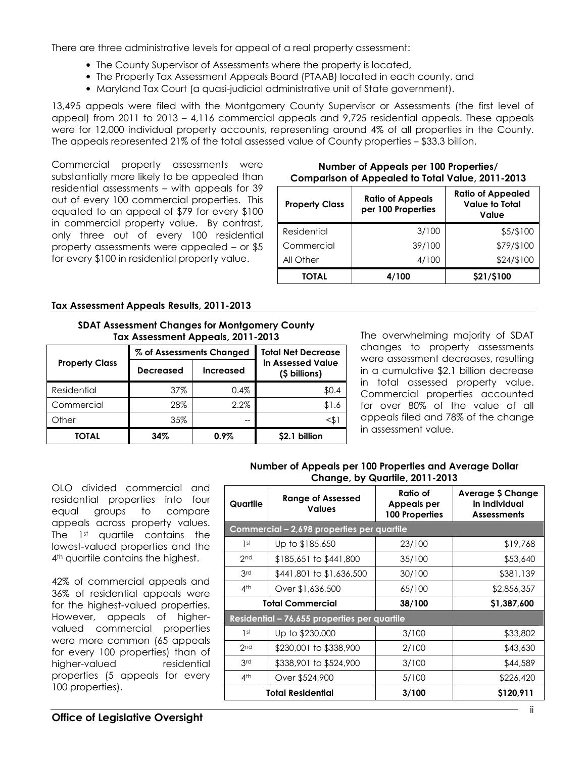There are three administrative levels for appeal of a real property assessment:

- The County Supervisor of Assessments where the property is located,
- The Property Tax Assessment Appeals Board (PTAAB) located in each county, and
- Maryland Tax Court (a quasi-judicial administrative unit of State government).

13,495 appeals were filed with the Montgomery County Supervisor or Assessments (the first level of appeal) from 2011 to 2013 – 4,116 commercial appeals and 9,725 residential appeals. These appeals were for 12,000 individual property accounts, representing around 4% of all properties in the County. The appeals represented 21% of the total assessed value of County properties – $33.3 billion.

Commercial property assessments were substantially more likely to be appealed than residential assessments – with appeals for 39 out of every 100 commercial properties. This equated to an appeal of $79 for every $100 in commercial property value. By contrast, only three out of every 100 residential property assessments were appealed – or $5 for every $100 in residential property value.

**Number of Appeals per 100 Properties/ Comparison of Appealed to Total Value, 2011-2013**

| Property Class | Ratio of Appeals per 100 Properties | Ratio of Appealed Value to Total Value |
|---|---|---|
| Residential | 3/100 | $5/$100 |
| Commercial | 39/100 | $79/$100 |
| All Other | 4/100 | $24/$100 |
| **TOTAL** | **4/100** | **$21/$100** |

**Tax Assessment Appeals Results, 2011-2013**

**SDAT Assessment Changes for Montgomery County Tax Assessment Appeals, 2011-2013**

| Property Class | % of Assessments Changed | | Total Net Decrease in Assessed Value ($ billions) |
|---|---|---|---|
| | Decreased | Increased | |
| Residential | 37% | 0.4% | $0.4 |
| Commercial | 28% | 2.2% | $1.6 |
| Other | 35% | -- | <$1 |
| **TOTAL** | **34%** | **0.9%** | **$2.1 billion** |

The overwhelming majority of SDAT changes to property assessments were assessment decreases, resulting in a cumulative $2.1 billion decrease in total assessed property value. Commercial properties accounted for over 80% of the value of all appeals filed and 78% of the change in assessment value.

OLO divided commercial and residential properties into four equal groups to compare appeals across property values. The 1st quartile contains the lowest-valued properties and the 4th quartile contains the highest.

42% of commercial appeals and 36% of residential appeals were for the highest-valued properties. However, appeals of higher-valued commercial properties were more common (65 appeals for every 100 properties) than of higher-valued residential properties (5 appeals for every 100 properties).

**Number of Appeals per 100 Properties and Average Dollar Change, by Quartile, 2011-2013**

| Quartile | Range of Assessed Values | Ratio of Appeals per 100 Properties | Average $ Change in Individual Assessments |
|---|---|---|---|
| **Commercial – 2,698 properties per quartile** | | | |
| 1st | Up to $185,650 | 23/100 | $19,768 |
| 2nd | $185,651 to $441,800 | 35/100 | $53,640 |
| 3rd | $441,801 to $1,636,500 | 30/100 | $381,139 |
| 4th | Over $1,636,500 | 65/100 | $2,856,357 |
| **Total Commercial** | | **38/100** | **$1,387,600** |
| **Residential – 76,655 properties per quartile** | | | |
| 1st | Up to $230,000 | 3/100 | $33,802 |
| 2nd | $230,001 to $338,900 | 2/100 | $43,630 |
| 3rd | $338,901 to $524,900 | 3/100 | $44,589 |
| 4th | Over $524,900 | 5/100 | $226,420 |
| **Total Residential** | | **3/100** | **$120,911** |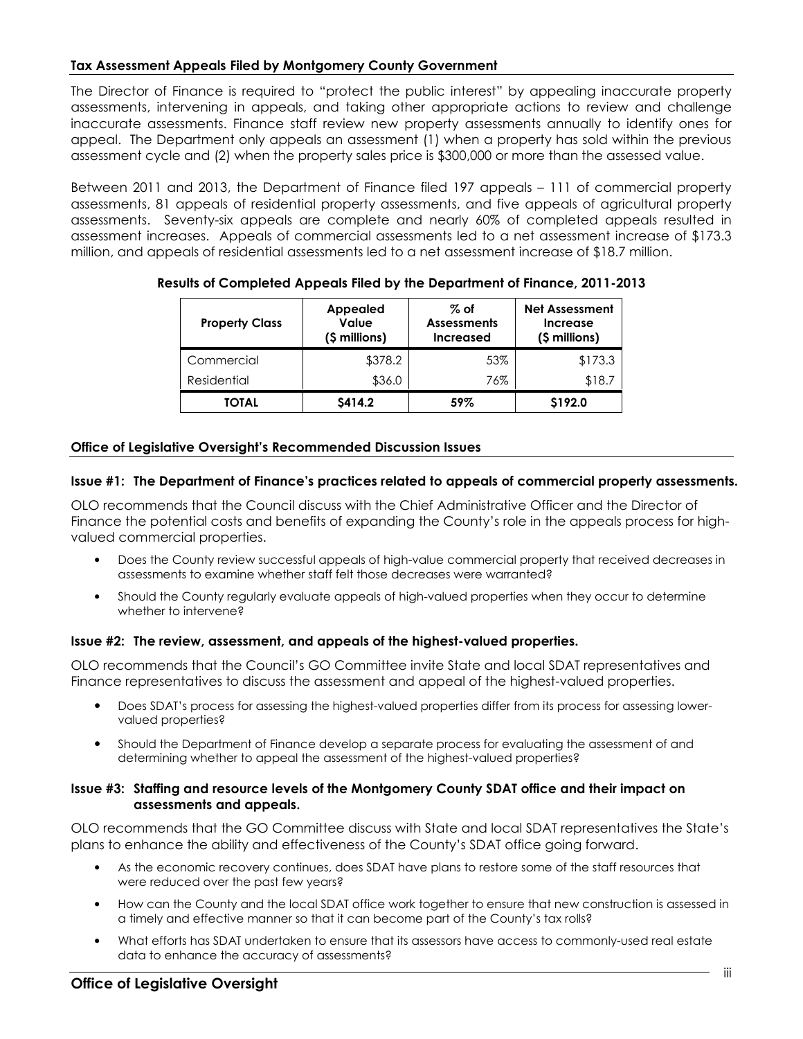### Tax Assessment Appeals Filed by Montgomery County Government

The Director of Finance is required to "protect the public interest" by appealing inaccurate property assessments, intervening in appeals, and taking other appropriate actions to review and challenge inaccurate assessments. Finance staff review new property assessments annually to identify ones for appeal. The Department only appeals an assessment (1) when a property has sold within the previous assessment cycle and (2) when the property sales price is $300,000 or more than the assessed value.

Between 2011 and 2013, the Department of Finance filed 197 appeals – 111 of commercial property assessments, 81 appeals of residential property assessments, and five appeals of agricultural property assessments. Seventy-six appeals are complete and nearly 60% of completed appeals resulted in assessment increases. Appeals of commercial assessments led to a net assessment increase of $173.3 million, and appeals of residential assessments led to a net assessment increase of $18.7 million.

**Results of Completed Appeals Filed by the Department of Finance, 2011-2013**

| Property Class | Appealed Value ($ millions) | % of Assessments Increased | Net Assessment Increase ($ millions) |
|---|---|---|---|
| Commercial | $378.2 | 53% | $173.3 |
| Residential | $36.0 | 76% | $18.7 |
| **TOTAL** | **$414.2** | **59%** | **$192.0** |

### Office of Legislative Oversight's Recommended Discussion Issues

**Issue #1: The Department of Finance's practices related to appeals of commercial property assessments.**

OLO recommends that the Council discuss with the Chief Administrative Officer and the Director of Finance the potential costs and benefits of expanding the County's role in the appeals process for high-valued commercial properties.

- Does the County review successful appeals of high-value commercial property that received decreases in assessments to examine whether staff felt those decreases were warranted?
- Should the County regularly evaluate appeals of high-valued properties when they occur to determine whether to intervene?

**Issue #2: The review, assessment, and appeals of the highest-valued properties.**

OLO recommends that the Council's GO Committee invite State and local SDAT representatives and Finance representatives to discuss the assessment and appeal of the highest-valued properties.

- Does SDAT's process for assessing the highest-valued properties differ from its process for assessing lower-valued properties?
- Should the Department of Finance develop a separate process for evaluating the assessment of and determining whether to appeal the assessment of the highest-valued properties?

**Issue #3: Staffing and resource levels of the Montgomery County SDAT office and their impact on assessments and appeals.**

OLO recommends that the GO Committee discuss with State and local SDAT representatives the State's plans to enhance the ability and effectiveness of the County's SDAT office going forward.

- As the economic recovery continues, does SDAT have plans to restore some of the staff resources that were reduced over the past few years?
- How can the County and the local SDAT office work together to ensure that new construction is assessed in a timely and effective manner so that it can become part of the County's tax rolls?
- What efforts has SDAT undertaken to ensure that its assessors have access to commonly-used real estate data to enhance the accuracy of assessments?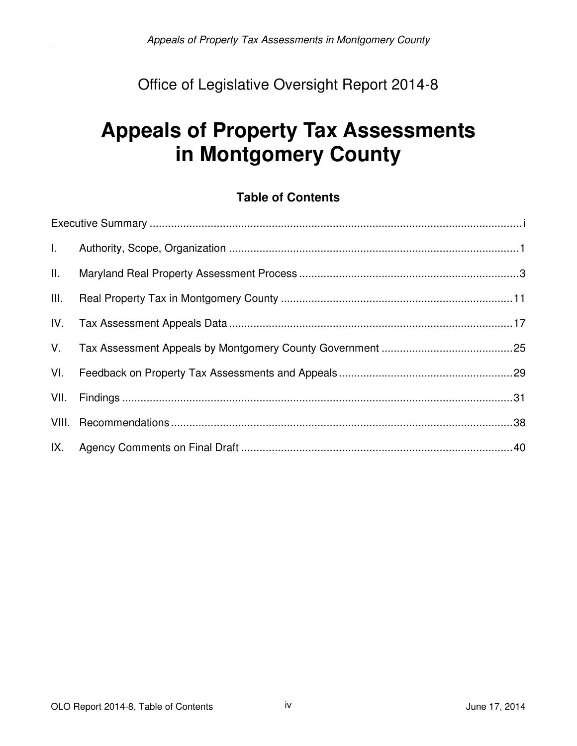Office of Legislative Oversight Report 2014-8

# Appeals of Property Tax Assessments in Montgomery County

## Table of Contents

| | | |
|---|---|---|
| Executive Summary | | i |
| I. | Authority, Scope, Organization | 1 |
| II. | Maryland Real Property Assessment Process | 3 |
| III. | Real Property Tax in Montgomery County | 11 |
| IV. | Tax Assessment Appeals Data | 17 |
| V. | Tax Assessment Appeals by Montgomery County Government | 25 |
| VI. | Feedback on Property Tax Assessments and Appeals | 29 |
| VII. | Findings | 31 |
| VIII. | Recommendations | 38 |
| IX. | Agency Comments on Final Draft | 40 |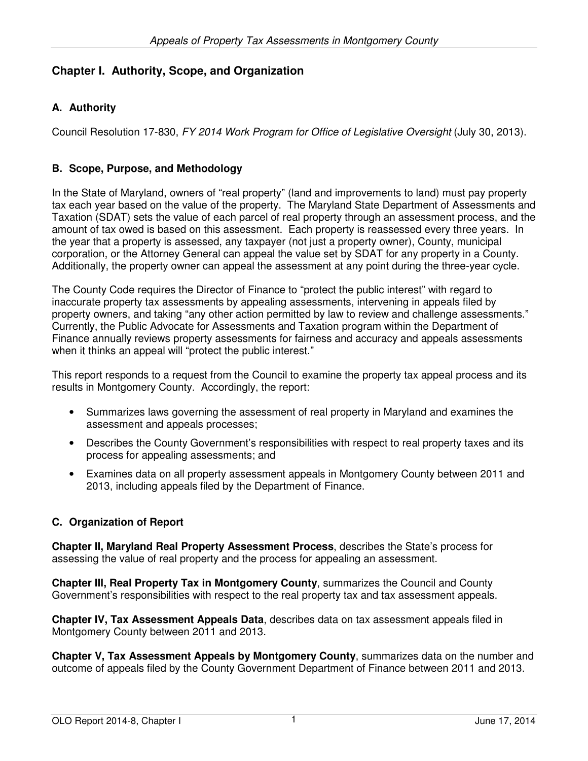## Chapter I. Authority, Scope, and Organization

### A. Authority

Council Resolution 17-830, *FY 2014 Work Program for Office of Legislative Oversight* (July 30, 2013).

### B. Scope, Purpose, and Methodology

In the State of Maryland, owners of "real property" (land and improvements to land) must pay property tax each year based on the value of the property. The Maryland State Department of Assessments and Taxation (SDAT) sets the value of each parcel of real property through an assessment process, and the amount of tax owed is based on this assessment. Each property is reassessed every three years. In the year that a property is assessed, any taxpayer (not just a property owner), County, municipal corporation, or the Attorney General can appeal the value set by SDAT for any property in a County. Additionally, the property owner can appeal the assessment at any point during the three-year cycle.

The County Code requires the Director of Finance to "protect the public interest" with regard to inaccurate property tax assessments by appealing assessments, intervening in appeals filed by property owners, and taking "any other action permitted by law to review and challenge assessments." Currently, the Public Advocate for Assessments and Taxation program within the Department of Finance annually reviews property assessments for fairness and accuracy and appeals assessments when it thinks an appeal will "protect the public interest."

This report responds to a request from the Council to examine the property tax appeal process and its results in Montgomery County. Accordingly, the report:

- Summarizes laws governing the assessment of real property in Maryland and examines the assessment and appeals processes;
- Describes the County Government's responsibilities with respect to real property taxes and its process for appealing assessments; and
- Examines data on all property assessment appeals in Montgomery County between 2011 and 2013, including appeals filed by the Department of Finance.

### C. Organization of Report

**Chapter II, Maryland Real Property Assessment Process**, describes the State's process for assessing the value of real property and the process for appealing an assessment.

**Chapter III, Real Property Tax in Montgomery County**, summarizes the Council and County Government's responsibilities with respect to the real property tax and tax assessment appeals.

**Chapter IV, Tax Assessment Appeals Data**, describes data on tax assessment appeals filed in Montgomery County between 2011 and 2013.

**Chapter V, Tax Assessment Appeals by Montgomery County**, summarizes data on the number and outcome of appeals filed by the County Government Department of Finance between 2011 and 2013.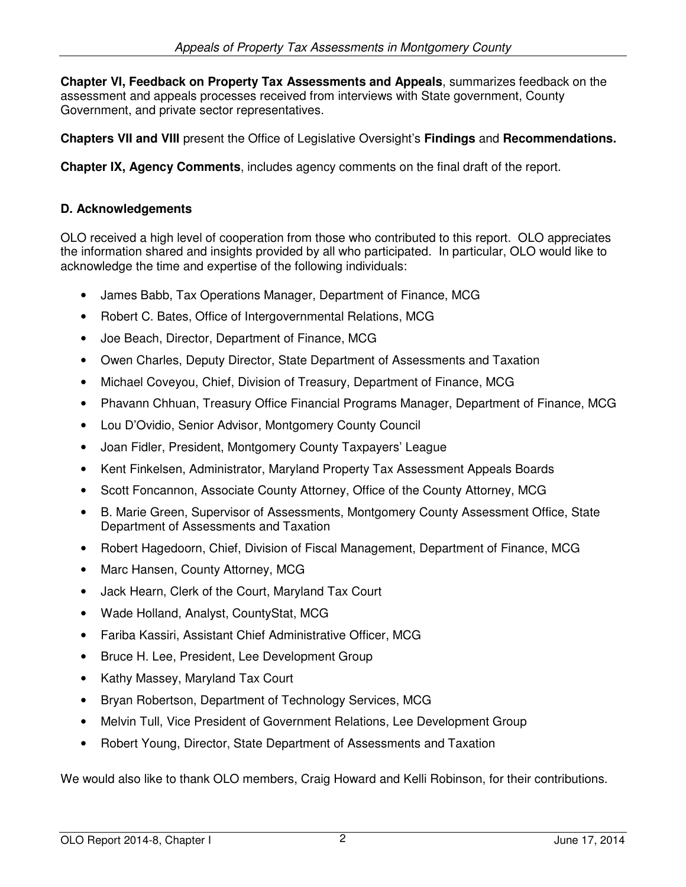**Chapter VI, Feedback on Property Tax Assessments and Appeals**, summarizes feedback on the assessment and appeals processes received from interviews with State government, County Government, and private sector representatives.

**Chapters VII and VIII** present the Office of Legislative Oversight's **Findings** and **Recommendations.**

**Chapter IX, Agency Comments**, includes agency comments on the final draft of the report.

### D. Acknowledgements

OLO received a high level of cooperation from those who contributed to this report. OLO appreciates the information shared and insights provided by all who participated. In particular, OLO would like to acknowledge the time and expertise of the following individuals:

- James Babb, Tax Operations Manager, Department of Finance, MCG
- Robert C. Bates, Office of Intergovernmental Relations, MCG
- Joe Beach, Director, Department of Finance, MCG
- Owen Charles, Deputy Director, State Department of Assessments and Taxation
- Michael Coveyou, Chief, Division of Treasury, Department of Finance, MCG
- Phavann Chhuan, Treasury Office Financial Programs Manager, Department of Finance, MCG
- Lou D'Ovidio, Senior Advisor, Montgomery County Council
- Joan Fidler, President, Montgomery County Taxpayers' League
- Kent Finkelsen, Administrator, Maryland Property Tax Assessment Appeals Boards
- Scott Foncannon, Associate County Attorney, Office of the County Attorney, MCG
- B. Marie Green, Supervisor of Assessments, Montgomery County Assessment Office, State Department of Assessments and Taxation
- Robert Hagedoorn, Chief, Division of Fiscal Management, Department of Finance, MCG
- Marc Hansen, County Attorney, MCG
- Jack Hearn, Clerk of the Court, Maryland Tax Court
- Wade Holland, Analyst, CountyStat, MCG
- Fariba Kassiri, Assistant Chief Administrative Officer, MCG
- Bruce H. Lee, President, Lee Development Group
- Kathy Massey, Maryland Tax Court
- Bryan Robertson, Department of Technology Services, MCG
- Melvin Tull, Vice President of Government Relations, Lee Development Group
- Robert Young, Director, State Department of Assessments and Taxation

We would also like to thank OLO members, Craig Howard and Kelli Robinson, for their contributions.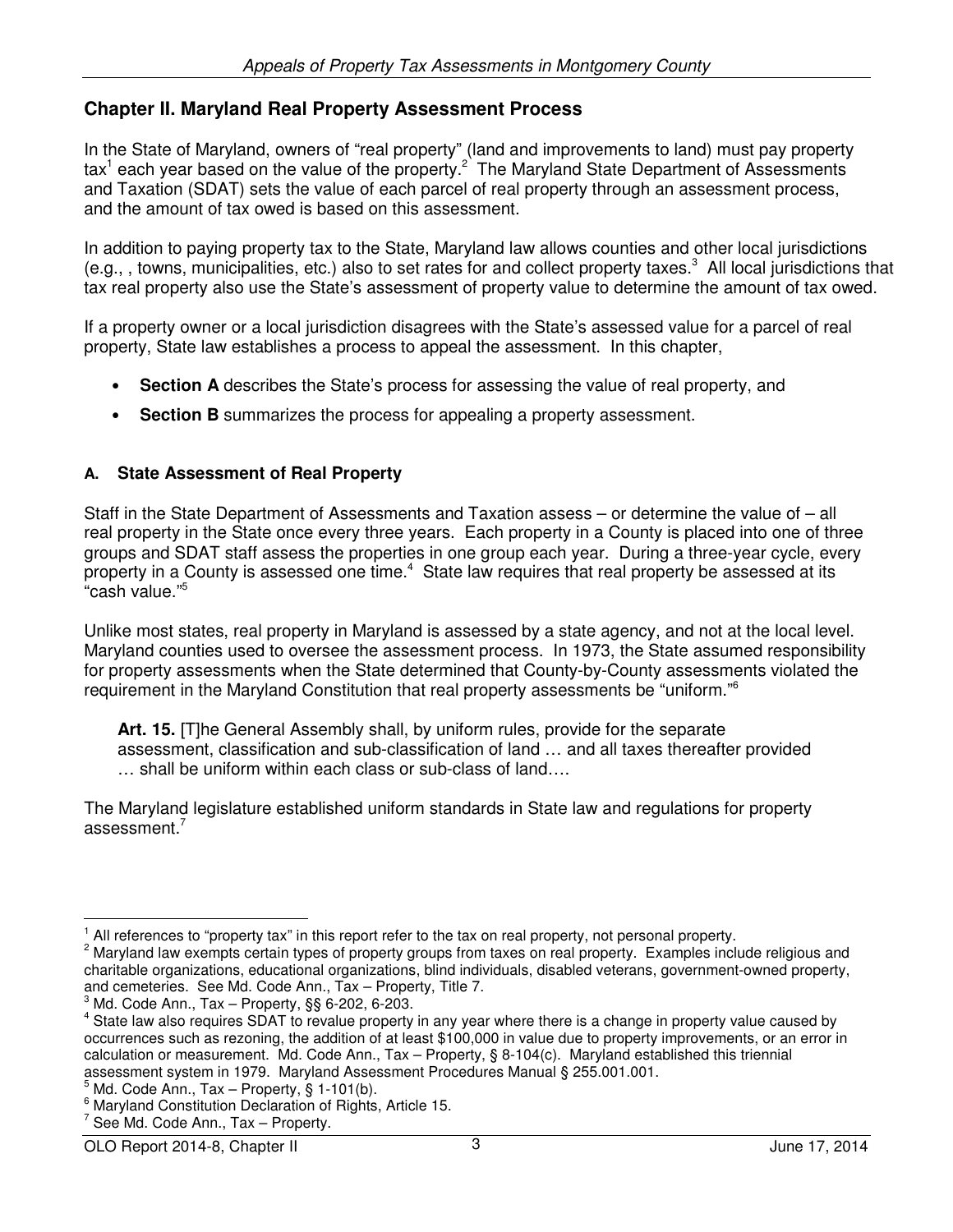## Chapter II. Maryland Real Property Assessment Process

In the State of Maryland, owners of "real property" (land and improvements to land) must pay property tax[1] each year based on the value of the property.[2] The Maryland State Department of Assessments and Taxation (SDAT) sets the value of each parcel of real property through an assessment process, and the amount of tax owed is based on this assessment.

In addition to paying property tax to the State, Maryland law allows counties and other local jurisdictions (e.g., , towns, municipalities, etc.) also to set rates for and collect property taxes.[3] All local jurisdictions that tax real property also use the State's assessment of property value to determine the amount of tax owed.

If a property owner or a local jurisdiction disagrees with the State's assessed value for a parcel of real property, State law establishes a process to appeal the assessment. In this chapter,

- **Section A** describes the State's process for assessing the value of real property, and
- **Section B** summarizes the process for appealing a property assessment.

### A. State Assessment of Real Property

Staff in the State Department of Assessments and Taxation assess – or determine the value of – all real property in the State once every three years. Each property in a County is placed into one of three groups and SDAT staff assess the properties in one group each year. During a three-year cycle, every property in a County is assessed one time.[4] State law requires that real property be assessed at its "cash value."[5]

Unlike most states, real property in Maryland is assessed by a state agency, and not at the local level. Maryland counties used to oversee the assessment process. In 1973, the State assumed responsibility for property assessments when the State determined that County-by-County assessments violated the requirement in the Maryland Constitution that real property assessments be "uniform."[6]

> **Art. 15.** [T]he General Assembly shall, by uniform rules, provide for the separate assessment, classification and sub-classification of land … and all taxes thereafter provided … shall be uniform within each class or sub-class of land….

The Maryland legislature established uniform standards in State law and regulations for property assessment.[7]

---

[1] All references to "property tax" in this report refer to the tax on real property, not personal property.

[2] Maryland law exempts certain types of property groups from taxes on real property. Examples include religious and charitable organizations, educational organizations, blind individuals, disabled veterans, government-owned property, and cemeteries. See Md. Code Ann., Tax – Property, Title 7.

[3] Md. Code Ann., Tax – Property, §§ 6-202, 6-203.

[4] State law also requires SDAT to revalue property in any year where there is a change in property value caused by occurrences such as rezoning, the addition of at least $100,000 in value due to property improvements, or an error in calculation or measurement. Md. Code Ann., Tax – Property, § 8-104(c). Maryland established this triennial assessment system in 1979. Maryland Assessment Procedures Manual § 255.001.001.

[5] Md. Code Ann., Tax – Property, § 1-101(b).

[6] Maryland Constitution Declaration of Rights, Article 15.

[7] See Md. Code Ann., Tax – Property.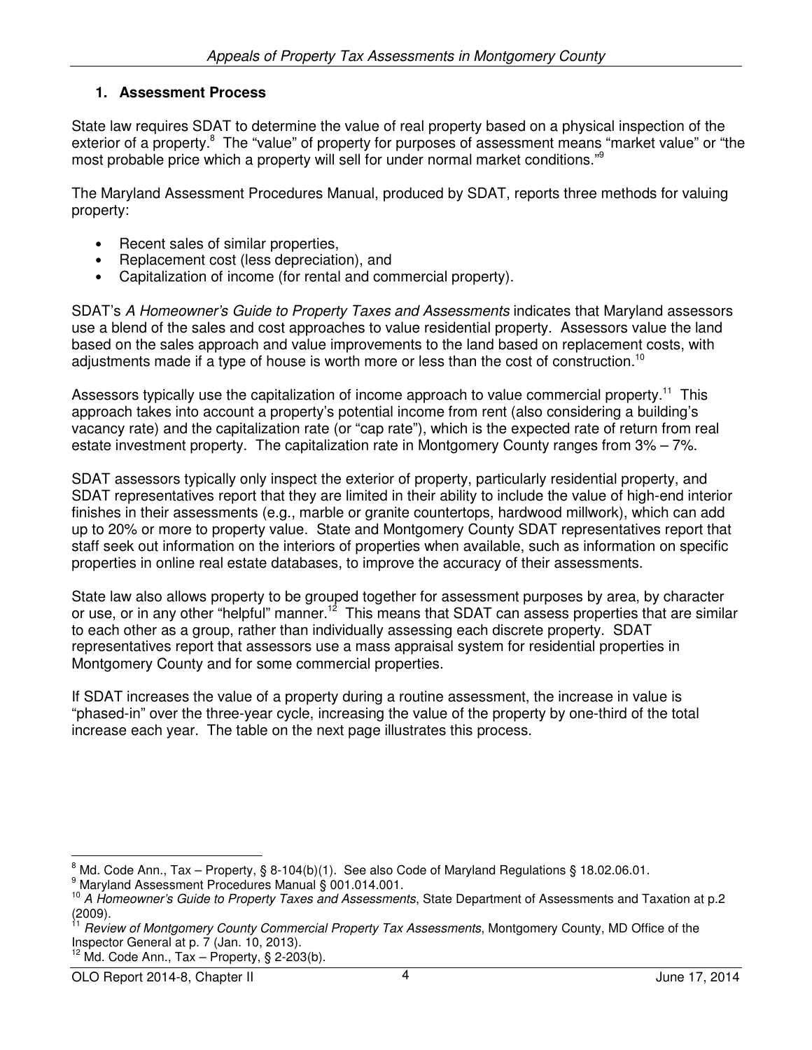### 1. Assessment Process

State law requires SDAT to determine the value of real property based on a physical inspection of the exterior of a property.[8] The "value" of property for purposes of assessment means "market value" or "the most probable price which a property will sell for under normal market conditions."[9]

The Maryland Assessment Procedures Manual, produced by SDAT, reports three methods for valuing property:

- Recent sales of similar properties,
- Replacement cost (less depreciation), and
- Capitalization of income (for rental and commercial property).

SDAT's *A Homeowner's Guide to Property Taxes and Assessments* indicates that Maryland assessors use a blend of the sales and cost approaches to value residential property. Assessors value the land based on the sales approach and value improvements to the land based on replacement costs, with adjustments made if a type of house is worth more or less than the cost of construction.[10]

Assessors typically use the capitalization of income approach to value commercial property.[11] This approach takes into account a property's potential income from rent (also considering a building's vacancy rate) and the capitalization rate (or "cap rate"), which is the expected rate of return from real estate investment property. The capitalization rate in Montgomery County ranges from 3% – 7%.

SDAT assessors typically only inspect the exterior of property, particularly residential property, and SDAT representatives report that they are limited in their ability to include the value of high-end interior finishes in their assessments (e.g., marble or granite countertops, hardwood millwork), which can add up to 20% or more to property value. State and Montgomery County SDAT representatives report that staff seek out information on the interiors of properties when available, such as information on specific properties in online real estate databases, to improve the accuracy of their assessments.

State law also allows property to be grouped together for assessment purposes by area, by character or use, or in any other "helpful" manner.[12] This means that SDAT can assess properties that are similar to each other as a group, rather than individually assessing each discrete property. SDAT representatives report that assessors use a mass appraisal system for residential properties in Montgomery County and for some commercial properties.

If SDAT increases the value of a property during a routine assessment, the increase in value is "phased-in" over the three-year cycle, increasing the value of the property by one-third of the total increase each year. The table on the next page illustrates this process.

---

[8] Md. Code Ann., Tax – Property, § 8-104(b)(1). See also Code of Maryland Regulations § 18.02.06.01.

[9] Maryland Assessment Procedures Manual § 001.014.001.

[10] *A Homeowner's Guide to Property Taxes and Assessments*, State Department of Assessments and Taxation at p.2 (2009).

[11] *Review of Montgomery County Commercial Property Tax Assessments*, Montgomery County, MD Office of the Inspector General at p. 7 (Jan. 10, 2013).

[12] Md. Code Ann., Tax – Property, § 2-203(b).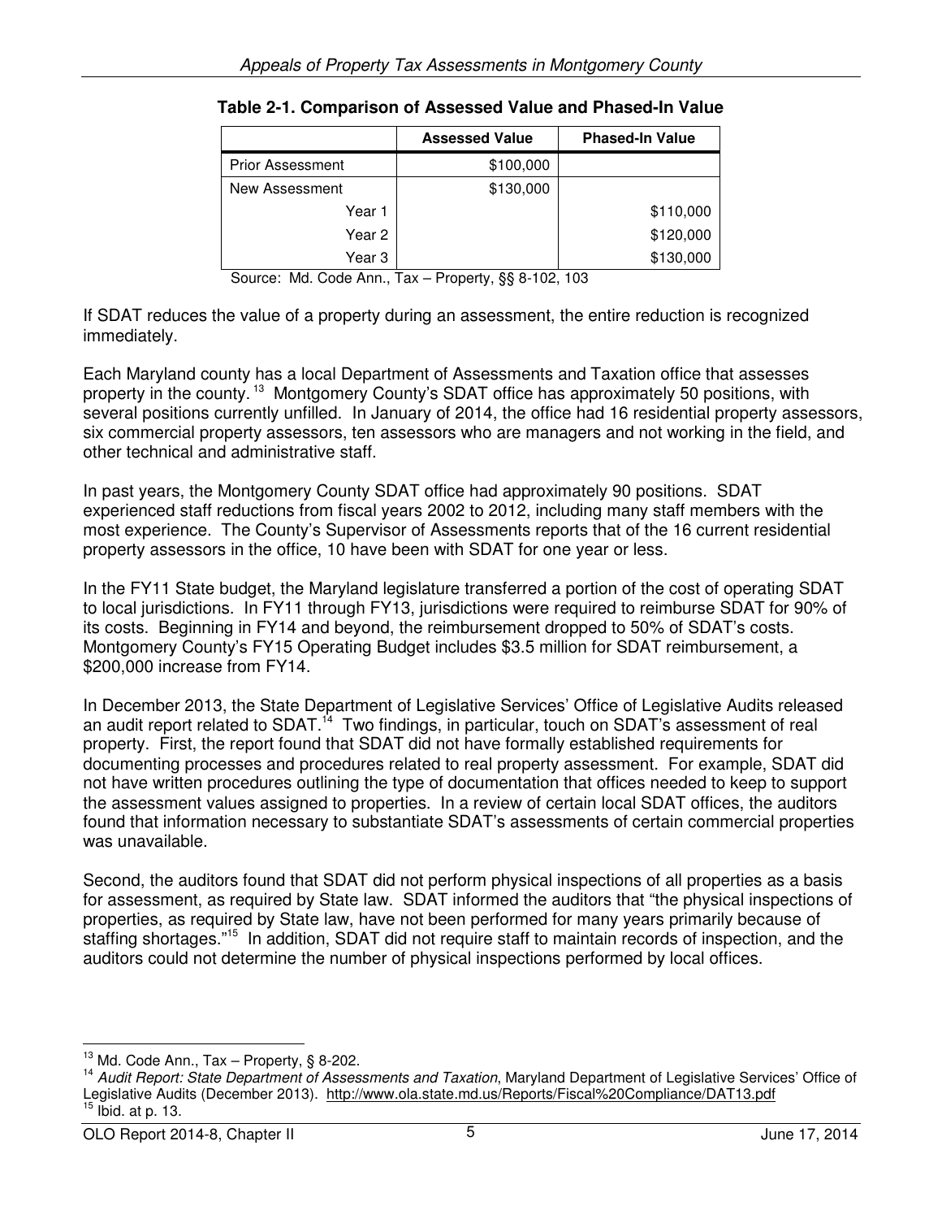**Table 2-1. Comparison of Assessed Value and Phased-In Value**

| | Assessed Value | Phased-In Value |
|---|---|---|
| Prior Assessment | $100,000 | |
| New Assessment | $130,000 | |
| Year 1 | | $110,000 |
| Year 2 | | $120,000 |
| Year 3 | | $130,000 |

Source: Md. Code Ann., Tax – Property, §§ 8-102, 103

If SDAT reduces the value of a property during an assessment, the entire reduction is recognized immediately.

Each Maryland county has a local Department of Assessments and Taxation office that assesses property in the county.[13] Montgomery County's SDAT office has approximately 50 positions, with several positions currently unfilled. In January of 2014, the office had 16 residential property assessors, six commercial property assessors, ten assessors who are managers and not working in the field, and other technical and administrative staff.

In past years, the Montgomery County SDAT office had approximately 90 positions. SDAT experienced staff reductions from fiscal years 2002 to 2012, including many staff members with the most experience. The County's Supervisor of Assessments reports that of the 16 current residential property assessors in the office, 10 have been with SDAT for one year or less.

In the FY11 State budget, the Maryland legislature transferred a portion of the cost of operating SDAT to local jurisdictions. In FY11 through FY13, jurisdictions were required to reimburse SDAT for 90% of its costs. Beginning in FY14 and beyond, the reimbursement dropped to 50% of SDAT's costs. Montgomery County's FY15 Operating Budget includes $3.5 million for SDAT reimbursement, a $200,000 increase from FY14.

In December 2013, the State Department of Legislative Services' Office of Legislative Audits released an audit report related to SDAT.[14] Two findings, in particular, touch on SDAT's assessment of real property. First, the report found that SDAT did not have formally established requirements for documenting processes and procedures related to real property assessment. For example, SDAT did not have written procedures outlining the type of documentation that offices needed to keep to support the assessment values assigned to properties. In a review of certain local SDAT offices, the auditors found that information necessary to substantiate SDAT's assessments of certain commercial properties was unavailable.

Second, the auditors found that SDAT did not perform physical inspections of all properties as a basis for assessment, as required by State law. SDAT informed the auditors that "the physical inspections of properties, as required by State law, have not been performed for many years primarily because of staffing shortages."[15] In addition, SDAT did not require staff to maintain records of inspection, and the auditors could not determine the number of physical inspections performed by local offices.

---

[13] Md. Code Ann., Tax – Property, § 8-202.

[14] *Audit Report: State Department of Assessments and Taxation*, Maryland Department of Legislative Services' Office of Legislative Audits (December 2013). http://www.ola.state.md.us/Reports/Fiscal%20Compliance/DAT13.pdf

[15] Ibid. at p. 13.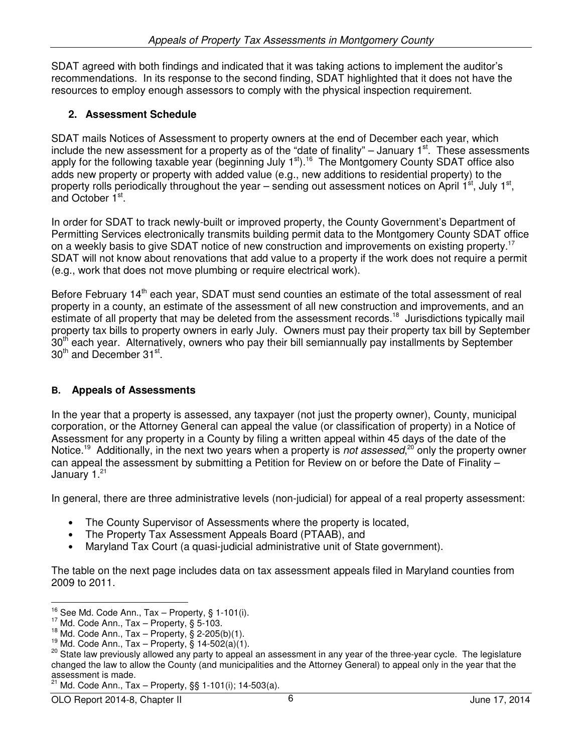SDAT agreed with both findings and indicated that it was taking actions to implement the auditor's recommendations. In its response to the second finding, SDAT highlighted that it does not have the resources to employ enough assessors to comply with the physical inspection requirement.

### 2. Assessment Schedule

SDAT mails Notices of Assessment to property owners at the end of December each year, which include the new assessment for a property as of the "date of finality" – January 1st. These assessments apply for the following taxable year (beginning July 1st).[16] The Montgomery County SDAT office also adds new property or property with added value (e.g., new additions to residential property) to the property rolls periodically throughout the year – sending out assessment notices on April 1st, July 1st, and October 1st.

In order for SDAT to track newly-built or improved property, the County Government's Department of Permitting Services electronically transmits building permit data to the Montgomery County SDAT office on a weekly basis to give SDAT notice of new construction and improvements on existing property.[17] SDAT will not know about renovations that add value to a property if the work does not require a permit (e.g., work that does not move plumbing or require electrical work).

Before February 14th each year, SDAT must send counties an estimate of the total assessment of real property in a county, an estimate of the assessment of all new construction and improvements, and an estimate of all property that may be deleted from the assessment records.[18] Jurisdictions typically mail property tax bills to property owners in early July. Owners must pay their property tax bill by September 30th each year. Alternatively, owners who pay their bill semiannually pay installments by September 30th and December 31st.

## B. Appeals of Assessments

In the year that a property is assessed, any taxpayer (not just the property owner), County, municipal corporation, or the Attorney General can appeal the value (or classification of property) in a Notice of Assessment for any property in a County by filing a written appeal within 45 days of the date of the Notice.[19] Additionally, in the next two years when a property is *not assessed*,[20] only the property owner can appeal the assessment by submitting a Petition for Review on or before the Date of Finality – January 1.[21]

In general, there are three administrative levels (non-judicial) for appeal of a real property assessment:

- The County Supervisor of Assessments where the property is located,
- The Property Tax Assessment Appeals Board (PTAAB), and
- Maryland Tax Court (a quasi-judicial administrative unit of State government).

The table on the next page includes data on tax assessment appeals filed in Maryland counties from 2009 to 2011.

---

[16] See Md. Code Ann., Tax – Property, § 1-101(i).
[17] Md. Code Ann., Tax – Property, § 5-103.
[18] Md. Code Ann., Tax – Property, § 2-205(b)(1).
[19] Md. Code Ann., Tax – Property, § 14-502(a)(1).
[20] State law previously allowed any party to appeal an assessment in any year of the three-year cycle. The legislature changed the law to allow the County (and municipalities and the Attorney General) to appeal only in the year that the assessment is made.
[21] Md. Code Ann., Tax – Property, §§ 1-101(i); 14-503(a).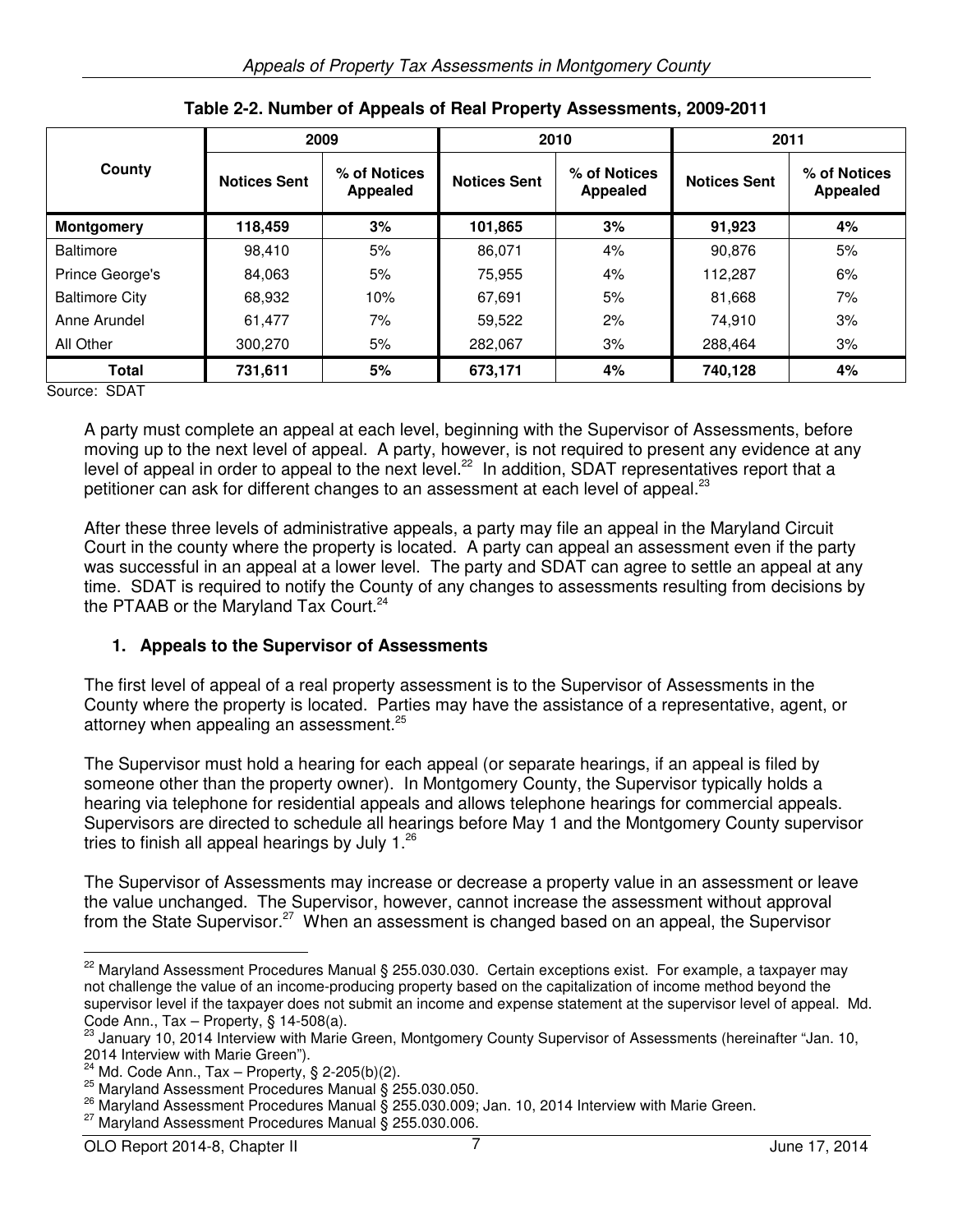**Table 2-2. Number of Appeals of Real Property Assessments, 2009-2011**

| County | 2009 | | 2010 | | 2011 | |
|---|---|---|---|---|---|---|
| | Notices Sent | % of Notices Appealed | Notices Sent | % of Notices Appealed | Notices Sent | % of Notices Appealed |
| **Montgomery** | **118,459** | **3%** | **101,865** | **3%** | **91,923** | **4%** |
| Baltimore | 98,410 | 5% | 86,071 | 4% | 90,876 | 5% |
| Prince George's | 84,063 | 5% | 75,955 | 4% | 112,287 | 6% |
| Baltimore City | 68,932 | 10% | 67,691 | 5% | 81,668 | 7% |
| Anne Arundel | 61,477 | 7% | 59,522 | 2% | 74,910 | 3% |
| All Other | 300,270 | 5% | 282,067 | 3% | 288,464 | 3% |
| **Total** | **731,611** | **5%** | **673,171** | **4%** | **740,128** | **4%** |

Source: SDAT

A party must complete an appeal at each level, beginning with the Supervisor of Assessments, before moving up to the next level of appeal. A party, however, is not required to present any evidence at any level of appeal in order to appeal to the next level.[22] In addition, SDAT representatives report that a petitioner can ask for different changes to an assessment at each level of appeal.[23]

After these three levels of administrative appeals, a party may file an appeal in the Maryland Circuit Court in the county where the property is located. A party can appeal an assessment even if the party was successful in an appeal at a lower level. The party and SDAT can agree to settle an appeal at any time. SDAT is required to notify the County of any changes to assessments resulting from decisions by the PTAAB or the Maryland Tax Court.[24]

### 1. Appeals to the Supervisor of Assessments

The first level of appeal of a real property assessment is to the Supervisor of Assessments in the County where the property is located. Parties may have the assistance of a representative, agent, or attorney when appealing an assessment.[25]

The Supervisor must hold a hearing for each appeal (or separate hearings, if an appeal is filed by someone other than the property owner). In Montgomery County, the Supervisor typically holds a hearing via telephone for residential appeals and allows telephone hearings for commercial appeals. Supervisors are directed to schedule all hearings before May 1 and the Montgomery County supervisor tries to finish all appeal hearings by July 1.[26]

The Supervisor of Assessments may increase or decrease a property value in an assessment or leave the value unchanged. The Supervisor, however, cannot increase the assessment without approval from the State Supervisor.[27] When an assessment is changed based on an appeal, the Supervisor

---

[22] Maryland Assessment Procedures Manual § 255.030.030. Certain exceptions exist. For example, a taxpayer may not challenge the value of an income-producing property based on the capitalization of income method beyond the supervisor level if the taxpayer does not submit an income and expense statement at the supervisor level of appeal. Md. Code Ann., Tax – Property, § 14-508(a).

[23] January 10, 2014 Interview with Marie Green, Montgomery County Supervisor of Assessments (hereinafter "Jan. 10, 2014 Interview with Marie Green").

[24] Md. Code Ann., Tax – Property, § 2-205(b)(2).

[25] Maryland Assessment Procedures Manual § 255.030.050.

[26] Maryland Assessment Procedures Manual § 255.030.009; Jan. 10, 2014 Interview with Marie Green.

[27] Maryland Assessment Procedures Manual § 255.030.006.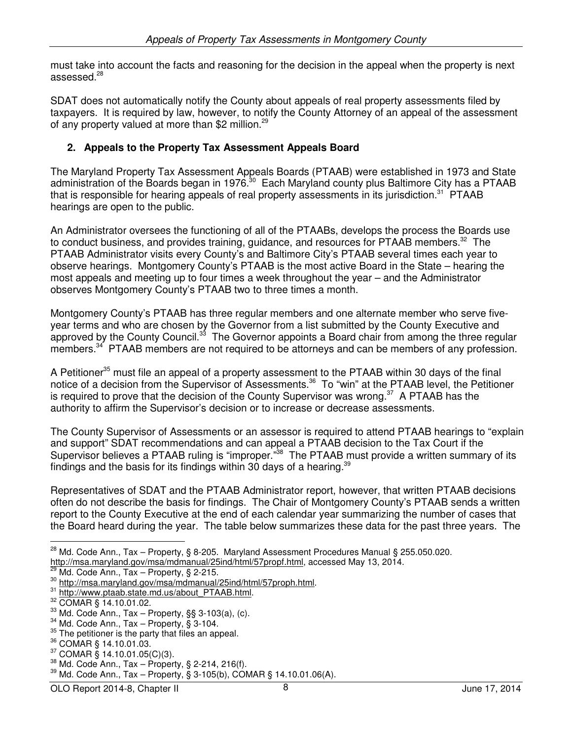must take into account the facts and reasoning for the decision in the appeal when the property is next assessed.[28]

SDAT does not automatically notify the County about appeals of real property assessments filed by taxpayers. It is required by law, however, to notify the County Attorney of an appeal of the assessment of any property valued at more than $2 million.[29]

### 2. Appeals to the Property Tax Assessment Appeals Board

The Maryland Property Tax Assessment Appeals Boards (PTAAB) were established in 1973 and State administration of the Boards began in 1976.[30] Each Maryland county plus Baltimore City has a PTAAB that is responsible for hearing appeals of real property assessments in its jurisdiction.[31] PTAAB hearings are open to the public.

An Administrator oversees the functioning of all of the PTAABs, develops the process the Boards use to conduct business, and provides training, guidance, and resources for PTAAB members.[32] The PTAAB Administrator visits every County's and Baltimore City's PTAAB several times each year to observe hearings. Montgomery County's PTAAB is the most active Board in the State – hearing the most appeals and meeting up to four times a week throughout the year – and the Administrator observes Montgomery County's PTAAB two to three times a month.

Montgomery County's PTAAB has three regular members and one alternate member who serve five-year terms and who are chosen by the Governor from a list submitted by the County Executive and approved by the County Council.[33] The Governor appoints a Board chair from among the three regular members.[34] PTAAB members are not required to be attorneys and can be members of any profession.

A Petitioner[35] must file an appeal of a property assessment to the PTAAB within 30 days of the final notice of a decision from the Supervisor of Assessments.[36] To "win" at the PTAAB level, the Petitioner is required to prove that the decision of the County Supervisor was wrong.[37] A PTAAB has the authority to affirm the Supervisor's decision or to increase or decrease assessments.

The County Supervisor of Assessments or an assessor is required to attend PTAAB hearings to "explain and support" SDAT recommendations and can appeal a PTAAB decision to the Tax Court if the Supervisor believes a PTAAB ruling is "improper."[38] The PTAAB must provide a written summary of its findings and the basis for its findings within 30 days of a hearing.[39]

Representatives of SDAT and the PTAAB Administrator report, however, that written PTAAB decisions often do not describe the basis for findings. The Chair of Montgomery County's PTAAB sends a written report to the County Executive at the end of each calendar year summarizing the number of cases that the Board heard during the year. The table below summarizes these data for the past three years. The

---

[28] Md. Code Ann., Tax – Property, § 8-205. Maryland Assessment Procedures Manual § 255.050.020. http://msa.maryland.gov/msa/mdmanual/25ind/html/57propf.html, accessed May 13, 2014.
[29] Md. Code Ann., Tax – Property, § 2-215.
[30] http://msa.maryland.gov/msa/mdmanual/25ind/html/57proph.html.
[31] http://www.ptaab.state.md.us/about_PTAAB.html.
[32] COMAR § 14.10.01.02.
[33] Md. Code Ann., Tax – Property, §§ 3-103(a), (c).
[34] Md. Code Ann., Tax – Property, § 3-104.
[35] The petitioner is the party that files an appeal.
[36] COMAR § 14.10.01.03.
[37] COMAR § 14.10.01.05(C)(3).
[38] Md. Code Ann., Tax – Property, § 2-214, 216(f).
[39] Md. Code Ann., Tax – Property, § 3-105(b), COMAR § 14.10.01.06(A).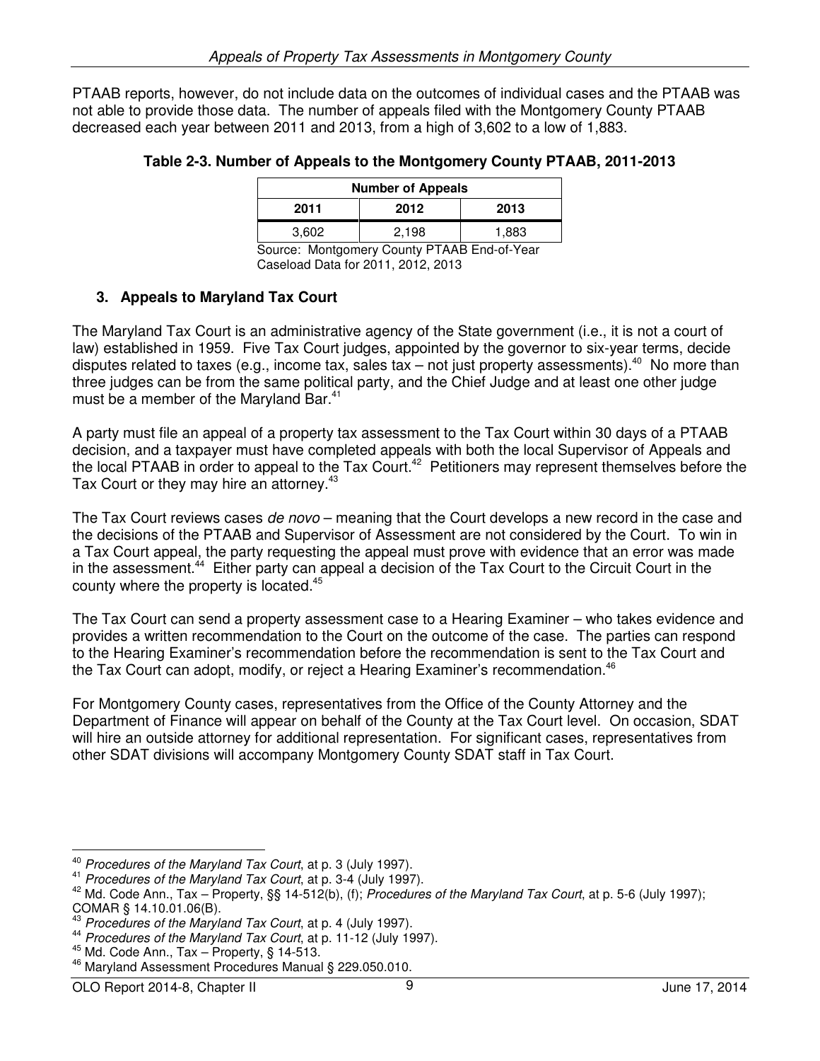PTAAB reports, however, do not include data on the outcomes of individual cases and the PTAAB was not able to provide those data. The number of appeals filed with the Montgomery County PTAAB decreased each year between 2011 and 2013, from a high of 3,602 to a low of 1,883.

**Table 2-3. Number of Appeals to the Montgomery County PTAAB, 2011-2013**

| Number of Appeals | | |
|---|---|---|
| 2011 | 2012 | 2013 |
| 3,602 | 2,198 | 1,883 |

Source: Montgomery County PTAAB End-of-Year Caseload Data for 2011, 2012, 2013

### 3. Appeals to Maryland Tax Court

The Maryland Tax Court is an administrative agency of the State government (i.e., it is not a court of law) established in 1959. Five Tax Court judges, appointed by the governor to six-year terms, decide disputes related to taxes (e.g., income tax, sales tax – not just property assessments).[40] No more than three judges can be from the same political party, and the Chief Judge and at least one other judge must be a member of the Maryland Bar.[41]

A party must file an appeal of a property tax assessment to the Tax Court within 30 days of a PTAAB decision, and a taxpayer must have completed appeals with both the local Supervisor of Appeals and the local PTAAB in order to appeal to the Tax Court.[42] Petitioners may represent themselves before the Tax Court or they may hire an attorney.[43]

The Tax Court reviews cases *de novo* – meaning that the Court develops a new record in the case and the decisions of the PTAAB and Supervisor of Assessment are not considered by the Court. To win in a Tax Court appeal, the party requesting the appeal must prove with evidence that an error was made in the assessment.[44] Either party can appeal a decision of the Tax Court to the Circuit Court in the county where the property is located.[45]

The Tax Court can send a property assessment case to a Hearing Examiner – who takes evidence and provides a written recommendation to the Court on the outcome of the case. The parties can respond to the Hearing Examiner's recommendation before the recommendation is sent to the Tax Court and the Tax Court can adopt, modify, or reject a Hearing Examiner's recommendation.[46]

For Montgomery County cases, representatives from the Office of the County Attorney and the Department of Finance will appear on behalf of the County at the Tax Court level. On occasion, SDAT will hire an outside attorney for additional representation. For significant cases, representatives from other SDAT divisions will accompany Montgomery County SDAT staff in Tax Court.

---

[40] *Procedures of the Maryland Tax Court*, at p. 3 (July 1997).
[41] *Procedures of the Maryland Tax Court*, at p. 3-4 (July 1997).
[42] Md. Code Ann., Tax – Property, §§ 14-512(b), (f); *Procedures of the Maryland Tax Court*, at p. 5-6 (July 1997); COMAR § 14.10.01.06(B).
[43] *Procedures of the Maryland Tax Court*, at p. 4 (July 1997).
[44] *Procedures of the Maryland Tax Court*, at p. 11-12 (July 1997).
[45] Md. Code Ann., Tax – Property, § 14-513.
[46] Maryland Assessment Procedures Manual § 229.050.010.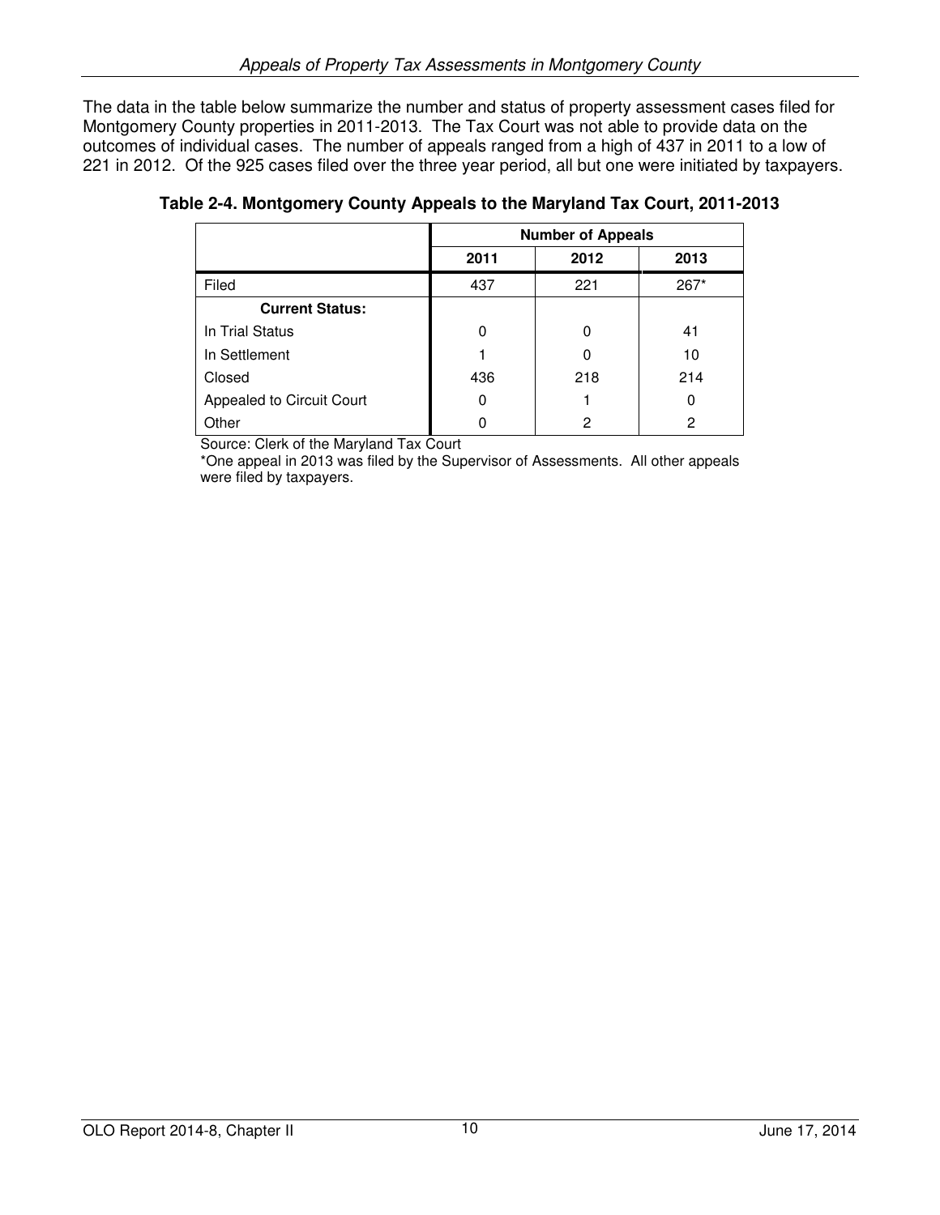The data in the table below summarize the number and status of property assessment cases filed for Montgomery County properties in 2011-2013. The Tax Court was not able to provide data on the outcomes of individual cases. The number of appeals ranged from a high of 437 in 2011 to a low of 221 in 2012. Of the 925 cases filed over the three year period, all but one were initiated by taxpayers.

**Table 2-4. Montgomery County Appeals to the Maryland Tax Court, 2011-2013**

| | Number of Appeals | | |
|---|---|---|---|
| | 2011 | 2012 | 2013 |
| Filed | 437 | 221 | 267* |
| **Current Status:** | | | |
| In Trial Status | 0 | 0 | 41 |
| In Settlement | 1 | 0 | 10 |
| Closed | 436 | 218 | 214 |
| Appealed to Circuit Court | 0 | 1 | 0 |
| Other | 0 | 2 | 2 |

Source: Clerk of the Maryland Tax Court

*One appeal in 2013 was filed by the Supervisor of Assessments. All other appeals were filed by taxpayers.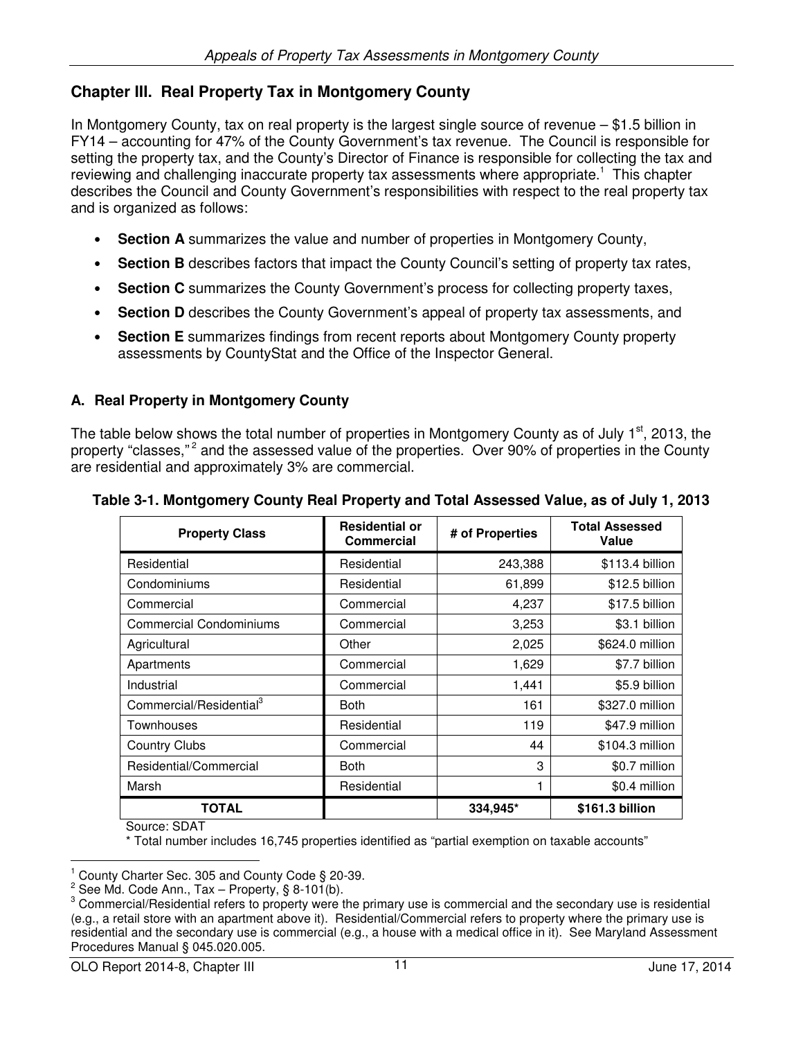## Chapter III. Real Property Tax in Montgomery County

In Montgomery County, tax on real property is the largest single source of revenue – $1.5 billion in FY14 – accounting for 47% of the County Government's tax revenue. The Council is responsible for setting the property tax, and the County's Director of Finance is responsible for collecting the tax and reviewing and challenging inaccurate property tax assessments where appropriate.[1] This chapter describes the Council and County Government's responsibilities with respect to the real property tax and is organized as follows:

- **Section A** summarizes the value and number of properties in Montgomery County,
- **Section B** describes factors that impact the County Council's setting of property tax rates,
- **Section C** summarizes the County Government's process for collecting property taxes,
- **Section D** describes the County Government's appeal of property tax assessments, and
- **Section E** summarizes findings from recent reports about Montgomery County property assessments by CountyStat and the Office of the Inspector General.

### A. Real Property in Montgomery County

The table below shows the total number of properties in Montgomery County as of July 1st, 2013, the property "classes,"[2] and the assessed value of the properties. Over 90% of properties in the County are residential and approximately 3% are commercial.

**Table 3-1. Montgomery County Real Property and Total Assessed Value, as of July 1, 2013**

| Property Class | Residential or Commercial | # of Properties | Total Assessed Value |
|---|---|---|---|
| Residential | Residential | 243,388 | $113.4 billion |
| Condominiums | Residential | 61,899 | $12.5 billion |
| Commercial | Commercial | 4,237 | $17.5 billion |
| Commercial Condominiums | Commercial | 3,253 | $3.1 billion |
| Agricultural | Other | 2,025 | $624.0 million |
| Apartments | Commercial | 1,629 | $7.7 billion |
| Industrial | Commercial | 1,441 | $5.9 billion |
| Commercial/Residential[3] | Both | 161 | $327.0 million |
| Townhouses | Residential | 119 | $47.9 million |
| Country Clubs | Commercial | 44 | $104.3 million |
| Residential/Commercial | Both | 3 | $0.7 million |
| Marsh | Residential | 1 | $0.4 million |
| **TOTAL** | | **334,945*** | **$161.3 billion** |

Source: SDAT

* Total number includes 16,745 properties identified as "partial exemption on taxable accounts"

---

[1] County Charter Sec. 305 and County Code § 20-39.

[2] See Md. Code Ann., Tax – Property, § 8-101(b).

[3] Commercial/Residential refers to property were the primary use is commercial and the secondary use is residential (e.g., a retail store with an apartment above it). Residential/Commercial refers to property where the primary use is residential and the secondary use is commercial (e.g., a house with a medical office in it). See Maryland Assessment Procedures Manual § 045.020.005.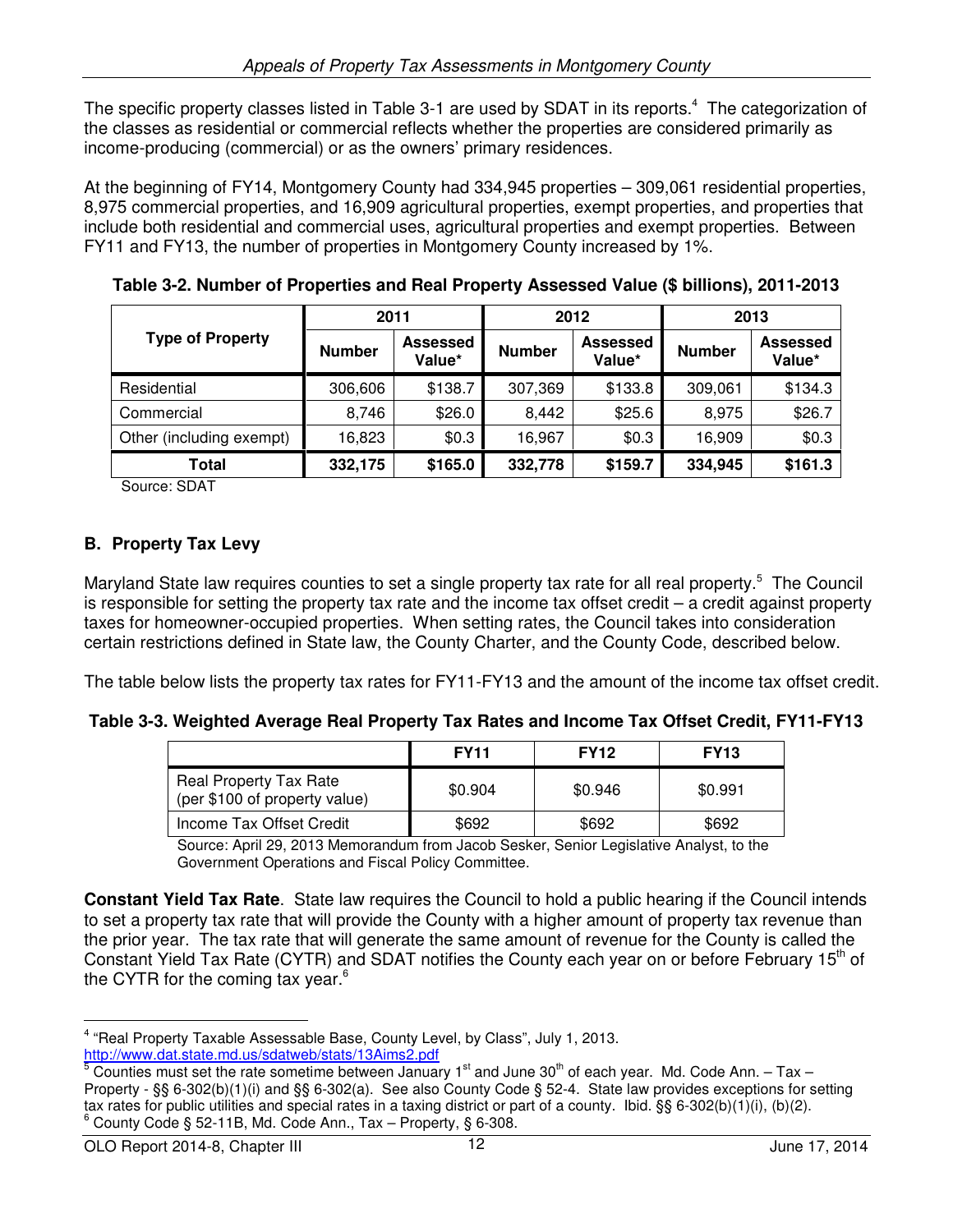The specific property classes listed in Table 3-1 are used by SDAT in its reports.[4] The categorization of the classes as residential or commercial reflects whether the properties are considered primarily as income-producing (commercial) or as the owners' primary residences.

At the beginning of FY14, Montgomery County had 334,945 properties – 309,061 residential properties, 8,975 commercial properties, and 16,909 agricultural properties, exempt properties, and properties that include both residential and commercial uses, agricultural properties and exempt properties. Between FY11 and FY13, the number of properties in Montgomery County increased by 1%.

**Table 3-2. Number of Properties and Real Property Assessed Value ($ billions), 2011-2013**

| Type of Property | 2011 | | 2012 | | 2013 | |
|---|---|---|---|---|---|---|
| | Number | Assessed Value* | Number | Assessed Value* | Number | Assessed Value* |
| Residential | 306,606 | $138.7 | 307,369 | $133.8 | 309,061 | $134.3 |
| Commercial | 8,746 | $26.0 | 8,442 | $25.6 | 8,975 | $26.7 |
| Other (including exempt) | 16,823 | $0.3 | 16,967 | $0.3 | 16,909 | $0.3 |
| **Total** | **332,175** | **$165.0** | **332,778** | **$159.7** | **334,945** | **$161.3** |

Source: SDAT

## B. Property Tax Levy

Maryland State law requires counties to set a single property tax rate for all real property.[5] The Council is responsible for setting the property tax rate and the income tax offset credit – a credit against property taxes for homeowner-occupied properties. When setting rates, the Council takes into consideration certain restrictions defined in State law, the County Charter, and the County Code, described below.

The table below lists the property tax rates for FY11-FY13 and the amount of the income tax offset credit.

**Table 3-3. Weighted Average Real Property Tax Rates and Income Tax Offset Credit, FY11-FY13**

| | FY11 | FY12 | FY13 |
|---|---|---|---|
| Real Property Tax Rate (per $100 of property value) | $0.904 | $0.946 | $0.991 |
| Income Tax Offset Credit | $692 | $692 | $692 |

Source: April 29, 2013 Memorandum from Jacob Sesker, Senior Legislative Analyst, to the Government Operations and Fiscal Policy Committee.

**Constant Yield Tax Rate**. State law requires the Council to hold a public hearing if the Council intends to set a property tax rate that will provide the County with a higher amount of property tax revenue than the prior year. The tax rate that will generate the same amount of revenue for the County is called the Constant Yield Tax Rate (CYTR) and SDAT notifies the County each year on or before February 15th of the CYTR for the coming tax year.[6]

---

[4] "Real Property Taxable Assessable Base, County Level, by Class", July 1, 2013. http://www.dat.state.md.us/sdatweb/stats/13Aims2.pdf

[5] Counties must set the rate sometime between January 1st and June 30th of each year. Md. Code Ann. – Tax – Property - §§ 6-302(b)(1)(i) and §§ 6-302(a). See also County Code § 52-4. State law provides exceptions for setting tax rates for public utilities and special rates in a taxing district or part of a county. Ibid. §§ 6-302(b)(1)(i), (b)(2).

[6] County Code § 52-11B, Md. Code Ann., Tax – Property, § 6-308.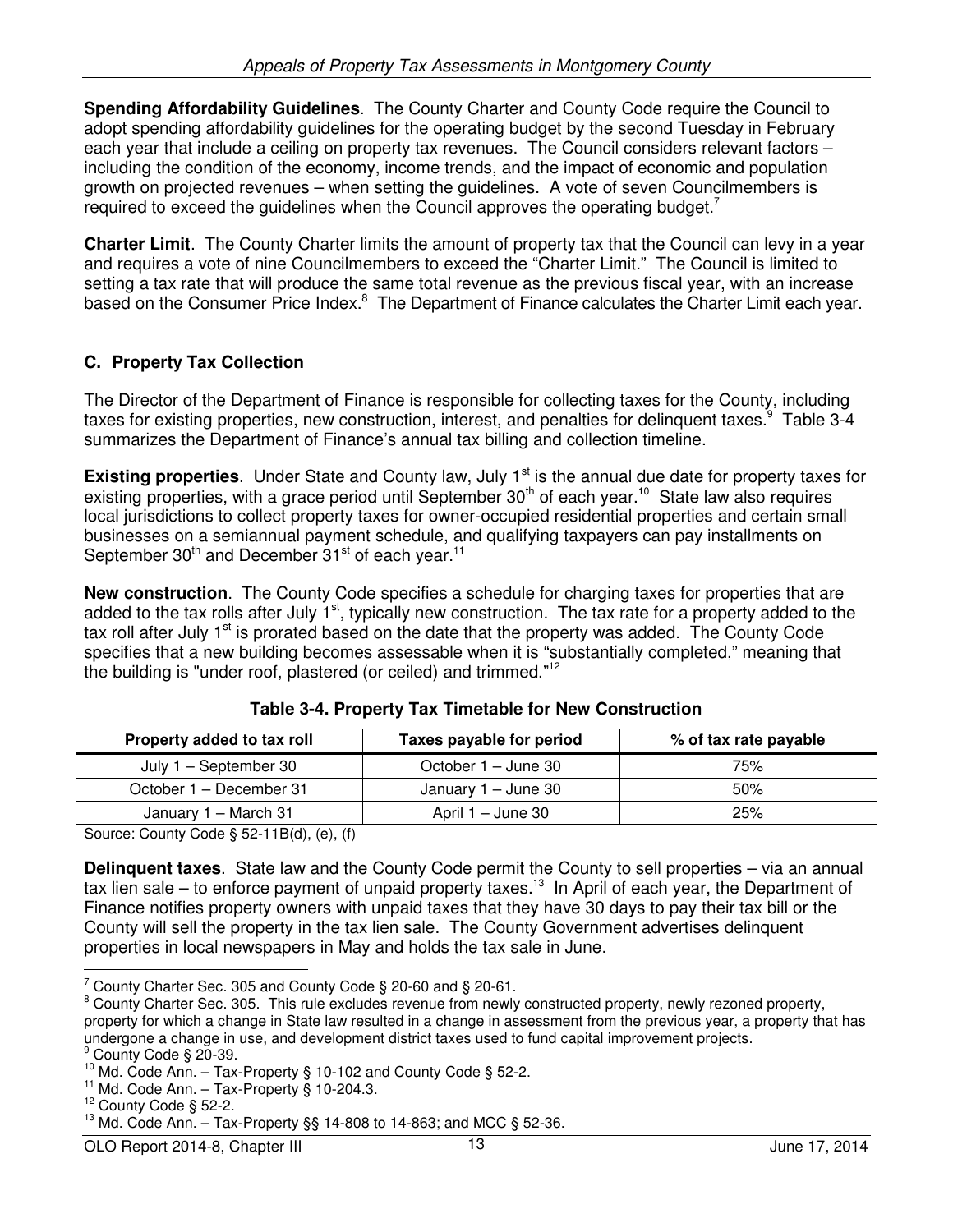**Spending Affordability Guidelines**. The County Charter and County Code require the Council to adopt spending affordability guidelines for the operating budget by the second Tuesday in February each year that include a ceiling on property tax revenues. The Council considers relevant factors – including the condition of the economy, income trends, and the impact of economic and population growth on projected revenues – when setting the guidelines. A vote of seven Councilmembers is required to exceed the guidelines when the Council approves the operating budget.[7]

**Charter Limit**. The County Charter limits the amount of property tax that the Council can levy in a year and requires a vote of nine Councilmembers to exceed the "Charter Limit." The Council is limited to setting a tax rate that will produce the same total revenue as the previous fiscal year, with an increase based on the Consumer Price Index.[8] The Department of Finance calculates the Charter Limit each year.

## C. Property Tax Collection

The Director of the Department of Finance is responsible for collecting taxes for the County, including taxes for existing properties, new construction, interest, and penalties for delinquent taxes.[9] Table 3-4 summarizes the Department of Finance's annual tax billing and collection timeline.

**Existing properties**. Under State and County law, July 1st is the annual due date for property taxes for existing properties, with a grace period until September 30th of each year.[10] State law also requires local jurisdictions to collect property taxes for owner-occupied residential properties and certain small businesses on a semiannual payment schedule, and qualifying taxpayers can pay installments on September 30th and December 31st of each year.[11]

**New construction**. The County Code specifies a schedule for charging taxes for properties that are added to the tax rolls after July 1st, typically new construction. The tax rate for a property added to the tax roll after July 1st is prorated based on the date that the property was added. The County Code specifies that a new building becomes assessable when it is "substantially completed," meaning that the building is "under roof, plastered (or ceiled) and trimmed."[12]

**Table 3-4. Property Tax Timetable for New Construction**

| Property added to tax roll | Taxes payable for period | % of tax rate payable |
|---|---|---|
| July 1 – September 30 | October 1 – June 30 | 75% |
| October 1 – December 31 | January 1 – June 30 | 50% |
| January 1 – March 31 | April 1 – June 30 | 25% |

Source: County Code § 52-11B(d), (e), (f)

**Delinquent taxes**. State law and the County Code permit the County to sell properties – via an annual tax lien sale – to enforce payment of unpaid property taxes.[13] In April of each year, the Department of Finance notifies property owners with unpaid taxes that they have 30 days to pay their tax bill or the County will sell the property in the tax lien sale. The County Government advertises delinquent properties in local newspapers in May and holds the tax sale in June.

---

[7] County Charter Sec. 305 and County Code § 20-60 and § 20-61.

[8] County Charter Sec. 305. This rule excludes revenue from newly constructed property, newly rezoned property, property for which a change in State law resulted in a change in assessment from the previous year, a property that has undergone a change in use, and development district taxes used to fund capital improvement projects.

[9] County Code § 20-39.

[10] Md. Code Ann. – Tax-Property § 10-102 and County Code § 52-2.

[11] Md. Code Ann. – Tax-Property § 10-204.3.

[12] County Code § 52-2.

[13] Md. Code Ann. – Tax-Property §§ 14-808 to 14-863; and MCC § 52-36.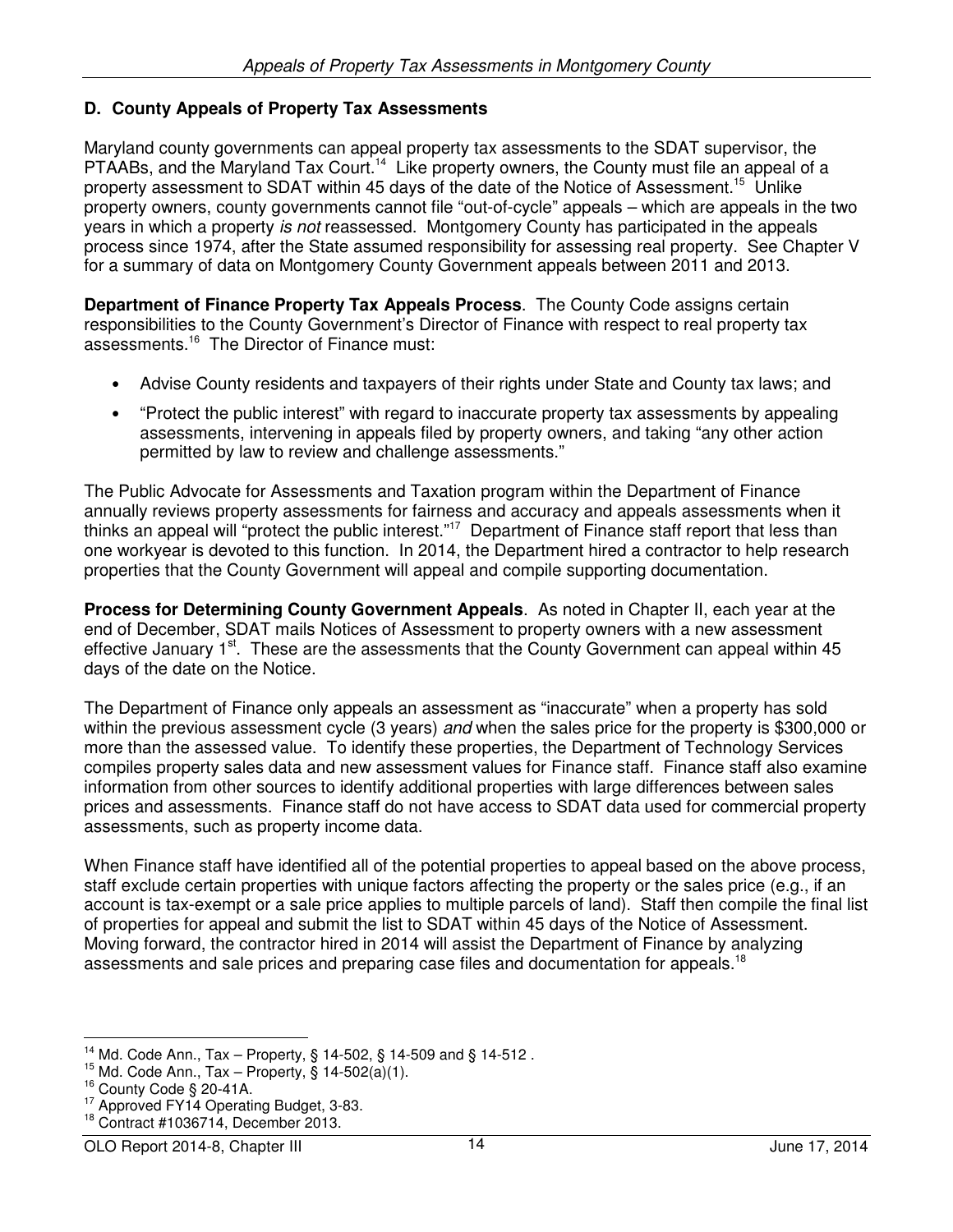### D. County Appeals of Property Tax Assessments

Maryland county governments can appeal property tax assessments to the SDAT supervisor, the PTAABs, and the Maryland Tax Court.[14] Like property owners, the County must file an appeal of a property assessment to SDAT within 45 days of the date of the Notice of Assessment.[15] Unlike property owners, county governments cannot file "out-of-cycle" appeals – which are appeals in the two years in which a property *is not* reassessed. Montgomery County has participated in the appeals process since 1974, after the State assumed responsibility for assessing real property. See Chapter V for a summary of data on Montgomery County Government appeals between 2011 and 2013.

**Department of Finance Property Tax Appeals Process**. The County Code assigns certain responsibilities to the County Government's Director of Finance with respect to real property tax assessments.[16] The Director of Finance must:

- Advise County residents and taxpayers of their rights under State and County tax laws; and
- "Protect the public interest" with regard to inaccurate property tax assessments by appealing assessments, intervening in appeals filed by property owners, and taking "any other action permitted by law to review and challenge assessments."

The Public Advocate for Assessments and Taxation program within the Department of Finance annually reviews property assessments for fairness and accuracy and appeals assessments when it thinks an appeal will "protect the public interest."[17] Department of Finance staff report that less than one workyear is devoted to this function. In 2014, the Department hired a contractor to help research properties that the County Government will appeal and compile supporting documentation.

**Process for Determining County Government Appeals**. As noted in Chapter II, each year at the end of December, SDAT mails Notices of Assessment to property owners with a new assessment effective January 1st. These are the assessments that the County Government can appeal within 45 days of the date on the Notice.

The Department of Finance only appeals an assessment as "inaccurate" when a property has sold within the previous assessment cycle (3 years) *and* when the sales price for the property is $300,000 or more than the assessed value. To identify these properties, the Department of Technology Services compiles property sales data and new assessment values for Finance staff. Finance staff also examine information from other sources to identify additional properties with large differences between sales prices and assessments. Finance staff do not have access to SDAT data used for commercial property assessments, such as property income data.

When Finance staff have identified all of the potential properties to appeal based on the above process, staff exclude certain properties with unique factors affecting the property or the sales price (e.g., if an account is tax-exempt or a sale price applies to multiple parcels of land). Staff then compile the final list of properties for appeal and submit the list to SDAT within 45 days of the Notice of Assessment. Moving forward, the contractor hired in 2014 will assist the Department of Finance by analyzing assessments and sale prices and preparing case files and documentation for appeals.[18]

---

[14] Md. Code Ann., Tax – Property, § 14-502, § 14-509 and § 14-512 .

[15] Md. Code Ann., Tax – Property, § 14-502(a)(1).

[16] County Code § 20-41A.

[17] Approved FY14 Operating Budget, 3-83.

[18] Contract #1036714, December 2013.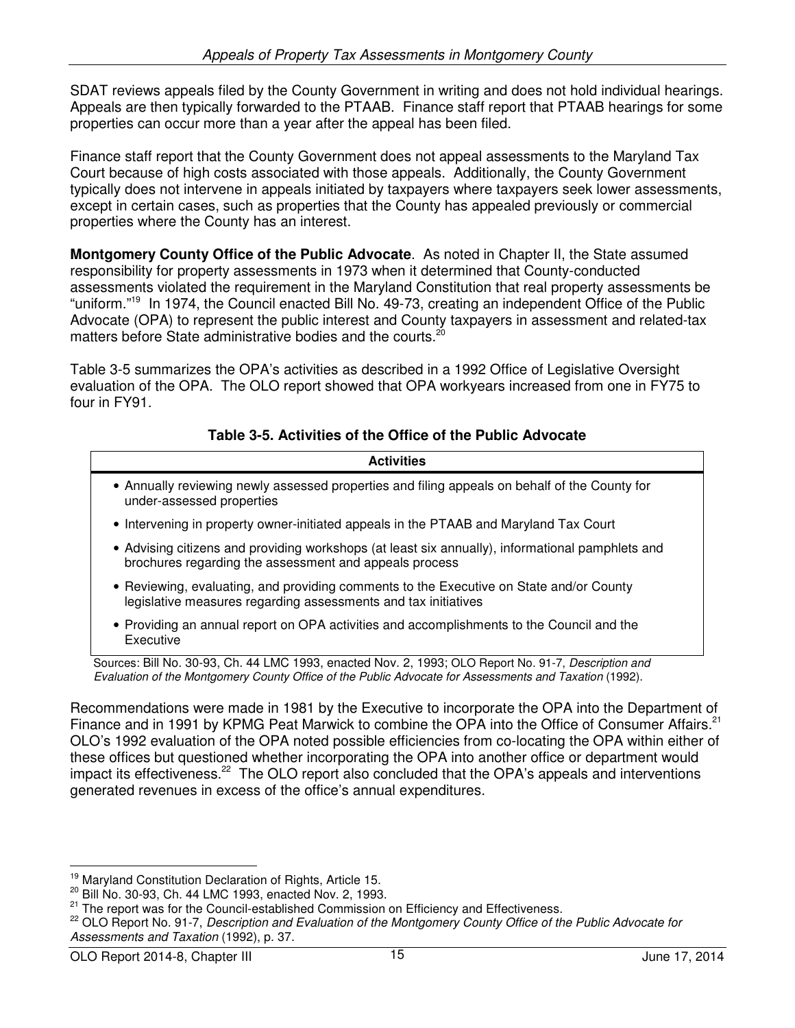SDAT reviews appeals filed by the County Government in writing and does not hold individual hearings. Appeals are then typically forwarded to the PTAAB. Finance staff report that PTAAB hearings for some properties can occur more than a year after the appeal has been filed.

Finance staff report that the County Government does not appeal assessments to the Maryland Tax Court because of high costs associated with those appeals. Additionally, the County Government typically does not intervene in appeals initiated by taxpayers where taxpayers seek lower assessments, except in certain cases, such as properties that the County has appealed previously or commercial properties where the County has an interest.

**Montgomery County Office of the Public Advocate**. As noted in Chapter II, the State assumed responsibility for property assessments in 1973 when it determined that County-conducted assessments violated the requirement in the Maryland Constitution that real property assessments be "uniform."[19] In 1974, the Council enacted Bill No. 49-73, creating an independent Office of the Public Advocate (OPA) to represent the public interest and County taxpayers in assessment and related-tax matters before State administrative bodies and the courts.[20]

Table 3-5 summarizes the OPA's activities as described in a 1992 Office of Legislative Oversight evaluation of the OPA. The OLO report showed that OPA workyears increased from one in FY75 to four in FY91.

**Table 3-5. Activities of the Office of the Public Advocate**

| Activities |
|---|
| • Annually reviewing newly assessed properties and filing appeals on behalf of the County for under-assessed properties |
| • Intervening in property owner-initiated appeals in the PTAAB and Maryland Tax Court |
| • Advising citizens and providing workshops (at least six annually), informational pamphlets and brochures regarding the assessment and appeals process |
| • Reviewing, evaluating, and providing comments to the Executive on State and/or County legislative measures regarding assessments and tax initiatives |
| • Providing an annual report on OPA activities and accomplishments to the Council and the Executive |

Sources: Bill No. 30-93, Ch. 44 LMC 1993, enacted Nov. 2, 1993; OLO Report No. 91-7, *Description and Evaluation of the Montgomery County Office of the Public Advocate for Assessments and Taxation* (1992).

Recommendations were made in 1981 by the Executive to incorporate the OPA into the Department of Finance and in 1991 by KPMG Peat Marwick to combine the OPA into the Office of Consumer Affairs.[21] OLO's 1992 evaluation of the OPA noted possible efficiencies from co-locating the OPA within either of these offices but questioned whether incorporating the OPA into another office or department would impact its effectiveness.[22] The OLO report also concluded that the OPA's appeals and interventions generated revenues in excess of the office's annual expenditures.

---

[19] Maryland Constitution Declaration of Rights, Article 15.

[20] Bill No. 30-93, Ch. 44 LMC 1993, enacted Nov. 2, 1993.

[21] The report was for the Council-established Commission on Efficiency and Effectiveness.

[22] OLO Report No. 91-7, *Description and Evaluation of the Montgomery County Office of the Public Advocate for Assessments and Taxation* (1992), p. 37.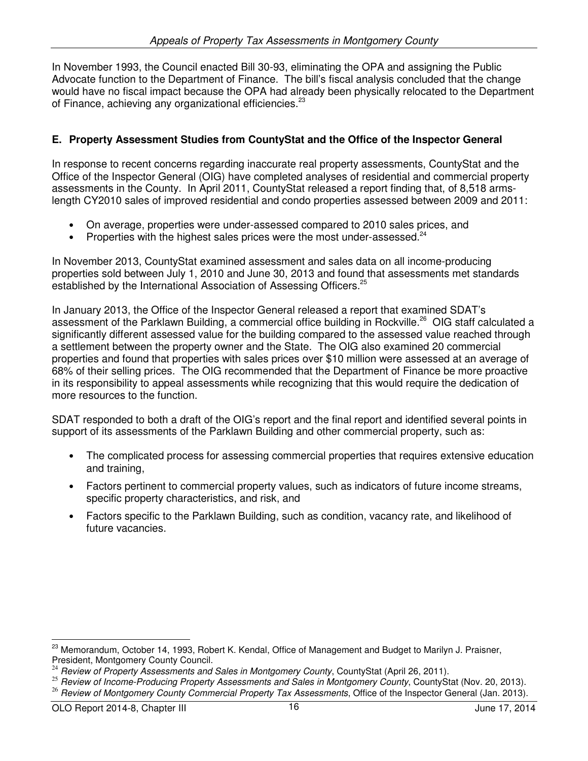In November 1993, the Council enacted Bill 30-93, eliminating the OPA and assigning the Public Advocate function to the Department of Finance. The bill's fiscal analysis concluded that the change would have no fiscal impact because the OPA had already been physically relocated to the Department of Finance, achieving any organizational efficiencies.[23]

### E. Property Assessment Studies from CountyStat and the Office of the Inspector General

In response to recent concerns regarding inaccurate real property assessments, CountyStat and the Office of the Inspector General (OIG) have completed analyses of residential and commercial property assessments in the County. In April 2011, CountyStat released a report finding that, of 8,518 arms-length CY2010 sales of improved residential and condo properties assessed between 2009 and 2011:

- On average, properties were under-assessed compared to 2010 sales prices, and
- Properties with the highest sales prices were the most under-assessed.[24]

In November 2013, CountyStat examined assessment and sales data on all income-producing properties sold between July 1, 2010 and June 30, 2013 and found that assessments met standards established by the International Association of Assessing Officers.[25]

In January 2013, the Office of the Inspector General released a report that examined SDAT's assessment of the Parklawn Building, a commercial office building in Rockville.[26] OIG staff calculated a significantly different assessed value for the building compared to the assessed value reached through a settlement between the property owner and the State. The OIG also examined 20 commercial properties and found that properties with sales prices over $10 million were assessed at an average of 68% of their selling prices. The OIG recommended that the Department of Finance be more proactive in its responsibility to appeal assessments while recognizing that this would require the dedication of more resources to the function.

SDAT responded to both a draft of the OIG's report and the final report and identified several points in support of its assessments of the Parklawn Building and other commercial property, such as:

- The complicated process for assessing commercial properties that requires extensive education and training,
- Factors pertinent to commercial property values, such as indicators of future income streams, specific property characteristics, and risk, and
- Factors specific to the Parklawn Building, such as condition, vacancy rate, and likelihood of future vacancies.

---

[23] Memorandum, October 14, 1993, Robert K. Kendal, Office of Management and Budget to Marilyn J. Praisner, President, Montgomery County Council.

[24] *Review of Property Assessments and Sales in Montgomery County*, CountyStat (April 26, 2011).

[25] *Review of Income-Producing Property Assessments and Sales in Montgomery County*, CountyStat (Nov. 20, 2013).

[26] *Review of Montgomery County Commercial Property Tax Assessments*, Office of the Inspector General (Jan. 2013).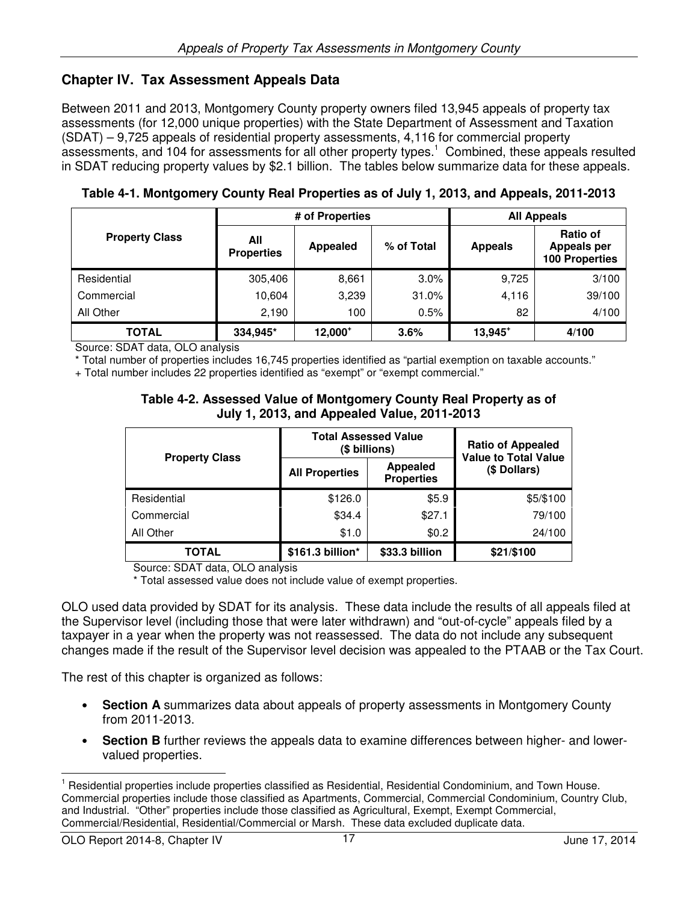## Chapter IV. Tax Assessment Appeals Data

Between 2011 and 2013, Montgomery County property owners filed 13,945 appeals of property tax assessments (for 12,000 unique properties) with the State Department of Assessment and Taxation (SDAT) – 9,725 appeals of residential property assessments, 4,116 for commercial property assessments, and 104 for assessments for all other property types.[1] Combined, these appeals resulted in SDAT reducing property values by $2.1 billion. The tables below summarize data for these appeals.

**Table 4-1. Montgomery County Real Properties as of July 1, 2013, and Appeals, 2011-2013**

| Property Class | # of Properties | | | All Appeals | |
|---|---|---|---|---|---|
| | All Properties | Appealed | % of Total | Appeals | Ratio of Appeals per 100 Properties |
| Residential | 305,406 | 8,661 | 3.0% | 9,725 | 3/100 |
| Commercial | 10,604 | 3,239 | 31.0% | 4,116 | 39/100 |
| All Other | 2,190 | 100 | 0.5% | 82 | 4/100 |
| **TOTAL** | **334,945*** | **12,000+** | **3.6%** | **13,945+** | **4/100** |

Source: SDAT data, OLO analysis

* Total number of properties includes 16,745 properties identified as "partial exemption on taxable accounts."

+ Total number includes 22 properties identified as "exempt" or "exempt commercial."

**Table 4-2. Assessed Value of Montgomery County Real Property as of July 1, 2013, and Appealed Value, 2011-2013**

| Property Class | Total Assessed Value ($ billions) | | Ratio of Appealed Value to Total Value ($ Dollars) |
|---|---|---|---|
| | All Properties | Appealed Properties | |
| Residential | $126.0 | $5.9 | $5/$100 |
| Commercial | $34.4 | $27.1 | 79/100 |
| All Other | $1.0 | $0.2 | 24/100 |
| **TOTAL** | **$161.3 billion*** | **$33.3 billion** | **$21/$100** |

Source: SDAT data, OLO analysis

* Total assessed value does not include value of exempt properties.

OLO used data provided by SDAT for its analysis. These data include the results of all appeals filed at the Supervisor level (including those that were later withdrawn) and "out-of-cycle" appeals filed by a taxpayer in a year when the property was not reassessed. The data do not include any subsequent changes made if the result of the Supervisor level decision was appealed to the PTAAB or the Tax Court.

The rest of this chapter is organized as follows:

- **Section A** summarizes data about appeals of property assessments in Montgomery County from 2011-2013.
- **Section B** further reviews the appeals data to examine differences between higher- and lower-valued properties.

[1] Residential properties include properties classified as Residential, Residential Condominium, and Town House. Commercial properties include those classified as Apartments, Commercial, Commercial Condominium, Country Club, and Industrial. "Other" properties include those classified as Agricultural, Exempt, Exempt Commercial, Commercial/Residential, Residential/Commercial or Marsh. These data excluded duplicate data.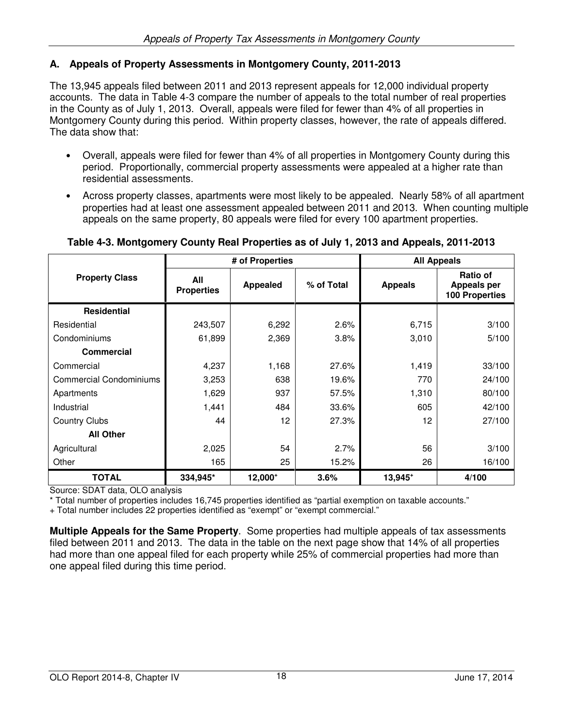## A. Appeals of Property Assessments in Montgomery County, 2011-2013

The 13,945 appeals filed between 2011 and 2013 represent appeals for 12,000 individual property accounts. The data in Table 4-3 compare the number of appeals to the total number of real properties in the County as of July 1, 2013. Overall, appeals were filed for fewer than 4% of all properties in Montgomery County during this period. Within property classes, however, the rate of appeals differed. The data show that:

- Overall, appeals were filed for fewer than 4% of all properties in Montgomery County during this period. Proportionally, commercial property assessments were appealed at a higher rate than residential assessments.
- Across property classes, apartments were most likely to be appealed. Nearly 58% of all apartment properties had at least one assessment appealed between 2011 and 2013. When counting multiple appeals on the same property, 80 appeals were filed for every 100 apartment properties.

**Table 4-3. Montgomery County Real Properties as of July 1, 2013 and Appeals, 2011-2013**

| Property Class | # of Properties | | | All Appeals | |
|---|---|---|---|---|---|
| | All Properties | Appealed | % of Total | Appeals | Ratio of Appeals per 100 Properties |
| **Residential** | | | | | |
| Residential | 243,507 | 6,292 | 2.6% | 6,715 | 3/100 |
| Condominiums | 61,899 | 2,369 | 3.8% | 3,010 | 5/100 |
| **Commercial** | | | | | |
| Commercial | 4,237 | 1,168 | 27.6% | 1,419 | 33/100 |
| Commercial Condominiums | 3,253 | 638 | 19.6% | 770 | 24/100 |
| Apartments | 1,629 | 937 | 57.5% | 1,310 | 80/100 |
| Industrial | 1,441 | 484 | 33.6% | 605 | 42/100 |
| Country Clubs | 44 | 12 | 27.3% | 12 | 27/100 |
| **All Other** | | | | | |
| Agricultural | 2,025 | 54 | 2.7% | 56 | 3/100 |
| Other | 165 | 25 | 15.2% | 26 | 16/100 |
| **TOTAL** | **334,945*** | **12,000+** | **3.6%** | **13,945+** | **4/100** |

Source: SDAT data, OLO analysis

* Total number of properties includes 16,745 properties identified as "partial exemption on taxable accounts."

+ Total number includes 22 properties identified as "exempt" or "exempt commercial."

**Multiple Appeals for the Same Property**. Some properties had multiple appeals of tax assessments filed between 2011 and 2013. The data in the table on the next page show that 14% of all properties had more than one appeal filed for each property while 25% of commercial properties had more than one appeal filed during this time period.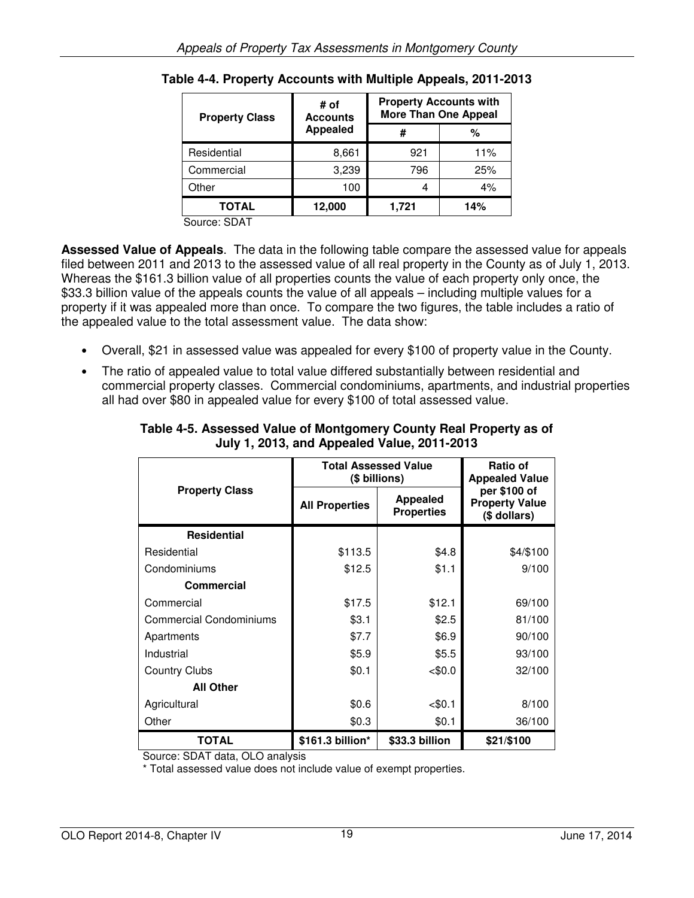**Table 4-4. Property Accounts with Multiple Appeals, 2011-2013**

| Property Class | # of Accounts Appealed | Property Accounts with More Than One Appeal | |
|---|---|---|---|
| | | # | % |
| Residential | 8,661 | 921 | 11% |
| Commercial | 3,239 | 796 | 25% |
| Other | 100 | 4 | 4% |
| **TOTAL** | **12,000** | **1,721** | **14%** |

Source: SDAT

**Assessed Value of Appeals**. The data in the following table compare the assessed value for appeals filed between 2011 and 2013 to the assessed value of all real property in the County as of July 1, 2013. Whereas the $161.3 billion value of all properties counts the value of each property only once, the $33.3 billion value of the appeals counts the value of all appeals – including multiple values for a property if it was appealed more than once. To compare the two figures, the table includes a ratio of the appealed value to the total assessment value. The data show:

- Overall, $21 in assessed value was appealed for every $100 of property value in the County.
- The ratio of appealed value to total value differed substantially between residential and commercial property classes. Commercial condominiums, apartments, and industrial properties all had over $80 in appealed value for every $100 of total assessed value.

**Table 4-5. Assessed Value of Montgomery County Real Property as of July 1, 2013, and Appealed Value, 2011-2013**

| Property Class | Total Assessed Value ($ billions) | | Ratio of Appealed Value per $100 of Property Value ($ dollars) |
|---|---|---|---|
| | All Properties | Appealed Properties | |
| **Residential** | | | |
| Residential | $113.5 | $4.8 | $4/$100 |
| Condominiums | $12.5 | $1.1 | 9/100 |
| **Commercial** | | | |
| Commercial | $17.5 | $12.1 | 69/100 |
| Commercial Condominiums | $3.1 | $2.5 | 81/100 |
| Apartments | $7.7 | $6.9 | 90/100 |
| Industrial | $5.9 | $5.5 | 93/100 |
| Country Clubs | $0.1 | <$0.0 | 32/100 |
| **All Other** | | | |
| Agricultural | $0.6 | <$0.1 | 8/100 |
| Other | $0.3 | $0.1 | 36/100 |
| **TOTAL** | **$161.3 billion*** | **$33.3 billion** | **$21/$100** |

Source: SDAT data, OLO analysis

* Total assessed value does not include value of exempt properties.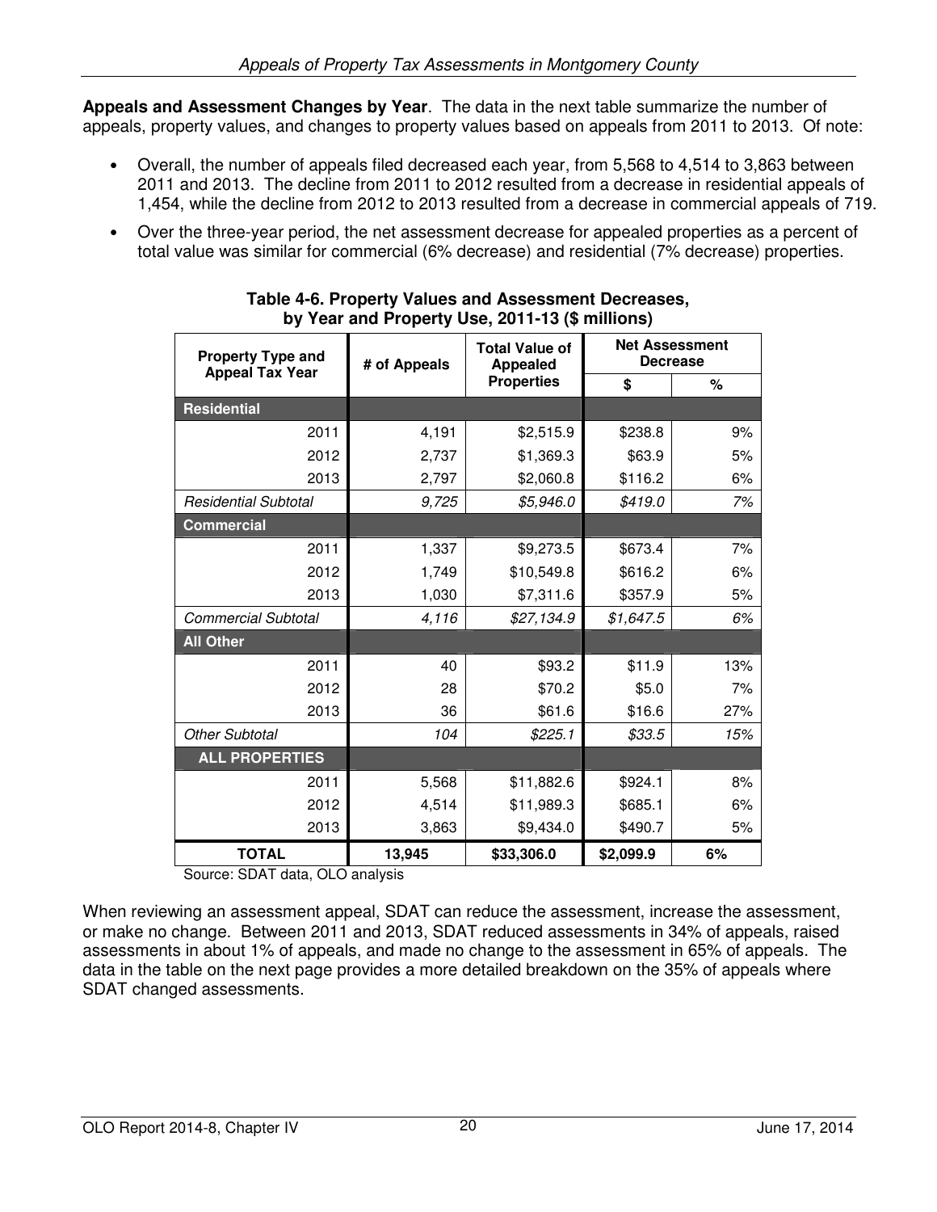**Appeals and Assessment Changes by Year**. The data in the next table summarize the number of appeals, property values, and changes to property values based on appeals from 2011 to 2013. Of note:

- Overall, the number of appeals filed decreased each year, from 5,568 to 4,514 to 3,863 between 2011 and 2013. The decline from 2011 to 2012 resulted from a decrease in residential appeals of 1,454, while the decline from 2012 to 2013 resulted from a decrease in commercial appeals of 719.
- Over the three-year period, the net assessment decrease for appealed properties as a percent of total value was similar for commercial (6% decrease) and residential (7% decrease) properties.

**Table 4-6. Property Values and Assessment Decreases, by Year and Property Use, 2011-13 ($ millions)**

| Property Type and Appeal Tax Year | # of Appeals | Total Value of Appealed Properties | Net Assessment Decrease | |
|---|---|---|---|---|
| | | | $ | % |
| **Residential** | | | | |
| 2011 | 4,191 | $2,515.9 | $238.8 | 9% |
| 2012 | 2,737 | $1,369.3 | $63.9 | 5% |
| 2013 | 2,797 | $2,060.8 | $116.2 | 6% |
| *Residential Subtotal* | *9,725* | *$5,946.0* | *$419.0* | *7%* |
| **Commercial** | | | | |
| 2011 | 1,337 | $9,273.5 | $673.4 | 7% |
| 2012 | 1,749 | $10,549.8 | $616.2 | 6% |
| 2013 | 1,030 | $7,311.6 | $357.9 | 5% |
| *Commercial Subtotal* | *4,116* | *$27,134.9* | *$1,647.5* | *6%* |
| **All Other** | | | | |
| 2011 | 40 | $93.2 | $11.9 | 13% |
| 2012 | 28 | $70.2 | $5.0 | 7% |
| 2013 | 36 | $61.6 | $16.6 | 27% |
| *Other Subtotal* | *104* | *$225.1* | *$33.5* | *15%* |
| **ALL PROPERTIES** | | | | |
| 2011 | 5,568 | $11,882.6 | $924.1 | 8% |
| 2012 | 4,514 | $11,989.3 | $685.1 | 6% |
| 2013 | 3,863 | $9,434.0 | $490.7 | 5% |
| **TOTAL** | **13,945** | **$33,306.0** | **$2,099.9** | **6%** |

Source: SDAT data, OLO analysis

When reviewing an assessment appeal, SDAT can reduce the assessment, increase the assessment, or make no change. Between 2011 and 2013, SDAT reduced assessments in 34% of appeals, raised assessments in about 1% of appeals, and made no change to the assessment in 65% of appeals. The data in the table on the next page provides a more detailed breakdown on the 35% of appeals where SDAT changed assessments.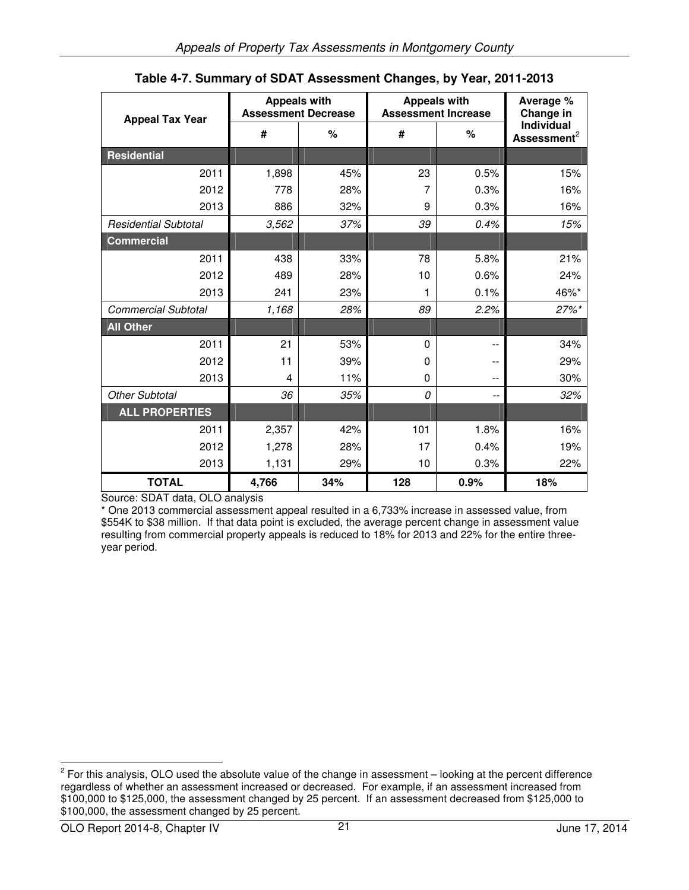**Table 4-7. Summary of SDAT Assessment Changes, by Year, 2011-2013**

| Appeal Tax Year | Appeals with Assessment Decrease | | Appeals with Assessment Increase | | Average % Change in Individual Assessment[2] |
|---|---|---|---|---|---|
| | # | % | # | % | |
| **Residential** | | | | | |
| 2011 | 1,898 | 45% | 23 | 0.5% | 15% |
| 2012 | 778 | 28% | 7 | 0.3% | 16% |
| 2013 | 886 | 32% | 9 | 0.3% | 16% |
| *Residential Subtotal* | *3,562* | *37%* | *39* | *0.4%* | *15%* |
| **Commercial** | | | | | |
| 2011 | 438 | 33% | 78 | 5.8% | 21% |
| 2012 | 489 | 28% | 10 | 0.6% | 24% |
| 2013 | 241 | 23% | 1 | 0.1% | 46%* |
| *Commercial Subtotal* | *1,168* | *28%* | *89* | *2.2%* | *27%** |
| **All Other** | | | | | |
| 2011 | 21 | 53% | 0 | -- | 34% |
| 2012 | 11 | 39% | 0 | -- | 29% |
| 2013 | 4 | 11% | 0 | -- | 30% |
| *Other Subtotal* | *36* | *35%* | *0* | -- | *32%* |
| **ALL PROPERTIES** | | | | | |
| 2011 | 2,357 | 42% | 101 | 1.8% | 16% |
| 2012 | 1,278 | 28% | 17 | 0.4% | 19% |
| 2013 | 1,131 | 29% | 10 | 0.3% | 22% |
| **TOTAL** | **4,766** | **34%** | **128** | **0.9%** | **18%** |

Source: SDAT data, OLO analysis

* One 2013 commercial assessment appeal resulted in a 6,733% increase in assessed value, from $554K to $38 million. If that data point is excluded, the average percent change in assessment value resulting from commercial property appeals is reduced to 18% for 2013 and 22% for the entire three-year period.

[2] For this analysis, OLO used the absolute value of the change in assessment – looking at the percent difference regardless of whether an assessment increased or decreased. For example, if an assessment increased from $100,000 to $125,000, the assessment changed by 25 percent. If an assessment decreased from $125,000 to $100,000, the assessment changed by 25 percent.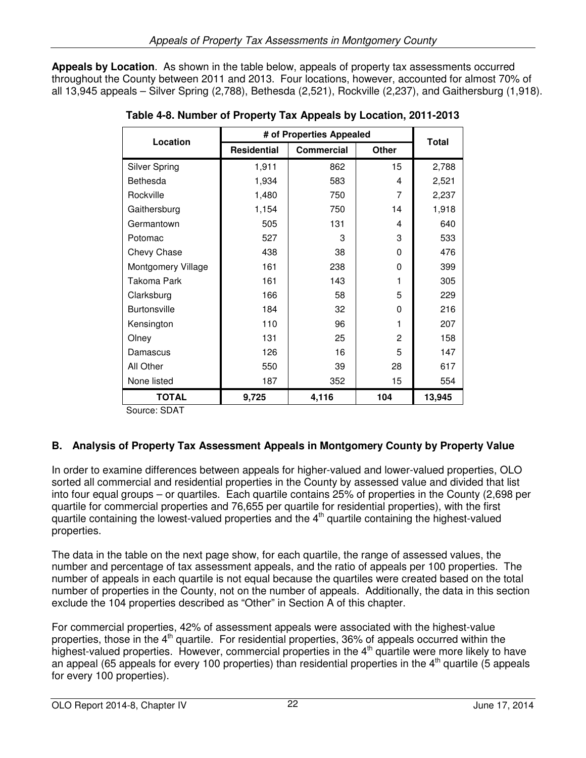**Appeals by Location**. As shown in the table below, appeals of property tax assessments occurred throughout the County between 2011 and 2013. Four locations, however, accounted for almost 70% of all 13,945 appeals – Silver Spring (2,788), Bethesda (2,521), Rockville (2,237), and Gaithersburg (1,918).

**Table 4-8. Number of Property Tax Appeals by Location, 2011-2013**

| Location | # of Properties Appealed | | | Total |
|---|---|---|---|---|
| | Residential | Commercial | Other | |
| Silver Spring | 1,911 | 862 | 15 | 2,788 |
| Bethesda | 1,934 | 583 | 4 | 2,521 |
| Rockville | 1,480 | 750 | 7 | 2,237 |
| Gaithersburg | 1,154 | 750 | 14 | 1,918 |
| Germantown | 505 | 131 | 4 | 640 |
| Potomac | 527 | 3 | 3 | 533 |
| Chevy Chase | 438 | 38 | 0 | 476 |
| Montgomery Village | 161 | 238 | 0 | 399 |
| Takoma Park | 161 | 143 | 1 | 305 |
| Clarksburg | 166 | 58 | 5 | 229 |
| Burtonsville | 184 | 32 | 0 | 216 |
| Kensington | 110 | 96 | 1 | 207 |
| Olney | 131 | 25 | 2 | 158 |
| Damascus | 126 | 16 | 5 | 147 |
| All Other | 550 | 39 | 28 | 617 |
| None listed | 187 | 352 | 15 | 554 |
| **TOTAL** | **9,725** | **4,116** | **104** | **13,945** |

Source: SDAT

## B. Analysis of Property Tax Assessment Appeals in Montgomery County by Property Value

In order to examine differences between appeals for higher-valued and lower-valued properties, OLO sorted all commercial and residential properties in the County by assessed value and divided that list into four equal groups – or quartiles. Each quartile contains 25% of properties in the County (2,698 per quartile for commercial properties and 76,655 per quartile for residential properties), with the first quartile containing the lowest-valued properties and the 4th quartile containing the highest-valued properties.

The data in the table on the next page show, for each quartile, the range of assessed values, the number and percentage of tax assessment appeals, and the ratio of appeals per 100 properties. The number of appeals in each quartile is not equal because the quartiles were created based on the total number of properties in the County, not on the number of appeals. Additionally, the data in this section exclude the 104 properties described as "Other" in Section A of this chapter.

For commercial properties, 42% of assessment appeals were associated with the highest-value properties, those in the 4th quartile. For residential properties, 36% of appeals occurred within the highest-valued properties. However, commercial properties in the 4th quartile were more likely to have an appeal (65 appeals for every 100 properties) than residential properties in the 4th quartile (5 appeals for every 100 properties).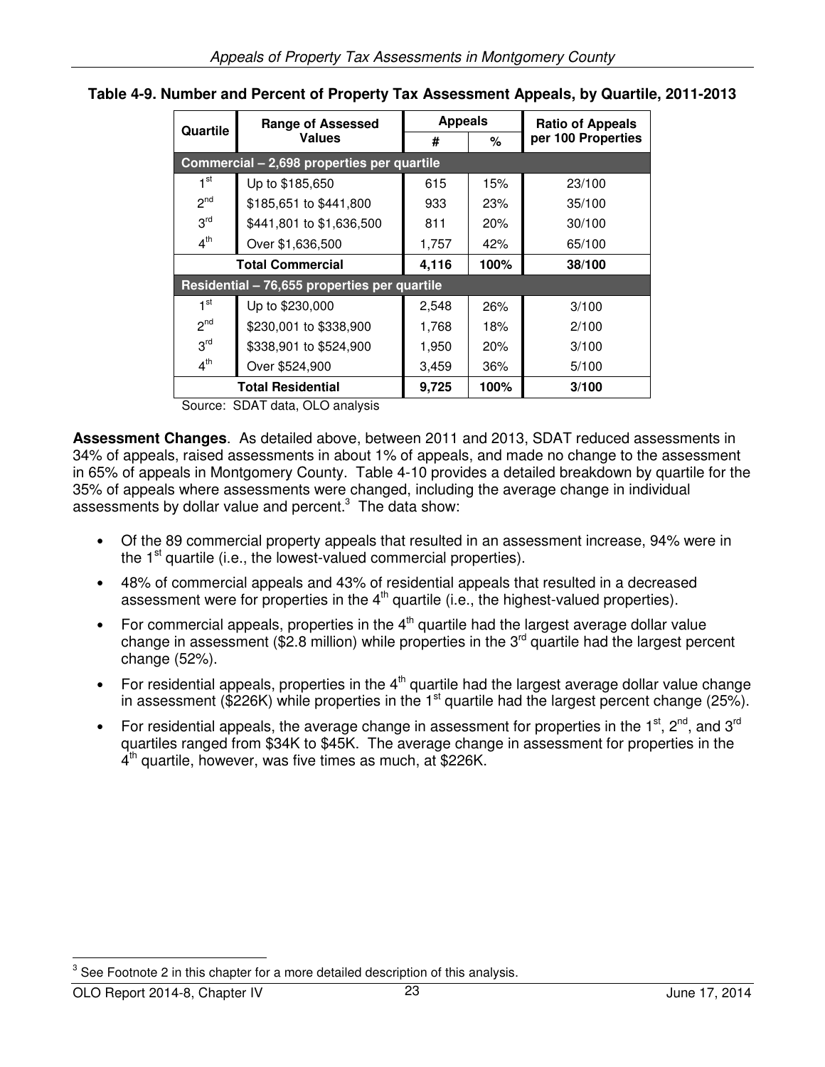**Table 4-9. Number and Percent of Property Tax Assessment Appeals, by Quartile, 2011-2013**

| Quartile | Range of Assessed Values | Appeals | | Ratio of Appeals per 100 Properties |
|---|---|---|---|---|
| | | # | % | |
| **Commercial – 2,698 properties per quartile** | | | | |
| 1st | Up to $185,650 | 615 | 15% | 23/100 |
| 2nd | $185,651 to $441,800 | 933 | 23% | 35/100 |
| 3rd | $441,801 to $1,636,500 | 811 | 20% | 30/100 |
| 4th | Over $1,636,500 | 1,757 | 42% | 65/100 |
| **Total Commercial** | | **4,116** | **100%** | **38/100** |
| **Residential – 76,655 properties per quartile** | | | | |
| 1st | Up to $230,000 | 2,548 | 26% | 3/100 |
| 2nd | $230,001 to $338,900 | 1,768 | 18% | 2/100 |
| 3rd | $338,901 to $524,900 | 1,950 | 20% | 3/100 |
| 4th | Over $524,900 | 3,459 | 36% | 5/100 |
| **Total Residential** | | **9,725** | **100%** | **3/100** |

Source: SDAT data, OLO analysis

**Assessment Changes**. As detailed above, between 2011 and 2013, SDAT reduced assessments in 34% of appeals, raised assessments in about 1% of appeals, and made no change to the assessment in 65% of appeals in Montgomery County. Table 4-10 provides a detailed breakdown by quartile for the 35% of appeals where assessments were changed, including the average change in individual assessments by dollar value and percent.[3] The data show:

- Of the 89 commercial property appeals that resulted in an assessment increase, 94% were in the 1st quartile (i.e., the lowest-valued commercial properties).
- 48% of commercial appeals and 43% of residential appeals that resulted in a decreased assessment were for properties in the 4th quartile (i.e., the highest-valued properties).
- For commercial appeals, properties in the 4th quartile had the largest average dollar value change in assessment ($2.8 million) while properties in the 3rd quartile had the largest percent change (52%).
- For residential appeals, properties in the 4th quartile had the largest average dollar value change in assessment ($226K) while properties in the 1st quartile had the largest percent change (25%).
- For residential appeals, the average change in assessment for properties in the 1st, 2nd, and 3rd quartiles ranged from $34K to $45K. The average change in assessment for properties in the 4th quartile, however, was five times as much, at $226K.

[3] See Footnote 2 in this chapter for a more detailed description of this analysis.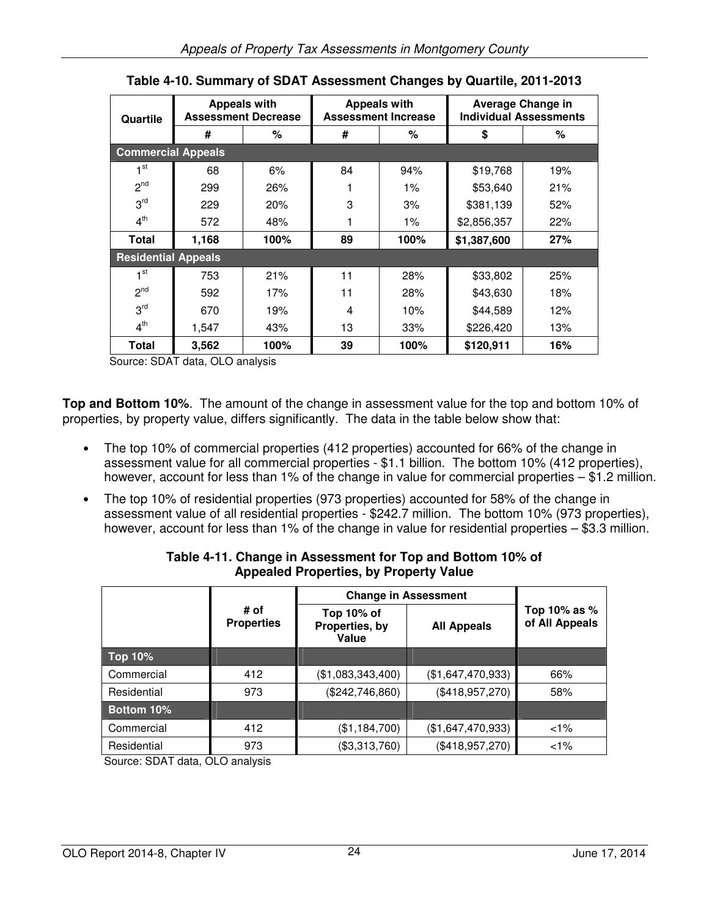**Table 4-10. Summary of SDAT Assessment Changes by Quartile, 2011-2013**

| Quartile | Appeals with Assessment Decrease | | Appeals with Assessment Increase | | Average Change in Individual Assessments | |
|---|---|---|---|---|---|---|
| | # | % | # | % | $ | % |
| **Commercial Appeals** | | | | | | |
| 1st | 68 | 6% | 84 | 94% | $19,768 | 19% |
| 2nd | 299 | 26% | 1 | 1% | $53,640 | 21% |
| 3rd | 229 | 20% | 3 | 3% | $381,139 | 52% |
| 4th | 572 | 48% | 1 | 1% | $2,856,357 | 22% |
| **Total** | **1,168** | **100%** | **89** | **100%** | **$1,387,600** | **27%** |
| **Residential Appeals** | | | | | | |
| 1st | 753 | 21% | 11 | 28% | $33,802 | 25% |
| 2nd | 592 | 17% | 11 | 28% | $43,630 | 18% |
| 3rd | 670 | 19% | 4 | 10% | $44,589 | 12% |
| 4th | 1,547 | 43% | 13 | 33% | $226,420 | 13% |
| **Total** | **3,562** | **100%** | **39** | **100%** | **$120,911** | **16%** |

Source: SDAT data, OLO analysis

**Top and Bottom 10%**. The amount of the change in assessment value for the top and bottom 10% of properties, by property value, differs significantly. The data in the table below show that:

- The top 10% of commercial properties (412 properties) accounted for 66% of the change in assessment value for all commercial properties - $1.1 billion. The bottom 10% (412 properties), however, account for less than 1% of the change in value for commercial properties – $1.2 million.
- The top 10% of residential properties (973 properties) accounted for 58% of the change in assessment value of all residential properties - $242.7 million. The bottom 10% (973 properties), however, account for less than 1% of the change in value for residential properties – $3.3 million.

**Table 4-11. Change in Assessment for Top and Bottom 10% of Appealed Properties, by Property Value**

| | # of Properties | Change in Assessment | | Top 10% as % of All Appeals |
|---|---|---|---|---|
| | | Top 10% of Properties, by Value | All Appeals | |
| **Top 10%** | | | | |
| Commercial | 412 | ($1,083,343,400) | ($1,647,470,933) | 66% |
| Residential | 973 | ($242,746,860) | ($418,957,270) | 58% |
| **Bottom 10%** | | | | |
| Commercial | 412 | ($1,184,700) | ($1,647,470,933) | <1% |
| Residential | 973 | ($3,313,760) | ($418,957,270) | <1% |

Source: SDAT data, OLO analysis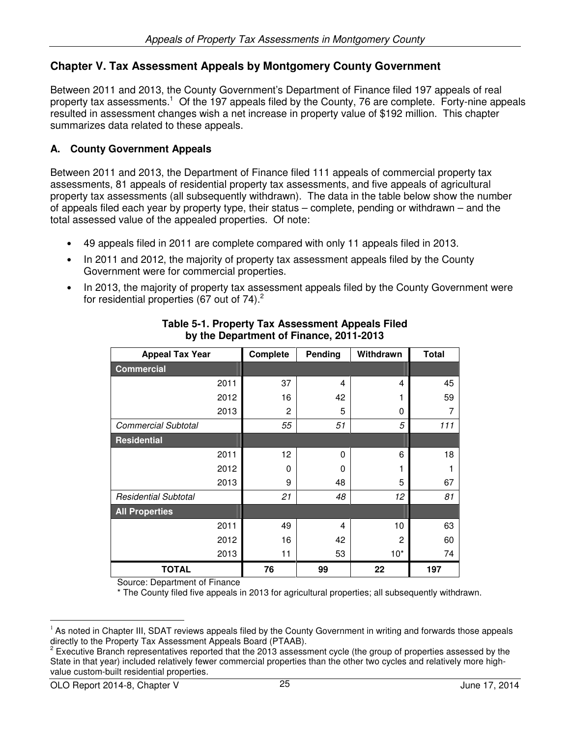## Chapter V. Tax Assessment Appeals by Montgomery County Government

Between 2011 and 2013, the County Government's Department of Finance filed 197 appeals of real property tax assessments.[1] Of the 197 appeals filed by the County, 76 are complete. Forty-nine appeals resulted in assessment changes wish a net increase in property value of $192 million. This chapter summarizes data related to these appeals.

### A. County Government Appeals

Between 2011 and 2013, the Department of Finance filed 111 appeals of commercial property tax assessments, 81 appeals of residential property tax assessments, and five appeals of agricultural property tax assessments (all subsequently withdrawn). The data in the table below show the number of appeals filed each year by property type, their status – complete, pending or withdrawn – and the total assessed value of the appealed properties. Of note:

- 49 appeals filed in 2011 are complete compared with only 11 appeals filed in 2013.
- In 2011 and 2012, the majority of property tax assessment appeals filed by the County Government were for commercial properties.
- In 2013, the majority of property tax assessment appeals filed by the County Government were for residential properties (67 out of 74).[2]

**Table 5-1. Property Tax Assessment Appeals Filed by the Department of Finance, 2011-2013**

| Appeal Tax Year | Complete | Pending | Withdrawn | Total |
|---|---|---|---|---|
| **Commercial** | | | | |
| 2011 | 37 | 4 | 4 | 45 |
| 2012 | 16 | 42 | 1 | 59 |
| 2013 | 2 | 5 | 0 | 7 |
| *Commercial Subtotal* | *55* | *51* | *5* | *111* |
| **Residential** | | | | |
| 2011 | 12 | 0 | 6 | 18 |
| 2012 | 0 | 0 | 1 | 1 |
| 2013 | 9 | 48 | 5 | 67 |
| *Residential Subtotal* | *21* | *48* | *12* | *81* |
| **All Properties** | | | | |
| 2011 | 49 | 4 | 10 | 63 |
| 2012 | 16 | 42 | 2 | 60 |
| 2013 | 11 | 53 | 10* | 74 |
| **TOTAL** | **76** | **99** | **22** | **197** |

Source: Department of Finance

\* The County filed five appeals in 2013 for agricultural properties; all subsequently withdrawn.

[1] As noted in Chapter III, SDAT reviews appeals filed by the County Government in writing and forwards those appeals directly to the Property Tax Assessment Appeals Board (PTAAB).

[2] Executive Branch representatives reported that the 2013 assessment cycle (the group of properties assessed by the State in that year) included relatively fewer commercial properties than the other two cycles and relatively more high-value custom-built residential properties.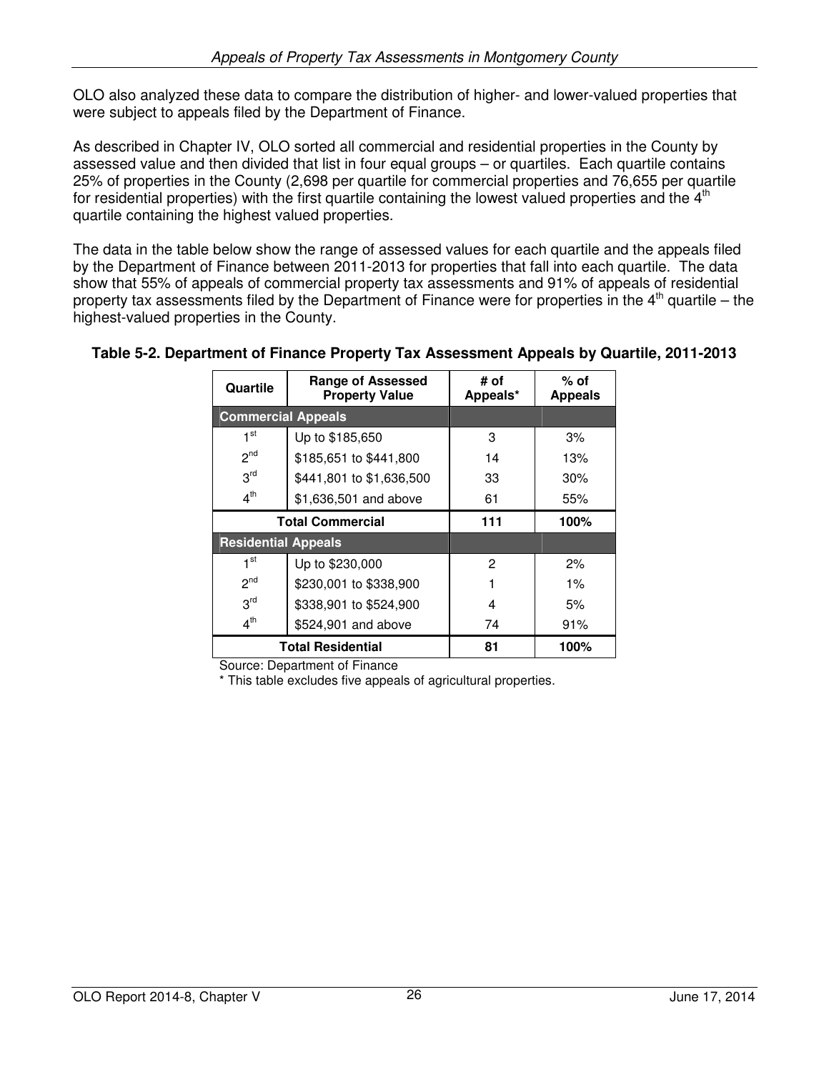OLO also analyzed these data to compare the distribution of higher- and lower-valued properties that were subject to appeals filed by the Department of Finance.

As described in Chapter IV, OLO sorted all commercial and residential properties in the County by assessed value and then divided that list in four equal groups – or quartiles. Each quartile contains 25% of properties in the County (2,698 per quartile for commercial properties and 76,655 per quartile for residential properties) with the first quartile containing the lowest valued properties and the 4th quartile containing the highest valued properties.

The data in the table below show the range of assessed values for each quartile and the appeals filed by the Department of Finance between 2011-2013 for properties that fall into each quartile. The data show that 55% of appeals of commercial property tax assessments and 91% of appeals of residential property tax assessments filed by the Department of Finance were for properties in the 4th quartile – the highest-valued properties in the County.

**Table 5-2. Department of Finance Property Tax Assessment Appeals by Quartile, 2011-2013**

| Quartile | Range of Assessed Property Value | # of Appeals* | % of Appeals |
|---|---|---|---|
| **Commercial Appeals** | | | |
| 1st | Up to $185,650 | 3 | 3% |
| 2nd | $185,651 to $441,800 | 14 | 13% |
| 3rd | $441,801 to $1,636,500 | 33 | 30% |
| 4th | $1,636,501 and above | 61 | 55% |
| **Total Commercial** | | **111** | **100%** |
| **Residential Appeals** | | | |
| 1st | Up to $230,000 | 2 | 2% |
| 2nd | $230,001 to $338,900 | 1 | 1% |
| 3rd | $338,901 to $524,900 | 4 | 5% |
| 4th | $524,901 and above | 74 | 91% |
| **Total Residential** | | **81** | **100%** |

Source: Department of Finance

* This table excludes five appeals of agricultural properties.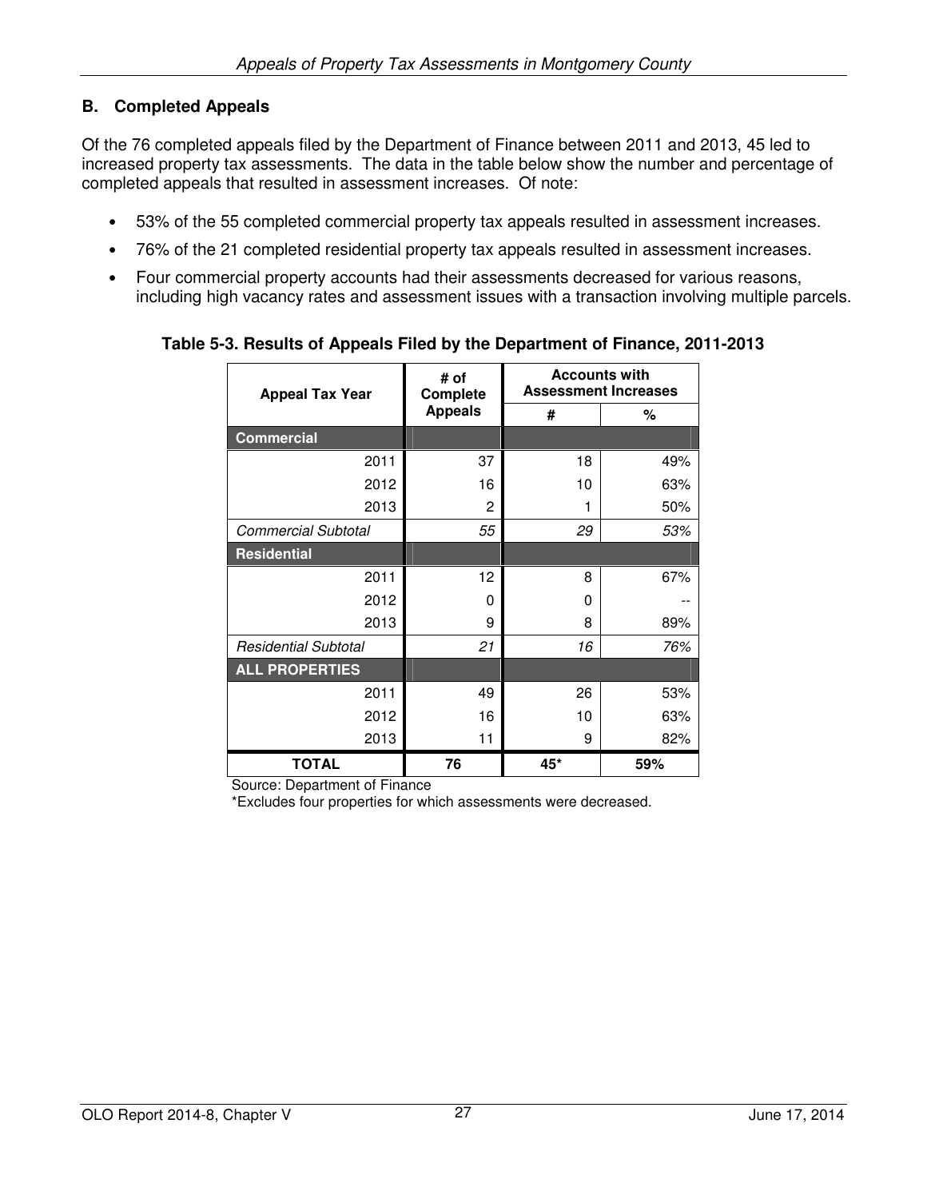### B. Completed Appeals

Of the 76 completed appeals filed by the Department of Finance between 2011 and 2013, 45 led to increased property tax assessments. The data in the table below show the number and percentage of completed appeals that resulted in assessment increases. Of note:

- 53% of the 55 completed commercial property tax appeals resulted in assessment increases.
- 76% of the 21 completed residential property tax appeals resulted in assessment increases.
- Four commercial property accounts had their assessments decreased for various reasons, including high vacancy rates and assessment issues with a transaction involving multiple parcels.

**Table 5-3. Results of Appeals Filed by the Department of Finance, 2011-2013**

| Appeal Tax Year | # of Complete Appeals | Accounts with Assessment Increases | |
|---|---|---|---|
| | | # | % |
| **Commercial** | | | |
| 2011 | 37 | 18 | 49% |
| 2012 | 16 | 10 | 63% |
| 2013 | 2 | 1 | 50% |
| *Commercial Subtotal* | *55* | *29* | *53%* |
| **Residential** | | | |
| 2011 | 12 | 8 | 67% |
| 2012 | 0 | 0 | -- |
| 2013 | 9 | 8 | 89% |
| *Residential Subtotal* | *21* | *16* | *76%* |
| **ALL PROPERTIES** | | | |
| 2011 | 49 | 26 | 53% |
| 2012 | 16 | 10 | 63% |
| 2013 | 11 | 9 | 82% |
| **TOTAL** | **76** | **45*** | **59%** |

Source: Department of Finance

*Excludes four properties for which assessments were decreased.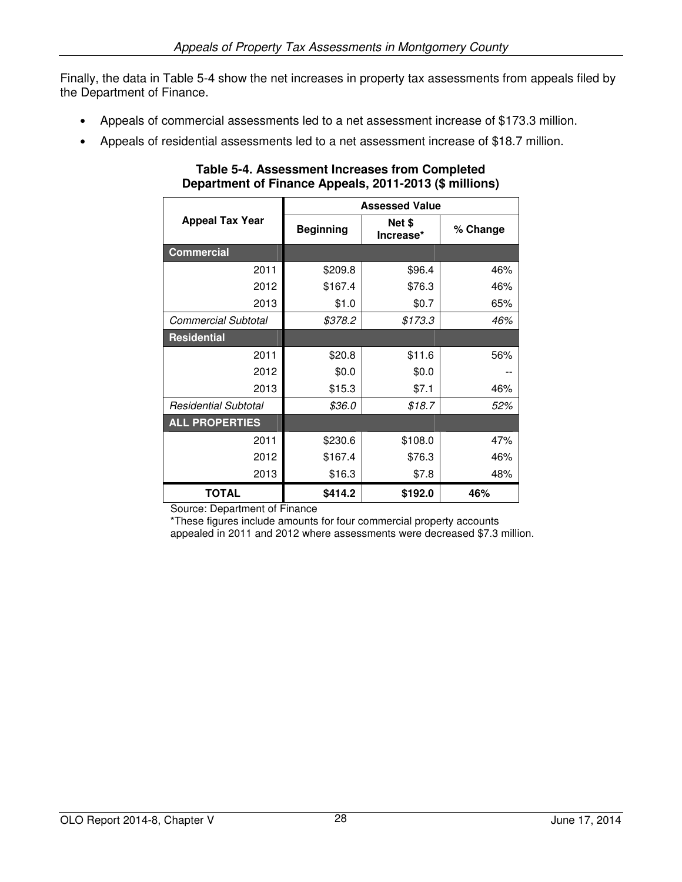Finally, the data in Table 5-4 show the net increases in property tax assessments from appeals filed by the Department of Finance.

- Appeals of commercial assessments led to a net assessment increase of $173.3 million.
- Appeals of residential assessments led to a net assessment increase of $18.7 million.

**Table 5-4. Assessment Increases from Completed Department of Finance Appeals, 2011-2013 ($ millions)**

| Appeal Tax Year | Assessed Value | | |
|---|---|---|---|
| | Beginning | Net $ Increase* | % Change |
| **Commercial** | | | |
| 2011 | $209.8 | $96.4 | 46% |
| 2012 | $167.4 | $76.3 | 46% |
| 2013 | $1.0 | $0.7 | 65% |
| *Commercial Subtotal* | *$378.2* | *$173.3* | *46%* |
| **Residential** | | | |
| 2011 | $20.8 | $11.6 | 56% |
| 2012 | $0.0 | $0.0 | -- |
| 2013 | $15.3 | $7.1 | 46% |
| *Residential Subtotal* | *$36.0* | *$18.7* | *52%* |
| **ALL PROPERTIES** | | | |
| 2011 | $230.6 | $108.0 | 47% |
| 2012 | $167.4 | $76.3 | 46% |
| 2013 | $16.3 | $7.8 | 48% |
| **TOTAL** | **$414.2** | **$192.0** | **46%** |

Source: Department of Finance

*These figures include amounts for four commercial property accounts appealed in 2011 and 2012 where assessments were decreased $7.3 million.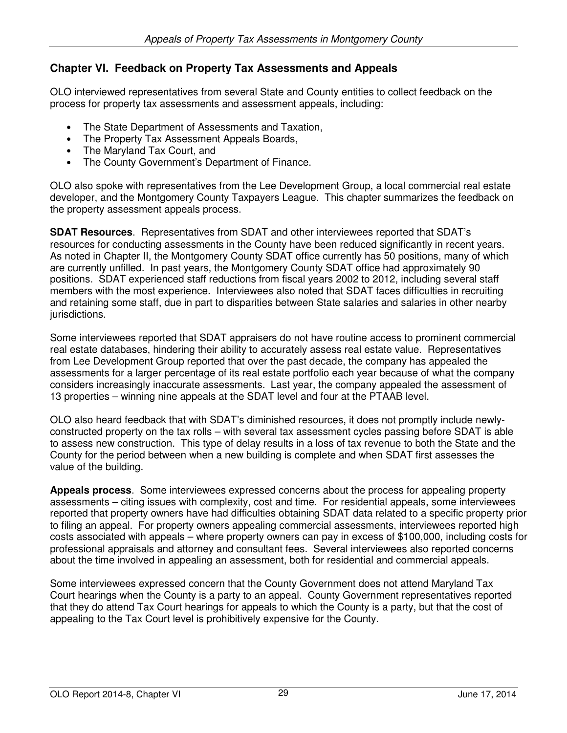## Chapter VI. Feedback on Property Tax Assessments and Appeals

OLO interviewed representatives from several State and County entities to collect feedback on the process for property tax assessments and assessment appeals, including:

- The State Department of Assessments and Taxation,
- The Property Tax Assessment Appeals Boards,
- The Maryland Tax Court, and
- The County Government's Department of Finance.

OLO also spoke with representatives from the Lee Development Group, a local commercial real estate developer, and the Montgomery County Taxpayers League. This chapter summarizes the feedback on the property assessment appeals process.

**SDAT Resources**. Representatives from SDAT and other interviewees reported that SDAT's resources for conducting assessments in the County have been reduced significantly in recent years. As noted in Chapter II, the Montgomery County SDAT office currently has 50 positions, many of which are currently unfilled. In past years, the Montgomery County SDAT office had approximately 90 positions. SDAT experienced staff reductions from fiscal years 2002 to 2012, including several staff members with the most experience. Interviewees also noted that SDAT faces difficulties in recruiting and retaining some staff, due in part to disparities between State salaries and salaries in other nearby jurisdictions.

Some interviewees reported that SDAT appraisers do not have routine access to prominent commercial real estate databases, hindering their ability to accurately assess real estate value. Representatives from Lee Development Group reported that over the past decade, the company has appealed the assessments for a larger percentage of its real estate portfolio each year because of what the company considers increasingly inaccurate assessments. Last year, the company appealed the assessment of 13 properties – winning nine appeals at the SDAT level and four at the PTAAB level.

OLO also heard feedback that with SDAT's diminished resources, it does not promptly include newly-constructed property on the tax rolls – with several tax assessment cycles passing before SDAT is able to assess new construction. This type of delay results in a loss of tax revenue to both the State and the County for the period between when a new building is complete and when SDAT first assesses the value of the building.

**Appeals process**. Some interviewees expressed concerns about the process for appealing property assessments – citing issues with complexity, cost and time. For residential appeals, some interviewees reported that property owners have had difficulties obtaining SDAT data related to a specific property prior to filing an appeal. For property owners appealing commercial assessments, interviewees reported high costs associated with appeals – where property owners can pay in excess of $100,000, including costs for professional appraisals and attorney and consultant fees. Several interviewees also reported concerns about the time involved in appealing an assessment, both for residential and commercial appeals.

Some interviewees expressed concern that the County Government does not attend Maryland Tax Court hearings when the County is a party to an appeal. County Government representatives reported that they do attend Tax Court hearings for appeals to which the County is a party, but that the cost of appealing to the Tax Court level is prohibitively expensive for the County.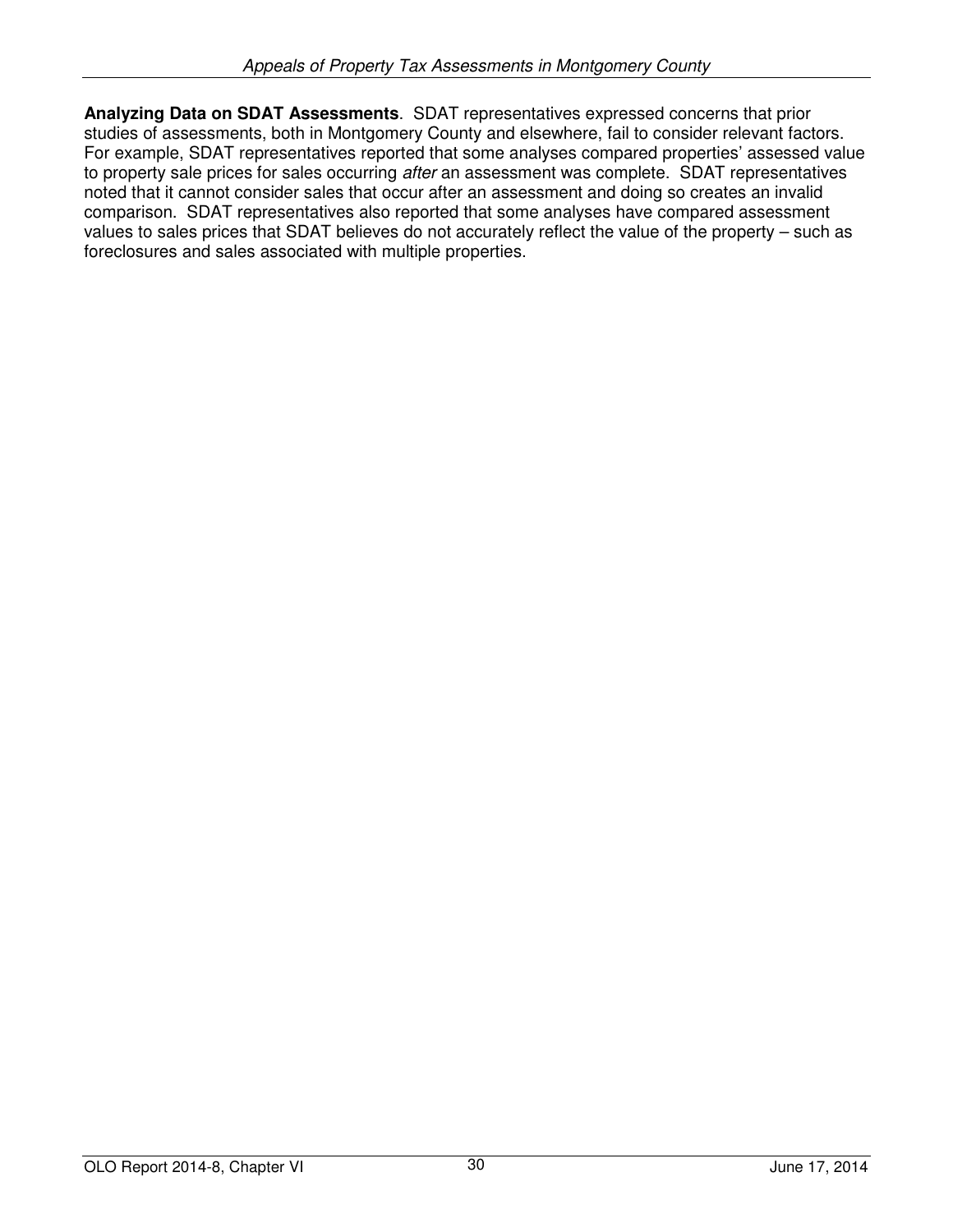**Analyzing Data on SDAT Assessments**. SDAT representatives expressed concerns that prior studies of assessments, both in Montgomery County and elsewhere, fail to consider relevant factors. For example, SDAT representatives reported that some analyses compared properties' assessed value to property sale prices for sales occurring *after* an assessment was complete. SDAT representatives noted that it cannot consider sales that occur after an assessment and doing so creates an invalid comparison. SDAT representatives also reported that some analyses have compared assessment values to sales prices that SDAT believes do not accurately reflect the value of the property – such as foreclosures and sales associated with multiple properties.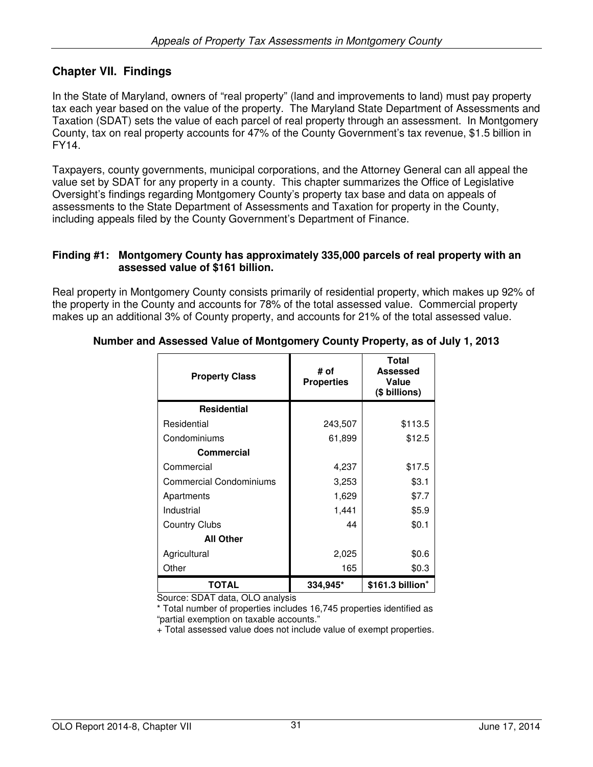## Chapter VII. Findings

In the State of Maryland, owners of "real property" (land and improvements to land) must pay property tax each year based on the value of the property. The Maryland State Department of Assessments and Taxation (SDAT) sets the value of each parcel of real property through an assessment. In Montgomery County, tax on real property accounts for 47% of the County Government's tax revenue, $1.5 billion in FY14.

Taxpayers, county governments, municipal corporations, and the Attorney General can all appeal the value set by SDAT for any property in a county. This chapter summarizes the Office of Legislative Oversight's findings regarding Montgomery County's property tax base and data on appeals of assessments to the State Department of Assessments and Taxation for property in the County, including appeals filed by the County Government's Department of Finance.

### Finding #1: Montgomery County has approximately 335,000 parcels of real property with an assessed value of $161 billion.

Real property in Montgomery County consists primarily of residential property, which makes up 92% of the property in the County and accounts for 78% of the total assessed value. Commercial property makes up an additional 3% of County property, and accounts for 21% of the total assessed value.

**Number and Assessed Value of Montgomery County Property, as of July 1, 2013**

| Property Class | # of Properties | Total Assessed Value ($ billions) |
|---|---|---|
| **Residential** | | |
| Residential | 243,507 | $113.5 |
| Condominiums | 61,899 | $12.5 |
| **Commercial** | | |
| Commercial | 4,237 | $17.5 |
| Commercial Condominiums | 3,253 | $3.1 |
| Apartments | 1,629 | $7.7 |
| Industrial | 1,441 | $5.9 |
| Country Clubs | 44 | $0.1 |
| **All Other** | | |
| Agricultural | 2,025 | $0.6 |
| Other | 165 | $0.3 |
| **TOTAL** | **334,945*** | **$161.3 billion+** |

Source: SDAT data, OLO analysis

* Total number of properties includes 16,745 properties identified as "partial exemption on taxable accounts."

+ Total assessed value does not include value of exempt properties.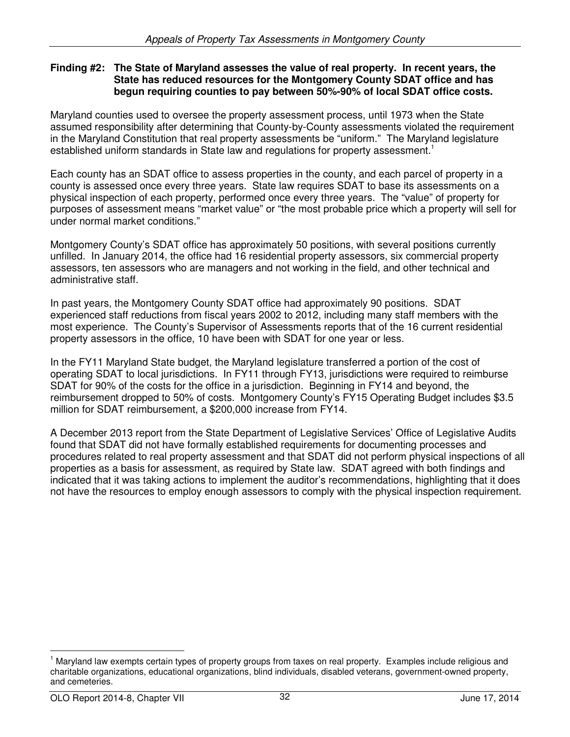**Finding #2: The State of Maryland assesses the value of real property. In recent years, the State has reduced resources for the Montgomery County SDAT office and has begun requiring counties to pay between 50%-90% of local SDAT office costs.**

Maryland counties used to oversee the property assessment process, until 1973 when the State assumed responsibility after determining that County-by-County assessments violated the requirement in the Maryland Constitution that real property assessments be "uniform." The Maryland legislature established uniform standards in State law and regulations for property assessment.[1]

Each county has an SDAT office to assess properties in the county, and each parcel of property in a county is assessed once every three years. State law requires SDAT to base its assessments on a physical inspection of each property, performed once every three years. The "value" of property for purposes of assessment means "market value" or "the most probable price which a property will sell for under normal market conditions."

Montgomery County's SDAT office has approximately 50 positions, with several positions currently unfilled. In January 2014, the office had 16 residential property assessors, six commercial property assessors, ten assessors who are managers and not working in the field, and other technical and administrative staff.

In past years, the Montgomery County SDAT office had approximately 90 positions. SDAT experienced staff reductions from fiscal years 2002 to 2012, including many staff members with the most experience. The County's Supervisor of Assessments reports that of the 16 current residential property assessors in the office, 10 have been with SDAT for one year or less.

In the FY11 Maryland State budget, the Maryland legislature transferred a portion of the cost of operating SDAT to local jurisdictions. In FY11 through FY13, jurisdictions were required to reimburse SDAT for 90% of the costs for the office in a jurisdiction. Beginning in FY14 and beyond, the reimbursement dropped to 50% of costs. Montgomery County's FY15 Operating Budget includes $3.5 million for SDAT reimbursement, a $200,000 increase from FY14.

A December 2013 report from the State Department of Legislative Services' Office of Legislative Audits found that SDAT did not have formally established requirements for documenting processes and procedures related to real property assessment and that SDAT did not perform physical inspections of all properties as a basis for assessment, as required by State law. SDAT agreed with both findings and indicated that it was taking actions to implement the auditor's recommendations, highlighting that it does not have the resources to employ enough assessors to comply with the physical inspection requirement.

[1] Maryland law exempts certain types of property groups from taxes on real property. Examples include religious and charitable organizations, educational organizations, blind individuals, disabled veterans, government-owned property, and cemeteries.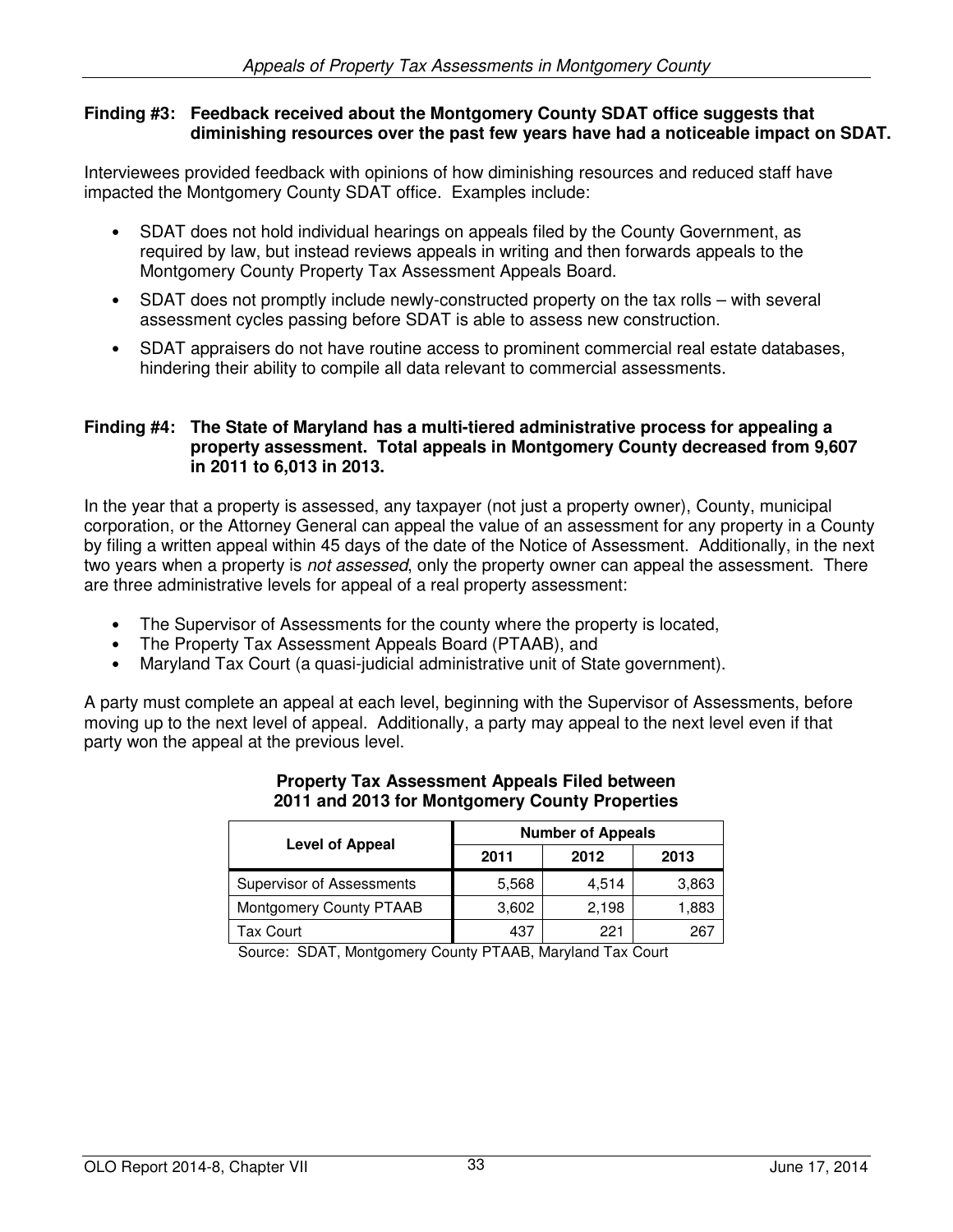**Finding #3: Feedback received about the Montgomery County SDAT office suggests that diminishing resources over the past few years have had a noticeable impact on SDAT.**

Interviewees provided feedback with opinions of how diminishing resources and reduced staff have impacted the Montgomery County SDAT office. Examples include:

- SDAT does not hold individual hearings on appeals filed by the County Government, as required by law, but instead reviews appeals in writing and then forwards appeals to the Montgomery County Property Tax Assessment Appeals Board.
- SDAT does not promptly include newly-constructed property on the tax rolls – with several assessment cycles passing before SDAT is able to assess new construction.
- SDAT appraisers do not have routine access to prominent commercial real estate databases, hindering their ability to compile all data relevant to commercial assessments.

**Finding #4: The State of Maryland has a multi-tiered administrative process for appealing a property assessment. Total appeals in Montgomery County decreased from 9,607 in 2011 to 6,013 in 2013.**

In the year that a property is assessed, any taxpayer (not just a property owner), County, municipal corporation, or the Attorney General can appeal the value of an assessment for any property in a County by filing a written appeal within 45 days of the date of the Notice of Assessment. Additionally, in the next two years when a property is *not assessed*, only the property owner can appeal the assessment. There are three administrative levels for appeal of a real property assessment:

- The Supervisor of Assessments for the county where the property is located,
- The Property Tax Assessment Appeals Board (PTAAB), and
- Maryland Tax Court (a quasi-judicial administrative unit of State government).

A party must complete an appeal at each level, beginning with the Supervisor of Assessments, before moving up to the next level of appeal. Additionally, a party may appeal to the next level even if that party won the appeal at the previous level.

**Property Tax Assessment Appeals Filed between 2011 and 2013 for Montgomery County Properties**

| Level of Appeal | Number of Appeals | | |
|---|---|---|---|
| | 2011 | 2012 | 2013 |
| Supervisor of Assessments | 5,568 | 4,514 | 3,863 |
| Montgomery County PTAAB | 3,602 | 2,198 | 1,883 |
| Tax Court | 437 | 221 | 267 |

Source: SDAT, Montgomery County PTAAB, Maryland Tax Court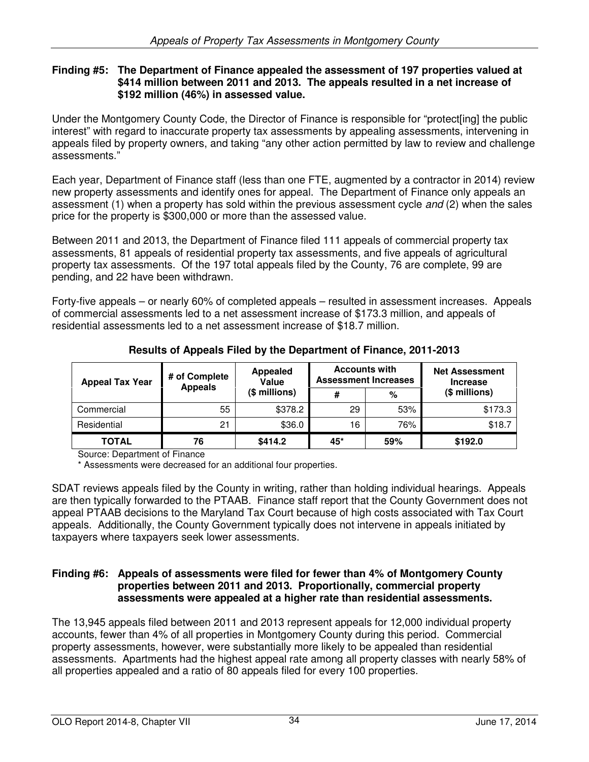**Finding #5: The Department of Finance appealed the assessment of 197 properties valued at $414 million between 2011 and 2013. The appeals resulted in a net increase of $192 million (46%) in assessed value.**

Under the Montgomery County Code, the Director of Finance is responsible for "protect[ing] the public interest" with regard to inaccurate property tax assessments by appealing assessments, intervening in appeals filed by property owners, and taking "any other action permitted by law to review and challenge assessments."

Each year, Department of Finance staff (less than one FTE, augmented by a contractor in 2014) review new property assessments and identify ones for appeal. The Department of Finance only appeals an assessment (1) when a property has sold within the previous assessment cycle *and* (2) when the sales price for the property is $300,000 or more than the assessed value.

Between 2011 and 2013, the Department of Finance filed 111 appeals of commercial property tax assessments, 81 appeals of residential property tax assessments, and five appeals of agricultural property tax assessments. Of the 197 total appeals filed by the County, 76 are complete, 99 are pending, and 22 have been withdrawn.

Forty-five appeals – or nearly 60% of completed appeals – resulted in assessment increases. Appeals of commercial assessments led to a net assessment increase of $173.3 million, and appeals of residential assessments led to a net assessment increase of $18.7 million.

**Results of Appeals Filed by the Department of Finance, 2011-2013**

| Appeal Tax Year | # of Complete Appeals | Appealed Value ($ millions) | Accounts with Assessment Increases | | Net Assessment Increase ($ millions) |
|---|---|---|---|---|---|
| | | | # | % | |
| Commercial | 55 | $378.2 | 29 | 53% | $173.3 |
| Residential | 21 | $36.0 | 16 | 76% | $18.7 |
| **TOTAL** | **76** | **$414.2** | **45*** | **59%** | **$192.0** |

Source: Department of Finance

\* Assessments were decreased for an additional four properties.

SDAT reviews appeals filed by the County in writing, rather than holding individual hearings. Appeals are then typically forwarded to the PTAAB. Finance staff report that the County Government does not appeal PTAAB decisions to the Maryland Tax Court because of high costs associated with Tax Court appeals. Additionally, the County Government typically does not intervene in appeals initiated by taxpayers where taxpayers seek lower assessments.

**Finding #6: Appeals of assessments were filed for fewer than 4% of Montgomery County properties between 2011 and 2013. Proportionally, commercial property assessments were appealed at a higher rate than residential assessments.**

The 13,945 appeals filed between 2011 and 2013 represent appeals for 12,000 individual property accounts, fewer than 4% of all properties in Montgomery County during this period. Commercial property assessments, however, were substantially more likely to be appealed than residential assessments. Apartments had the highest appeal rate among all property classes with nearly 58% of all properties appealed and a ratio of 80 appeals filed for every 100 properties.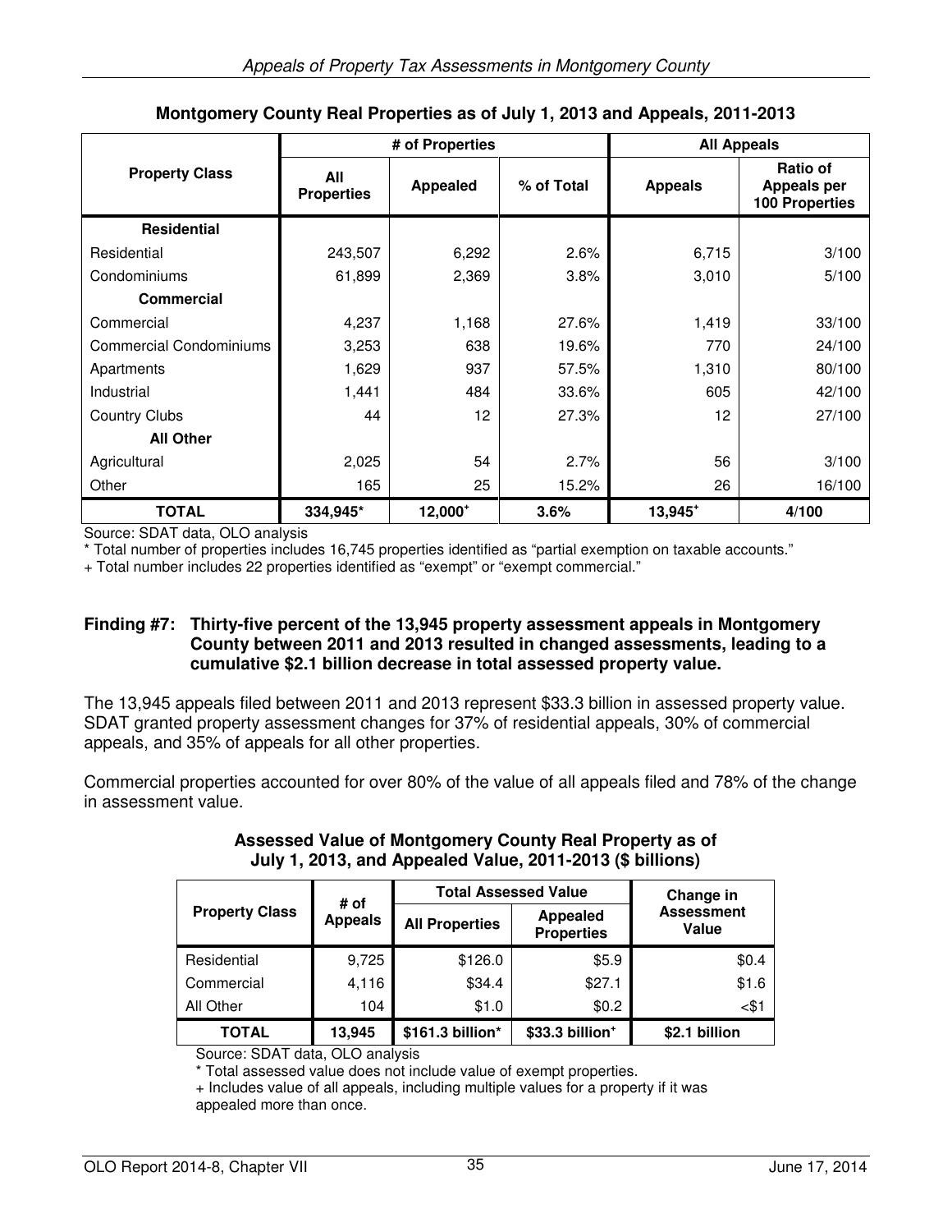**Montgomery County Real Properties as of July 1, 2013 and Appeals, 2011-2013**

| Property Class | # of Properties | | | All Appeals | |
|---|---|---|---|---|---|
| | All Properties | Appealed | % of Total | Appeals | Ratio of Appeals per 100 Properties |
| **Residential** | | | | | |
| Residential | 243,507 | 6,292 | 2.6% | 6,715 | 3/100 |
| Condominiums | 61,899 | 2,369 | 3.8% | 3,010 | 5/100 |
| **Commercial** | | | | | |
| Commercial | 4,237 | 1,168 | 27.6% | 1,419 | 33/100 |
| Commercial Condominiums | 3,253 | 638 | 19.6% | 770 | 24/100 |
| Apartments | 1,629 | 937 | 57.5% | 1,310 | 80/100 |
| Industrial | 1,441 | 484 | 33.6% | 605 | 42/100 |
| Country Clubs | 44 | 12 | 27.3% | 12 | 27/100 |
| **All Other** | | | | | |
| Agricultural | 2,025 | 54 | 2.7% | 56 | 3/100 |
| Other | 165 | 25 | 15.2% | 26 | 16/100 |
| **TOTAL** | **334,945*** | **12,000+** | **3.6%** | **13,945+** | **4/100** |

Source: SDAT data, OLO analysis

\* Total number of properties includes 16,745 properties identified as "partial exemption on taxable accounts."

\+ Total number includes 22 properties identified as "exempt" or "exempt commercial."

**Finding #7: Thirty-five percent of the 13,945 property assessment appeals in Montgomery County between 2011 and 2013 resulted in changed assessments, leading to a cumulative $2.1 billion decrease in total assessed property value.**

The 13,945 appeals filed between 2011 and 2013 represent $33.3 billion in assessed property value. SDAT granted property assessment changes for 37% of residential appeals, 30% of commercial appeals, and 35% of appeals for all other properties.

Commercial properties accounted for over 80% of the value of all appeals filed and 78% of the change in assessment value.

**Assessed Value of Montgomery County Real Property as of July 1, 2013, and Appealed Value, 2011-2013 ($ billions)**

| Property Class | # of Appeals | Total Assessed Value | | Change in Assessment Value |
|---|---|---|---|---|
| | | All Properties | Appealed Properties | |
| Residential | 9,725 | $126.0 | $5.9 | $0.4 |
| Commercial | 4,116 | $34.4 | $27.1 | $1.6 |
| All Other | 104 | $1.0 | $0.2 | <$1 |
| **TOTAL** | **13,945** | **$161.3 billion*** | **$33.3 billion+** | **$2.1 billion** |

Source: SDAT data, OLO analysis

\* Total assessed value does not include value of exempt properties.

\+ Includes value of all appeals, including multiple values for a property if it was appealed more than once.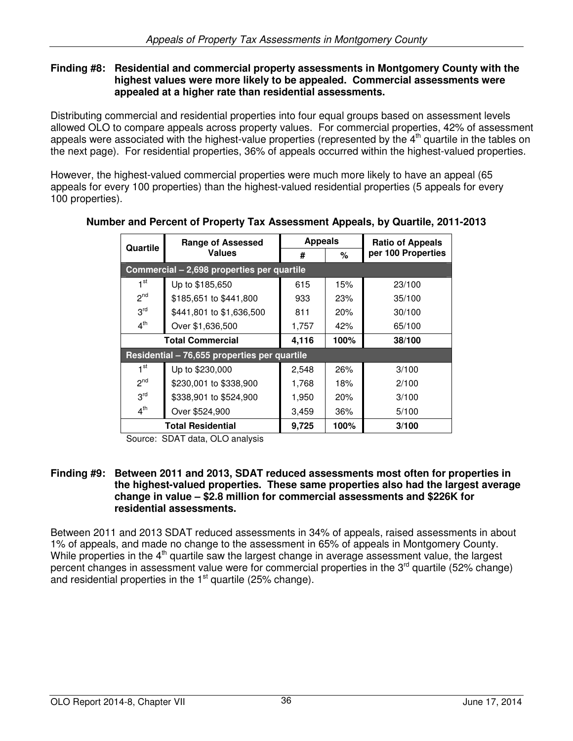**Finding #8: Residential and commercial property assessments in Montgomery County with the highest values were more likely to be appealed. Commercial assessments were appealed at a higher rate than residential assessments.**

Distributing commercial and residential properties into four equal groups based on assessment levels allowed OLO to compare appeals across property values. For commercial properties, 42% of assessment appeals were associated with the highest-value properties (represented by the 4th quartile in the tables on the next page). For residential properties, 36% of appeals occurred within the highest-valued properties.

However, the highest-valued commercial properties were much more likely to have an appeal (65 appeals for every 100 properties) than the highest-valued residential properties (5 appeals for every 100 properties).

**Number and Percent of Property Tax Assessment Appeals, by Quartile, 2011-2013**

| Quartile | Range of Assessed Values | Appeals # | Appeals % | Ratio of Appeals per 100 Properties |
|---|---|---|---|---|
| **Commercial – 2,698 properties per quartile** | | | | |
| 1st | Up to $185,650 | 615 | 15% | 23/100 |
| 2nd | $185,651 to $441,800 | 933 | 23% | 35/100 |
| 3rd | $441,801 to $1,636,500 | 811 | 20% | 30/100 |
| 4th | Over $1,636,500 | 1,757 | 42% | 65/100 |
| **Total Commercial** | | **4,116** | **100%** | **38/100** |
| **Residential – 76,655 properties per quartile** | | | | |
| 1st | Up to $230,000 | 2,548 | 26% | 3/100 |
| 2nd | $230,001 to $338,900 | 1,768 | 18% | 2/100 |
| 3rd | $338,901 to $524,900 | 1,950 | 20% | 3/100 |
| 4th | Over $524,900 | 3,459 | 36% | 5/100 |
| **Total Residential** | | **9,725** | **100%** | **3/100** |

Source: SDAT data, OLO analysis

**Finding #9: Between 2011 and 2013, SDAT reduced assessments most often for properties in the highest-valued properties. These same properties also had the largest average change in value – $2.8 million for commercial assessments and $226K for residential assessments.**

Between 2011 and 2013 SDAT reduced assessments in 34% of appeals, raised assessments in about 1% of appeals, and made no change to the assessment in 65% of appeals in Montgomery County. While properties in the 4th quartile saw the largest change in average assessment value, the largest percent changes in assessment value were for commercial properties in the 3rd quartile (52% change) and residential properties in the 1st quartile (25% change).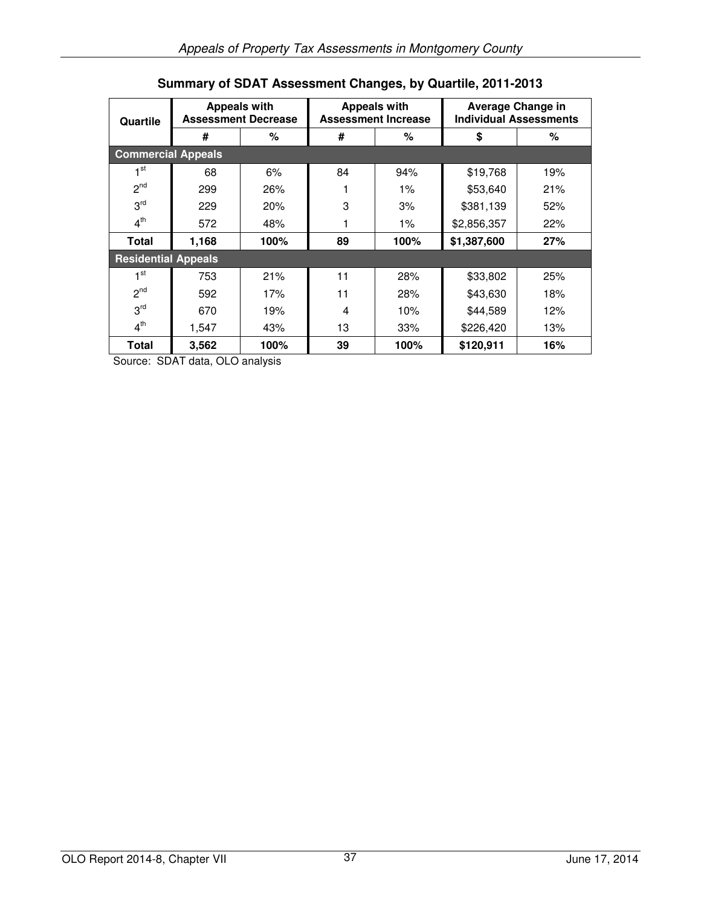**Summary of SDAT Assessment Changes, by Quartile, 2011-2013**

| Quartile | Appeals with Assessment Decrease | | Appeals with Assessment Increase | | Average Change in Individual Assessments | |
|---|---|---|---|---|---|---|
| | # | % | # | % | $ | % |
| **Commercial Appeals** | | | | | | |
| 1st | 68 | 6% | 84 | 94% | $19,768 | 19% |
| 2nd | 299 | 26% | 1 | 1% | $53,640 | 21% |
| 3rd | 229 | 20% | 3 | 3% | $381,139 | 52% |
| 4th | 572 | 48% | 1 | 1% | $2,856,357 | 22% |
| **Total** | **1,168** | **100%** | **89** | **100%** | **$1,387,600** | **27%** |
| **Residential Appeals** | | | | | | |
| 1st | 753 | 21% | 11 | 28% | $33,802 | 25% |
| 2nd | 592 | 17% | 11 | 28% | $43,630 | 18% |
| 3rd | 670 | 19% | 4 | 10% | $44,589 | 12% |
| 4th | 1,547 | 43% | 13 | 33% | $226,420 | 13% |
| **Total** | **3,562** | **100%** | **39** | **100%** | **$120,911** | **16%** |

Source: SDAT data, OLO analysis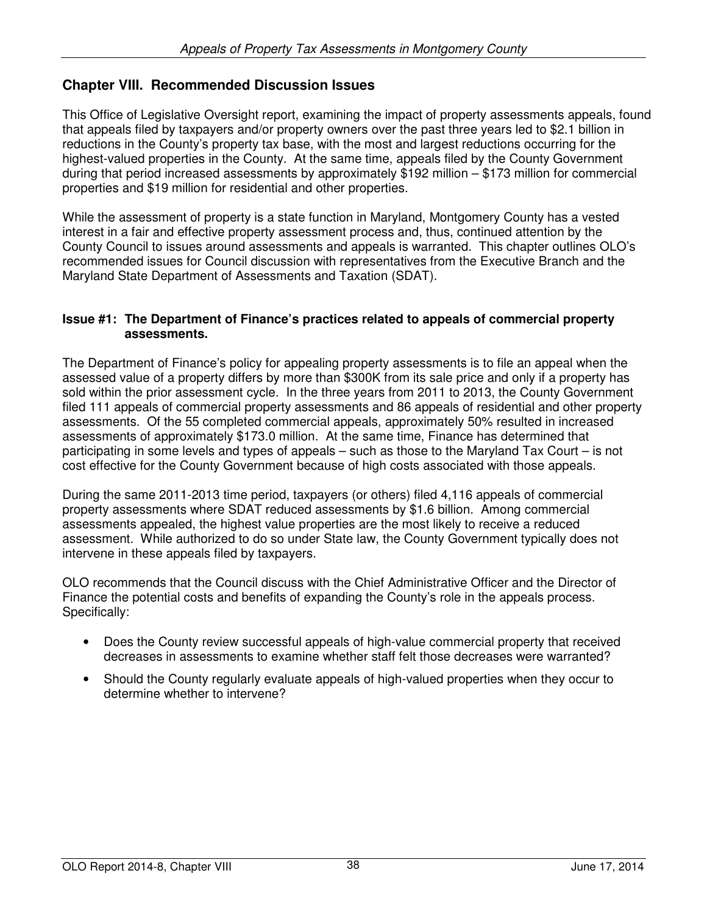## Chapter VIII. Recommended Discussion Issues

This Office of Legislative Oversight report, examining the impact of property assessments appeals, found that appeals filed by taxpayers and/or property owners over the past three years led to $2.1 billion in reductions in the County's property tax base, with the most and largest reductions occurring for the highest-valued properties in the County. At the same time, appeals filed by the County Government during that period increased assessments by approximately $192 million – $173 million for commercial properties and $19 million for residential and other properties.

While the assessment of property is a state function in Maryland, Montgomery County has a vested interest in a fair and effective property assessment process and, thus, continued attention by the County Council to issues around assessments and appeals is warranted. This chapter outlines OLO's recommended issues for Council discussion with representatives from the Executive Branch and the Maryland State Department of Assessments and Taxation (SDAT).

### Issue #1: The Department of Finance's practices related to appeals of commercial property assessments.

The Department of Finance's policy for appealing property assessments is to file an appeal when the assessed value of a property differs by more than $300K from its sale price and only if a property has sold within the prior assessment cycle. In the three years from 2011 to 2013, the County Government filed 111 appeals of commercial property assessments and 86 appeals of residential and other property assessments. Of the 55 completed commercial appeals, approximately 50% resulted in increased assessments of approximately $173.0 million. At the same time, Finance has determined that participating in some levels and types of appeals – such as those to the Maryland Tax Court – is not cost effective for the County Government because of high costs associated with those appeals.

During the same 2011-2013 time period, taxpayers (or others) filed 4,116 appeals of commercial property assessments where SDAT reduced assessments by $1.6 billion. Among commercial assessments appealed, the highest value properties are the most likely to receive a reduced assessment. While authorized to do so under State law, the County Government typically does not intervene in these appeals filed by taxpayers.

OLO recommends that the Council discuss with the Chief Administrative Officer and the Director of Finance the potential costs and benefits of expanding the County's role in the appeals process. Specifically:

- Does the County review successful appeals of high-value commercial property that received decreases in assessments to examine whether staff felt those decreases were warranted?
- Should the County regularly evaluate appeals of high-valued properties when they occur to determine whether to intervene?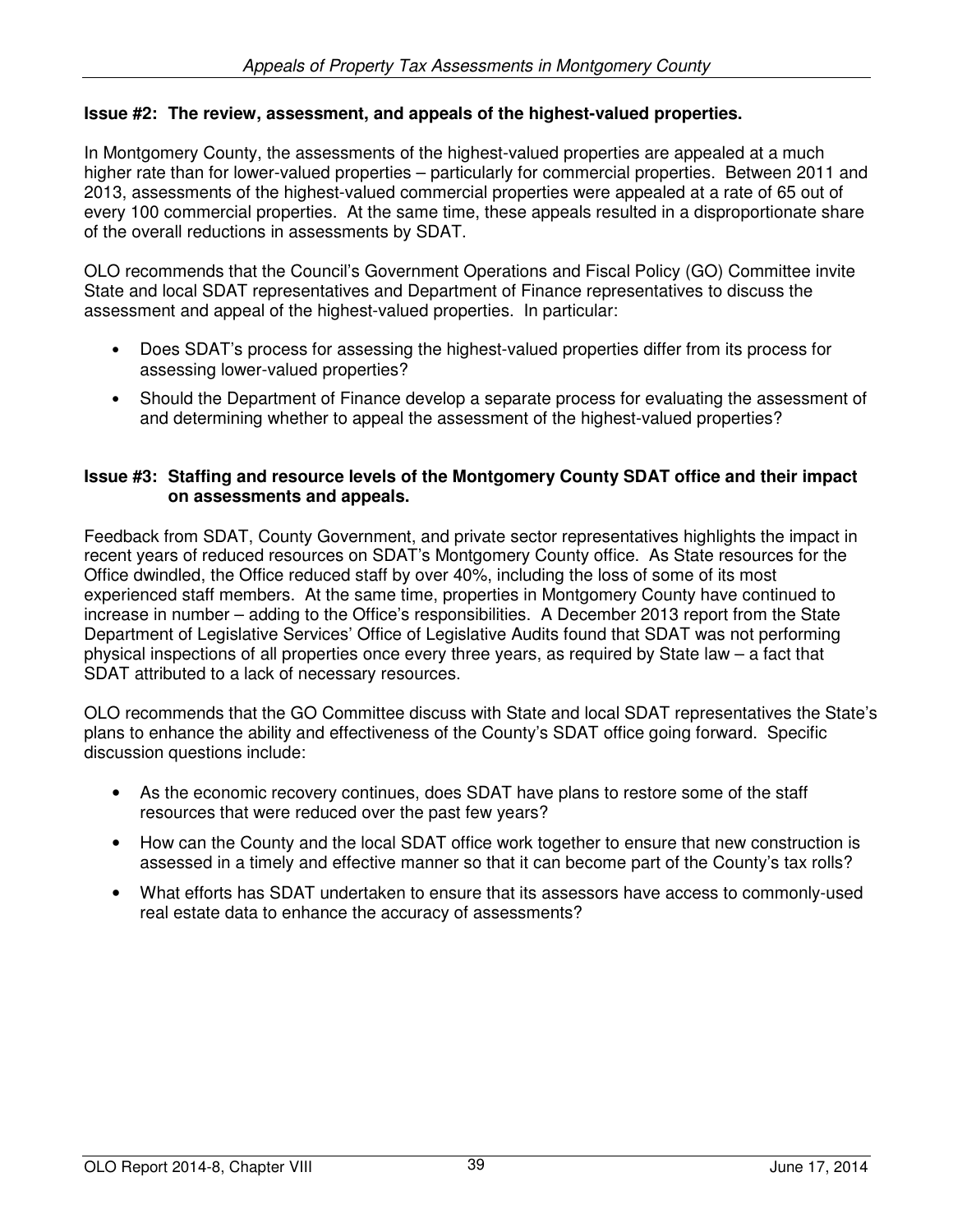**Issue #2: The review, assessment, and appeals of the highest-valued properties.**

In Montgomery County, the assessments of the highest-valued properties are appealed at a much higher rate than for lower-valued properties – particularly for commercial properties. Between 2011 and 2013, assessments of the highest-valued commercial properties were appealed at a rate of 65 out of every 100 commercial properties. At the same time, these appeals resulted in a disproportionate share of the overall reductions in assessments by SDAT.

OLO recommends that the Council's Government Operations and Fiscal Policy (GO) Committee invite State and local SDAT representatives and Department of Finance representatives to discuss the assessment and appeal of the highest-valued properties. In particular:

- Does SDAT's process for assessing the highest-valued properties differ from its process for assessing lower-valued properties?
- Should the Department of Finance develop a separate process for evaluating the assessment of and determining whether to appeal the assessment of the highest-valued properties?

**Issue #3: Staffing and resource levels of the Montgomery County SDAT office and their impact on assessments and appeals.**

Feedback from SDAT, County Government, and private sector representatives highlights the impact in recent years of reduced resources on SDAT's Montgomery County office. As State resources for the Office dwindled, the Office reduced staff by over 40%, including the loss of some of its most experienced staff members. At the same time, properties in Montgomery County have continued to increase in number – adding to the Office's responsibilities. A December 2013 report from the State Department of Legislative Services' Office of Legislative Audits found that SDAT was not performing physical inspections of all properties once every three years, as required by State law – a fact that SDAT attributed to a lack of necessary resources.

OLO recommends that the GO Committee discuss with State and local SDAT representatives the State's plans to enhance the ability and effectiveness of the County's SDAT office going forward. Specific discussion questions include:

- As the economic recovery continues, does SDAT have plans to restore some of the staff resources that were reduced over the past few years?
- How can the County and the local SDAT office work together to ensure that new construction is assessed in a timely and effective manner so that it can become part of the County's tax rolls?
- What efforts has SDAT undertaken to ensure that its assessors have access to commonly-used real estate data to enhance the accuracy of assessments?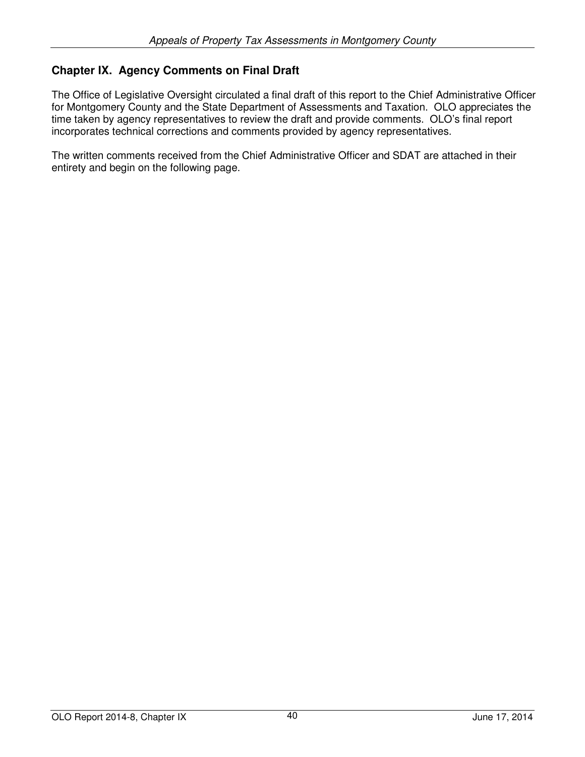## Chapter IX. Agency Comments on Final Draft

The Office of Legislative Oversight circulated a final draft of this report to the Chief Administrative Officer for Montgomery County and the State Department of Assessments and Taxation. OLO appreciates the time taken by agency representatives to review the draft and provide comments. OLO's final report incorporates technical corrections and comments provided by agency representatives.

The written comments received from the Chief Administrative Officer and SDAT are attached in their entirety and begin on the following page.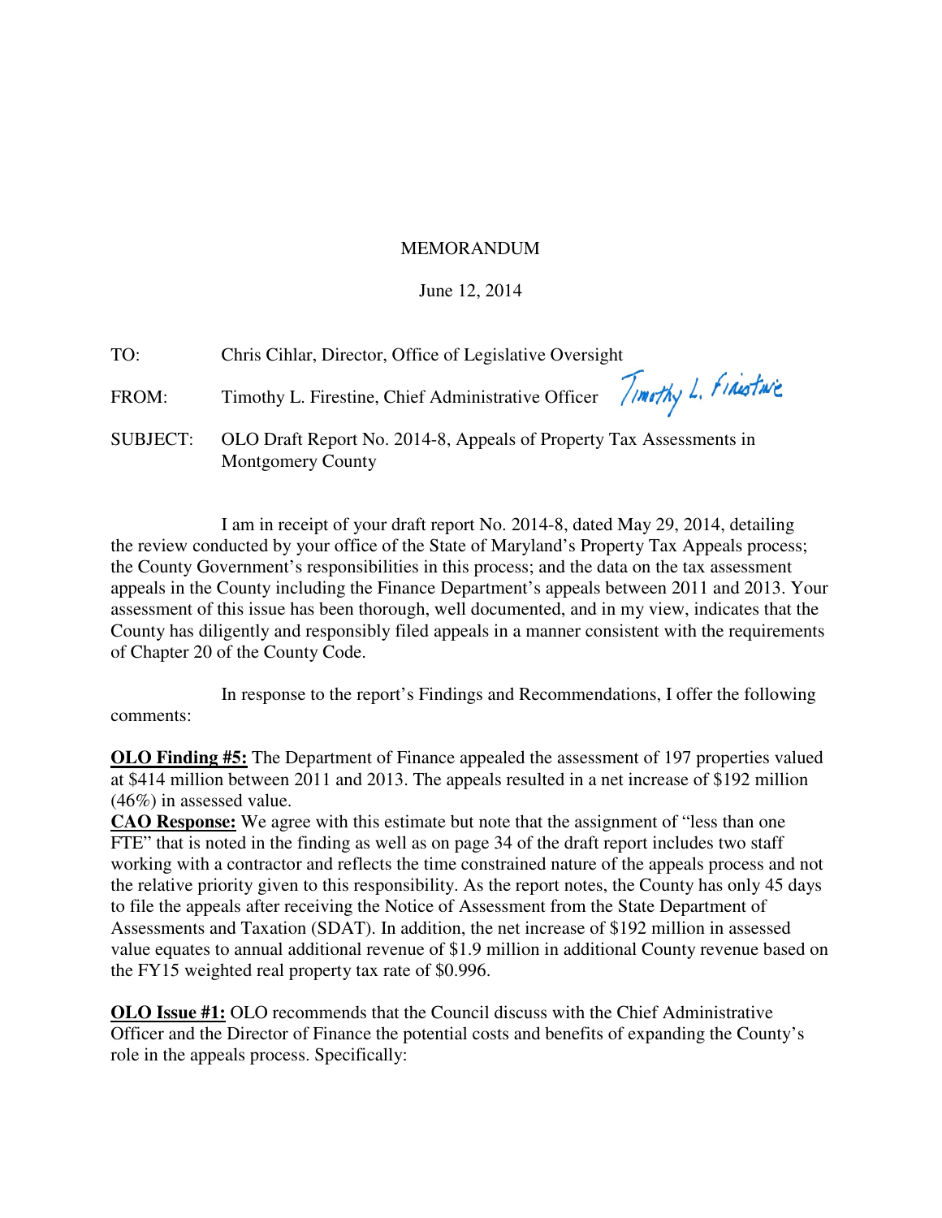MEMORANDUM

June 12, 2014

TO: Chris Cihlar, Director, Office of Legislative Oversight

FROM: Timothy L. Firestine, Chief Administrative Officer

SUBJECT: OLO Draft Report No. 2014-8, Appeals of Property Tax Assessments in Montgomery County

I am in receipt of your draft report No. 2014-8, dated May 29, 2014, detailing the review conducted by your office of the State of Maryland's Property Tax Appeals process; the County Government's responsibilities in this process; and the data on the tax assessment appeals in the County including the Finance Department's appeals between 2011 and 2013. Your assessment of this issue has been thorough, well documented, and in my view, indicates that the County has diligently and responsibly filed appeals in a manner consistent with the requirements of Chapter 20 of the County Code.

In response to the report's Findings and Recommendations, I offer the following comments:

**OLO Finding #5:** The Department of Finance appealed the assessment of 197 properties valued at $414 million between 2011 and 2013. The appeals resulted in a net increase of $192 million (46%) in assessed value.
**CAO Response:** We agree with this estimate but note that the assignment of "less than one FTE" that is noted in the finding as well as on page 34 of the draft report includes two staff working with a contractor and reflects the time constrained nature of the appeals process and not the relative priority given to this responsibility. As the report notes, the County has only 45 days to file the appeals after receiving the Notice of Assessment from the State Department of Assessments and Taxation (SDAT). In addition, the net increase of $192 million in assessed value equates to annual additional revenue of $1.9 million in additional County revenue based on the FY15 weighted real property tax rate of $0.996.

**OLO Issue #1:** OLO recommends that the Council discuss with the Chief Administrative Officer and the Director of Finance the potential costs and benefits of expanding the County's role in the appeals process. Specifically: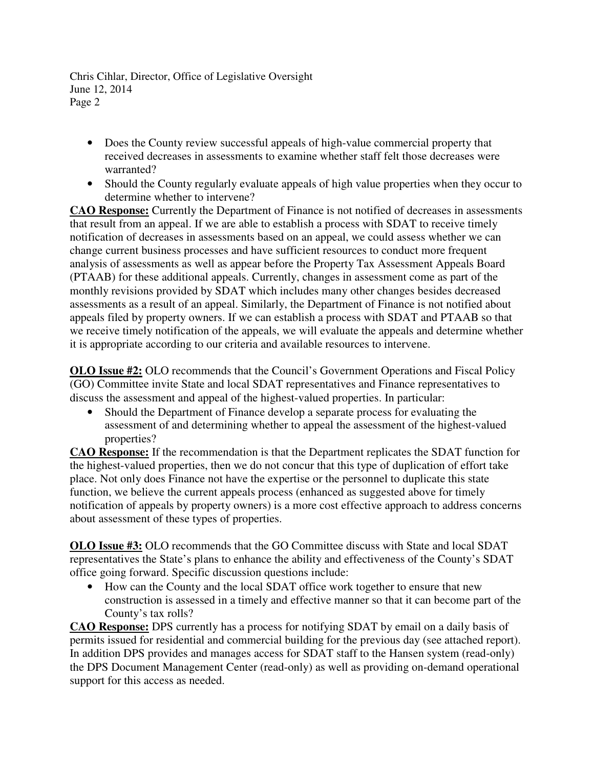- Does the County review successful appeals of high-value commercial property that received decreases in assessments to examine whether staff felt those decreases were warranted?
- Should the County regularly evaluate appeals of high value properties when they occur to determine whether to intervene?

**CAO Response:** Currently the Department of Finance is not notified of decreases in assessments that result from an appeal. If we are able to establish a process with SDAT to receive timely notification of decreases in assessments based on an appeal, we could assess whether we can change current business processes and have sufficient resources to conduct more frequent analysis of assessments as well as appear before the Property Tax Assessment Appeals Board (PTAAB) for these additional appeals. Currently, changes in assessment come as part of the monthly revisions provided by SDAT which includes many other changes besides decreased assessments as a result of an appeal. Similarly, the Department of Finance is not notified about appeals filed by property owners. If we can establish a process with SDAT and PTAAB so that we receive timely notification of the appeals, we will evaluate the appeals and determine whether it is appropriate according to our criteria and available resources to intervene.

**OLO Issue #2:** OLO recommends that the Council's Government Operations and Fiscal Policy (GO) Committee invite State and local SDAT representatives and Finance representatives to discuss the assessment and appeal of the highest-valued properties. In particular:

- Should the Department of Finance develop a separate process for evaluating the assessment of and determining whether to appeal the assessment of the highest-valued properties?

**CAO Response:** If the recommendation is that the Department replicates the SDAT function for the highest-valued properties, then we do not concur that this type of duplication of effort take place. Not only does Finance not have the expertise or the personnel to duplicate this state function, we believe the current appeals process (enhanced as suggested above for timely notification of appeals by property owners) is a more cost effective approach to address concerns about assessment of these types of properties.

**OLO Issue #3:** OLO recommends that the GO Committee discuss with State and local SDAT representatives the State's plans to enhance the ability and effectiveness of the County's SDAT office going forward. Specific discussion questions include:

- How can the County and the local SDAT office work together to ensure that new construction is assessed in a timely and effective manner so that it can become part of the County's tax rolls?

**CAO Response:** DPS currently has a process for notifying SDAT by email on a daily basis of permits issued for residential and commercial building for the previous day (see attached report). In addition DPS provides and manages access for SDAT staff to the Hansen system (read-only) the DPS Document Management Center (read-only) as well as providing on-demand operational support for this access as needed.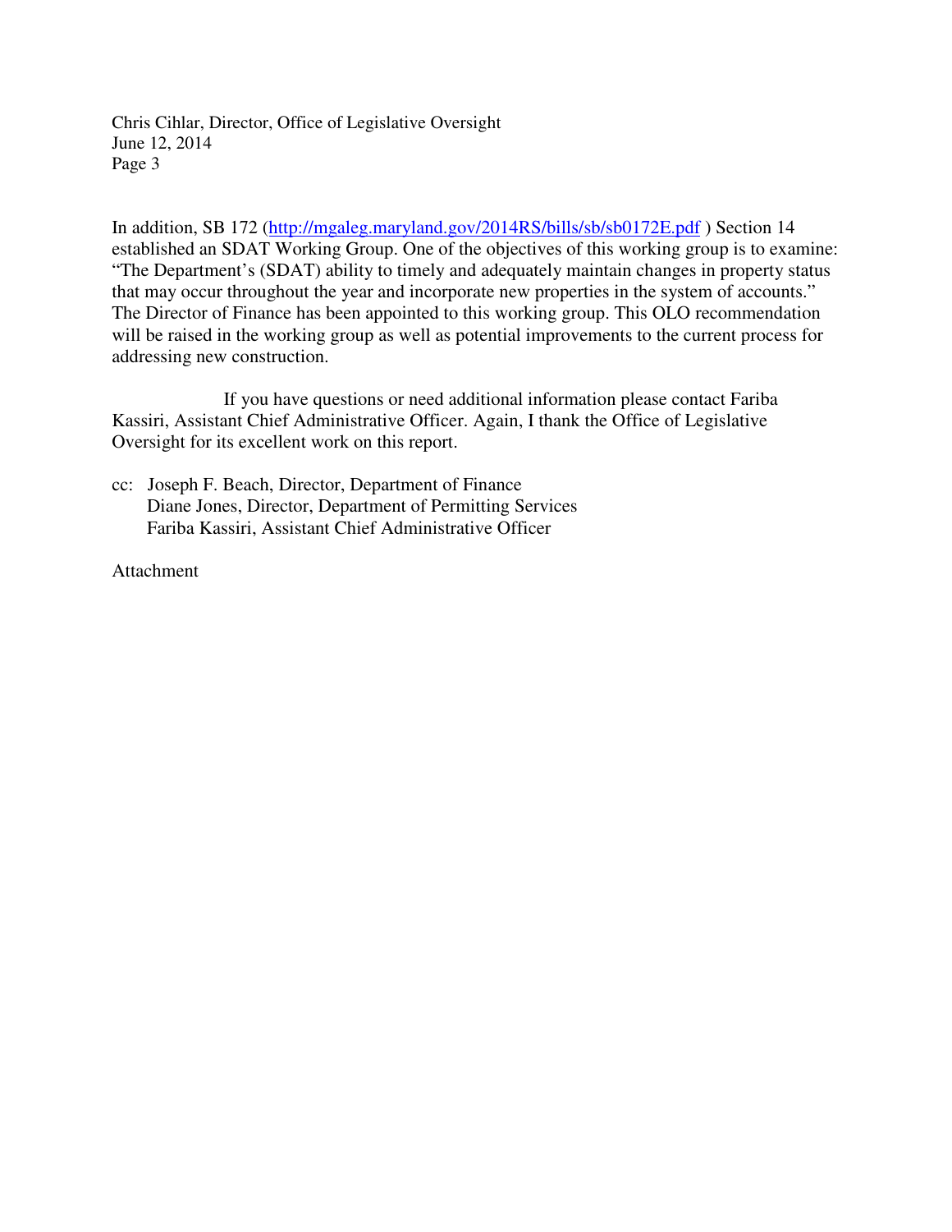In addition, SB 172 (http://mgaleg.maryland.gov/2014RS/bills/sb/sb0172E.pdf ) Section 14 established an SDAT Working Group. One of the objectives of this working group is to examine: "The Department's (SDAT) ability to timely and adequately maintain changes in property status that may occur throughout the year and incorporate new properties in the system of accounts." The Director of Finance has been appointed to this working group. This OLO recommendation will be raised in the working group as well as potential improvements to the current process for addressing new construction.

If you have questions or need additional information please contact Fariba Kassiri, Assistant Chief Administrative Officer. Again, I thank the Office of Legislative Oversight for its excellent work on this report.

cc: Joseph F. Beach, Director, Department of Finance
Diane Jones, Director, Department of Permitting Services
Fariba Kassiri, Assistant Chief Administrative Officer

Attachment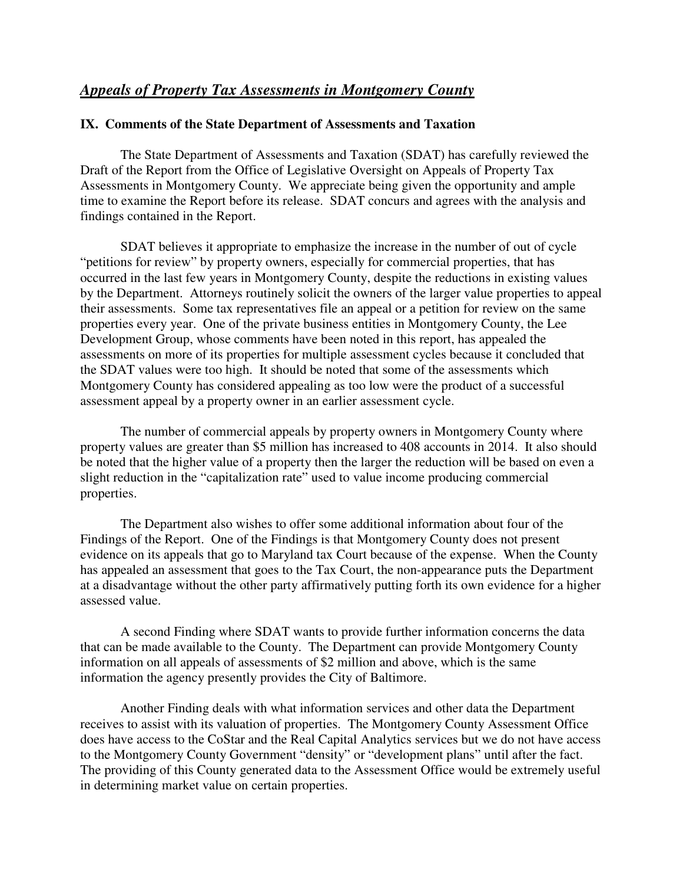## ***Appeals of Property Tax Assessments in Montgomery County***

### IX. Comments of the State Department of Assessments and Taxation

The State Department of Assessments and Taxation (SDAT) has carefully reviewed the Draft of the Report from the Office of Legislative Oversight on Appeals of Property Tax Assessments in Montgomery County. We appreciate being given the opportunity and ample time to examine the Report before its release. SDAT concurs and agrees with the analysis and findings contained in the Report.

SDAT believes it appropriate to emphasize the increase in the number of out of cycle "petitions for review" by property owners, especially for commercial properties, that has occurred in the last few years in Montgomery County, despite the reductions in existing values by the Department. Attorneys routinely solicit the owners of the larger value properties to appeal their assessments. Some tax representatives file an appeal or a petition for review on the same properties every year. One of the private business entities in Montgomery County, the Lee Development Group, whose comments have been noted in this report, has appealed the assessments on more of its properties for multiple assessment cycles because it concluded that the SDAT values were too high. It should be noted that some of the assessments which Montgomery County has considered appealing as too low were the product of a successful assessment appeal by a property owner in an earlier assessment cycle.

The number of commercial appeals by property owners in Montgomery County where property values are greater than $5 million has increased to 408 accounts in 2014. It also should be noted that the higher value of a property then the larger the reduction will be based on even a slight reduction in the "capitalization rate" used to value income producing commercial properties.

The Department also wishes to offer some additional information about four of the Findings of the Report. One of the Findings is that Montgomery County does not present evidence on its appeals that go to Maryland tax Court because of the expense. When the County has appealed an assessment that goes to the Tax Court, the non-appearance puts the Department at a disadvantage without the other party affirmatively putting forth its own evidence for a higher assessed value.

A second Finding where SDAT wants to provide further information concerns the data that can be made available to the County. The Department can provide Montgomery County information on all appeals of assessments of $2 million and above, which is the same information the agency presently provides the City of Baltimore.

Another Finding deals with what information services and other data the Department receives to assist with its valuation of properties. The Montgomery County Assessment Office does have access to the CoStar and the Real Capital Analytics services but we do not have access to the Montgomery County Government "density" or "development plans" until after the fact. The providing of this County generated data to the Assessment Office would be extremely useful in determining market value on certain properties.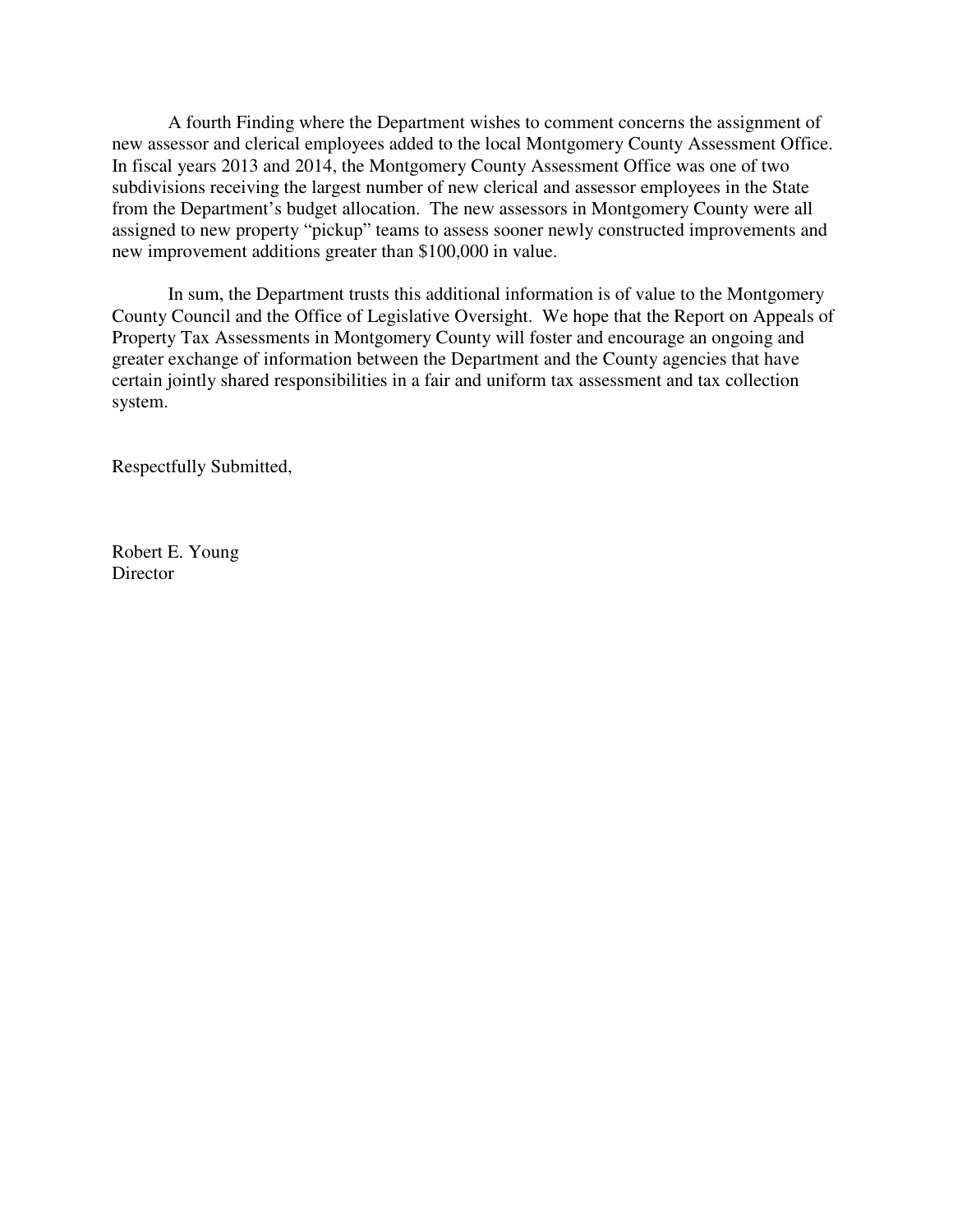A fourth Finding where the Department wishes to comment concerns the assignment of new assessor and clerical employees added to the local Montgomery County Assessment Office. In fiscal years 2013 and 2014, the Montgomery County Assessment Office was one of two subdivisions receiving the largest number of new clerical and assessor employees in the State from the Department's budget allocation. The new assessors in Montgomery County were all assigned to new property "pickup" teams to assess sooner newly constructed improvements and new improvement additions greater than $100,000 in value.

In sum, the Department trusts this additional information is of value to the Montgomery County Council and the Office of Legislative Oversight. We hope that the Report on Appeals of Property Tax Assessments in Montgomery County will foster and encourage an ongoing and greater exchange of information between the Department and the County agencies that have certain jointly shared responsibilities in a fair and uniform tax assessment and tax collection system.

Respectfully Submitted,

Robert E. Young
Director